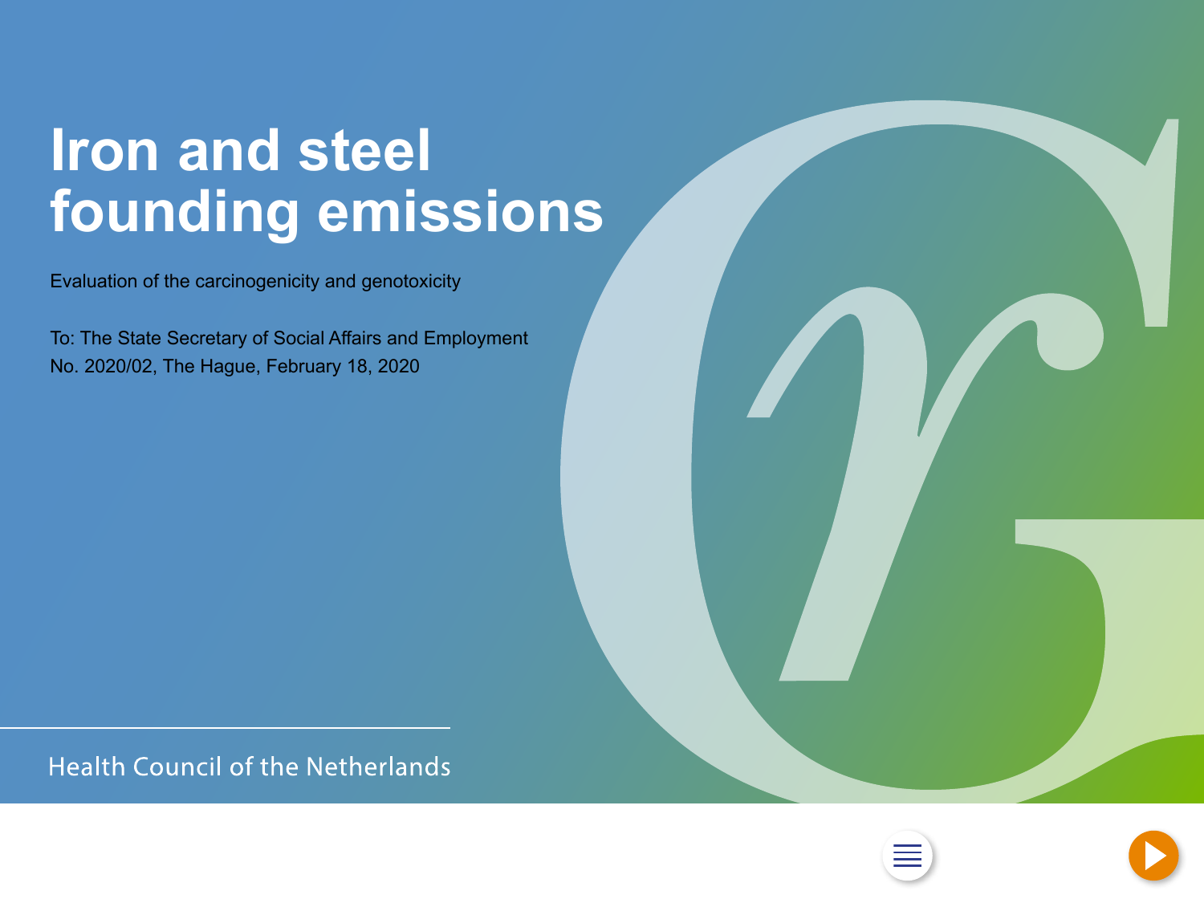# Iron and steel founding emissions

Evaluation of the carcinogenicity and genotoxicity

To: The State Secretary of Social Affairs and Employment
No. 2020/02, The Hague, February 18, 2020

Health Council of the Netherlands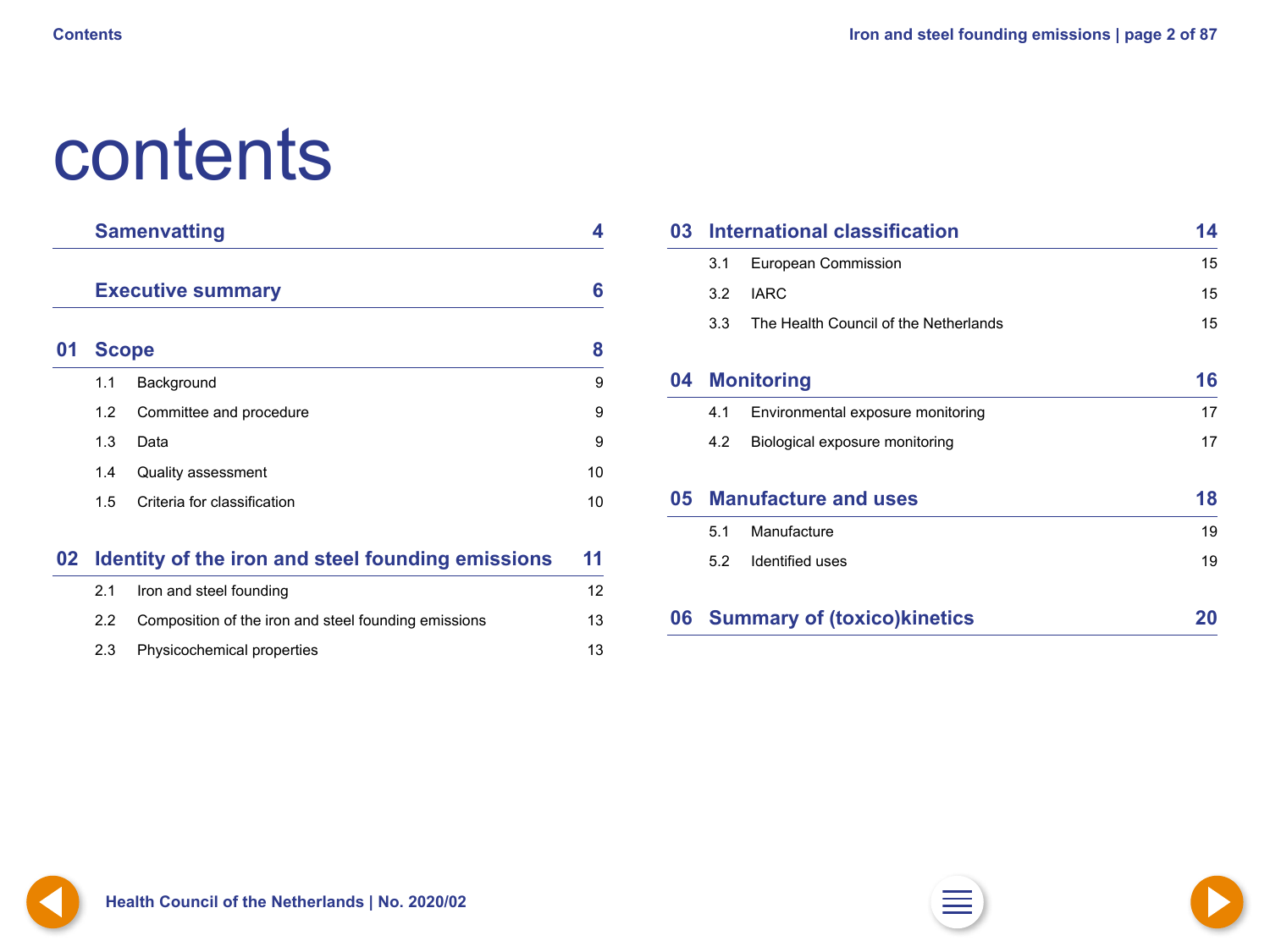# contents

| | | |
|---|---|---|
| | **Samenvatting** | **4** |
| | **Executive summary** | **6** |
| **01** | **Scope** | **8** |
| 1.1 | Background | 9 |
| 1.2 | Committee and procedure | 9 |
| 1.3 | Data | 9 |
| 1.4 | Quality assessment | 10 |
| 1.5 | Criteria for classification | 10 |
| **02** | **Identity of the iron and steel founding emissions** | **11** |
| 2.1 | Iron and steel founding | 12 |
| 2.2 | Composition of the iron and steel founding emissions | 13 |
| 2.3 | Physicochemical properties | 13 |
| **03** | **International classification** | **14** |
| 3.1 | European Commission | 15 |
| 3.2 | IARC | 15 |
| 3.3 | The Health Council of the Netherlands | 15 |
| **04** | **Monitoring** | **16** |
| 4.1 | Environmental exposure monitoring | 17 |
| 4.2 | Biological exposure monitoring | 17 |
| **05** | **Manufacture and uses** | **18** |
| 5.1 | Manufacture | 19 |
| 5.2 | Identified uses | 19 |
| **06** | **Summary of (toxico)kinetics** | **20** |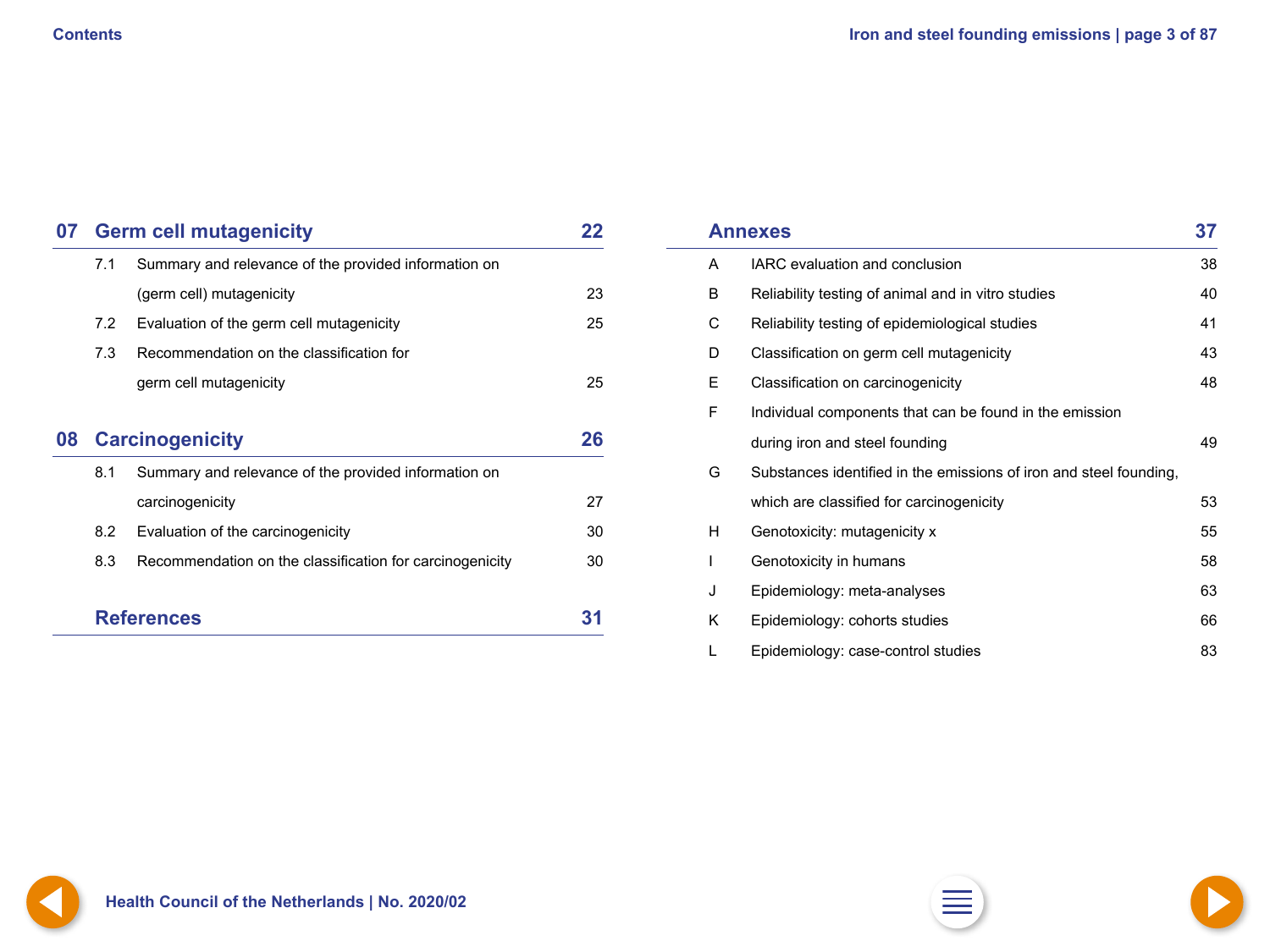## 07 Germ cell mutagenicity 22

- 7.1 Summary and relevance of the provided information on (germ cell) mutagenicity 23
- 7.2 Evaluation of the germ cell mutagenicity 25
- 7.3 Recommendation on the classification for germ cell mutagenicity 25

## 08 Carcinogenicity 26

- 8.1 Summary and relevance of the provided information on carcinogenicity 27
- 8.2 Evaluation of the carcinogenicity 30
- 8.3 Recommendation on the classification for carcinogenicity 30

## References 31

## Annexes 37

- A IARC evaluation and conclusion 38
- B Reliability testing of animal and in vitro studies 40
- C Reliability testing of epidemiological studies 41
- D Classification on germ cell mutagenicity 43
- E Classification on carcinogenicity 48
- F Individual components that can be found in the emission during iron and steel founding 49
- G Substances identified in the emissions of iron and steel founding, which are classified for carcinogenicity 53
- H Genotoxicity: mutagenicity x 55
- I Genotoxicity in humans 58
- J Epidemiology: meta-analyses 63
- K Epidemiology: cohorts studies 66
- L Epidemiology: case-control studies 83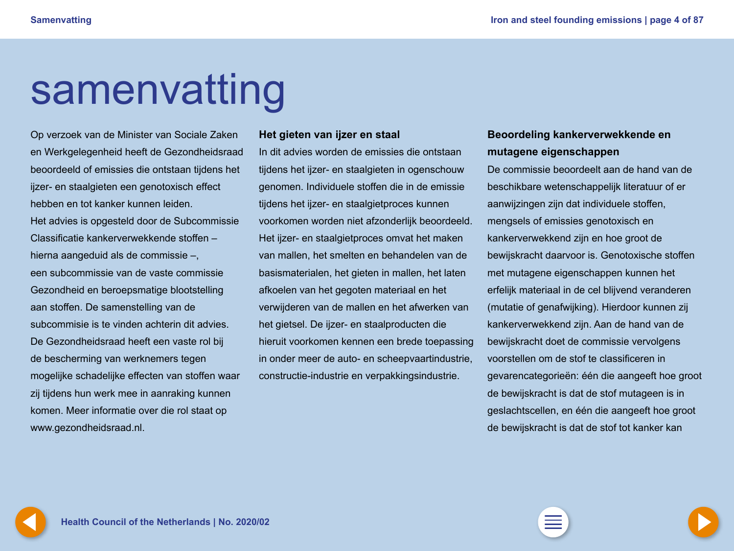# samenvatting

Op verzoek van de Minister van Sociale Zaken en Werkgelegenheid heeft de Gezondheidsraad beoordeeld of emissies die ontstaan tijdens het ijzer- en staalgieten een genotoxisch effect hebben en tot kanker kunnen leiden.
Het advies is opgesteld door de Subcommissie Classificatie kankerverwekkende stoffen – hierna aangeduid als de commissie –, een subcommissie van de vaste commissie Gezondheid en beroepsmatige blootstelling aan stoffen. De samenstelling van de subcommisie is te vinden achterin dit advies. De Gezondheidsraad heeft een vaste rol bij de bescherming van werknemers tegen mogelijke schadelijke effecten van stoffen waar zij tijdens hun werk mee in aanraking kunnen komen. Meer informatie over die rol staat op www.gezondheidsraad.nl.

**Het gieten van ijzer en staal**

In dit advies worden de emissies die ontstaan tijdens het ijzer- en staalgieten in ogenschouw genomen. Individuele stoffen die in de emissie tijdens het ijzer- en staalgietproces kunnen voorkomen worden niet afzonderlijk beoordeeld. Het ijzer- en staalgietproces omvat het maken van mallen, het smelten en behandelen van de basismaterialen, het gieten in mallen, het laten afkoelen van het gegoten materiaal en het verwijderen van de mallen en het afwerken van het gietsel. De ijzer- en staalproducten die hieruit voorkomen kennen een brede toepassing in onder meer de auto- en scheepvaartindustrie, constructie-industrie en verpakkingsindustrie.

**Beoordeling kankerverwekkende en mutagene eigenschappen**

De commissie beoordeelt aan de hand van de beschikbare wetenschappelijk literatuur of er aanwijzingen zijn dat individuele stoffen, mengsels of emissies genotoxisch en kankerverwekkend zijn en hoe groot de bewijskracht daarvoor is. Genotoxische stoffen met mutagene eigenschappen kunnen het erfelijk materiaal in de cel blijvend veranderen (mutatie of genafwijking). Hierdoor kunnen zij kankerverwekkend zijn. Aan de hand van de bewijskracht doet de commissie vervolgens voorstellen om de stof te classificeren in gevarencategorieën: één die aangeeft hoe groot de bewijskracht is dat de stof mutageen is in geslachtscellen, en één die aangeeft hoe groot de bewijskracht is dat de stof tot kanker kan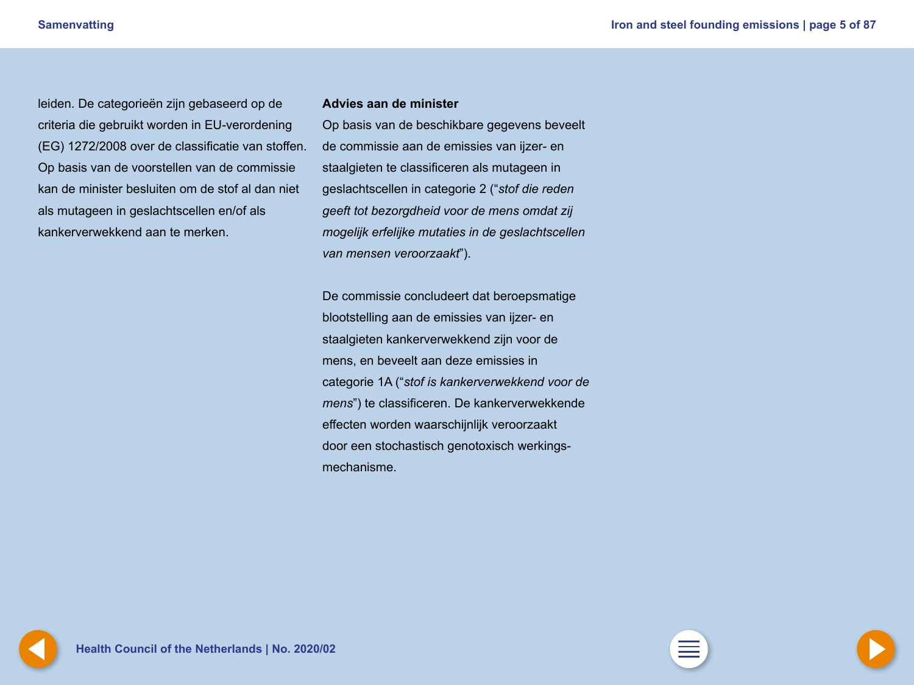leiden. De categorieën zijn gebaseerd op de criteria die gebruikt worden in EU-verordening (EG) 1272/2008 over de classificatie van stoffen. Op basis van de voorstellen van de commissie kan de minister besluiten om de stof al dan niet als mutageen in geslachtscellen en/of als kankerverwekkend aan te merken.

**Advies aan de minister**

Op basis van de beschikbare gegevens beveelt de commissie aan de emissies van ijzer- en staalgieten te classificeren als mutageen in geslachtscellen in categorie 2 (“*stof die reden geeft tot bezorgdheid voor de mens omdat zij mogelijk erfelijke mutaties in de geslachtscellen van mensen veroorzaakt*”).

De commissie concludeert dat beroepsmatige blootstelling aan de emissies van ijzer- en staalgieten kankerverwekkend zijn voor de mens, en beveelt aan deze emissies in categorie 1A (“*stof is kankerverwekkend voor de mens*”) te classificeren. De kankerverwekkende effecten worden waarschijnlijk veroorzaakt door een stochastisch genotoxisch werkingsmechanisme.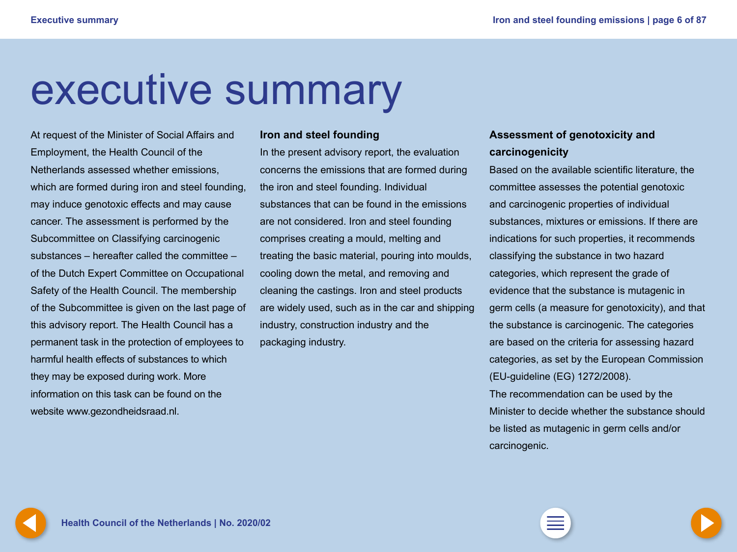# executive summary

At request of the Minister of Social Affairs and Employment, the Health Council of the Netherlands assessed whether emissions, which are formed during iron and steel founding, may induce genotoxic effects and may cause cancer. The assessment is performed by the Subcommittee on Classifying carcinogenic substances – hereafter called the committee – of the Dutch Expert Committee on Occupational Safety of the Health Council. The membership of the Subcommittee is given on the last page of this advisory report. The Health Council has a permanent task in the protection of employees to harmful health effects of substances to which they may be exposed during work. More information on this task can be found on the website www.gezondheidsraad.nl.

## Iron and steel founding

In the present advisory report, the evaluation concerns the emissions that are formed during the iron and steel founding. Individual substances that can be found in the emissions are not considered. Iron and steel founding comprises creating a mould, melting and treating the basic material, pouring into moulds, cooling down the metal, and removing and cleaning the castings. Iron and steel products are widely used, such as in the car and shipping industry, construction industry and the packaging industry.

## Assessment of genotoxicity and carcinogenicity

Based on the available scientific literature, the committee assesses the potential genotoxic and carcinogenic properties of individual substances, mixtures or emissions. If there are indications for such properties, it recommends classifying the substance in two hazard categories, which represent the grade of evidence that the substance is mutagenic in germ cells (a measure for genotoxicity), and that the substance is carcinogenic. The categories are based on the criteria for assessing hazard categories, as set by the European Commission (EU-guideline (EG) 1272/2008).
The recommendation can be used by the Minister to decide whether the substance should be listed as mutagenic in germ cells and/or carcinogenic.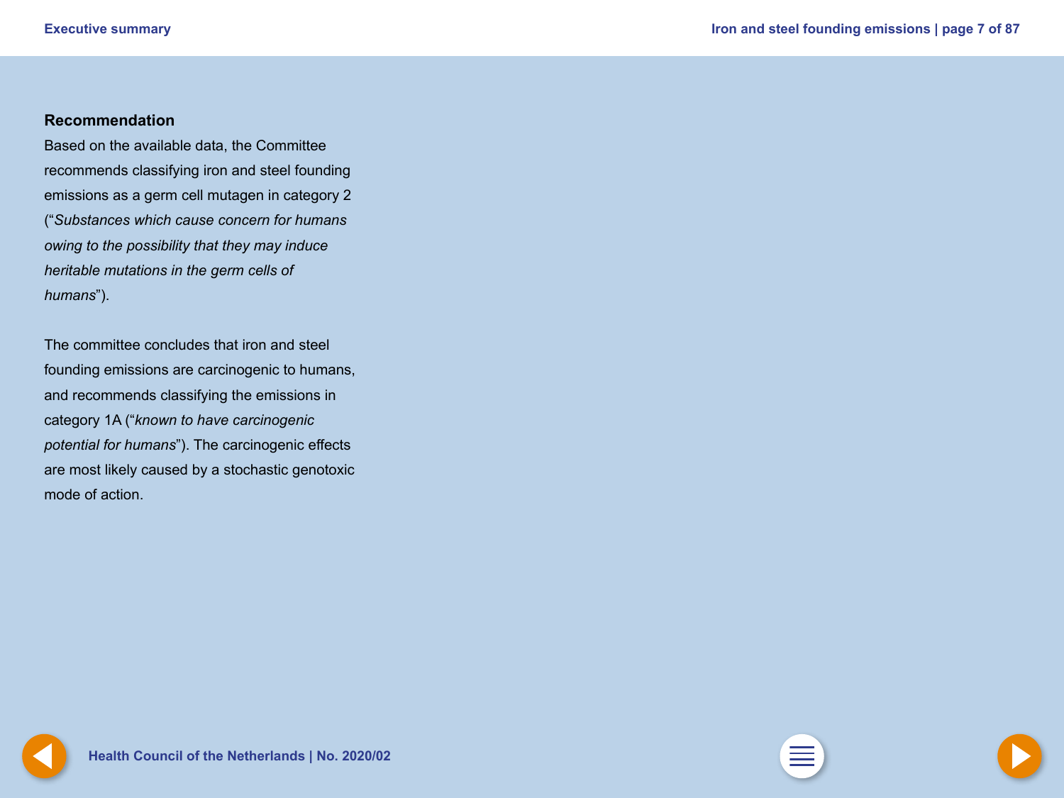### Recommendation

Based on the available data, the Committee recommends classifying iron and steel founding emissions as a germ cell mutagen in category 2 ("*Substances which cause concern for humans owing to the possibility that they may induce heritable mutations in the germ cells of humans*").

The committee concludes that iron and steel founding emissions are carcinogenic to humans, and recommends classifying the emissions in category 1A ("*known to have carcinogenic potential for humans*"). The carcinogenic effects are most likely caused by a stochastic genotoxic mode of action.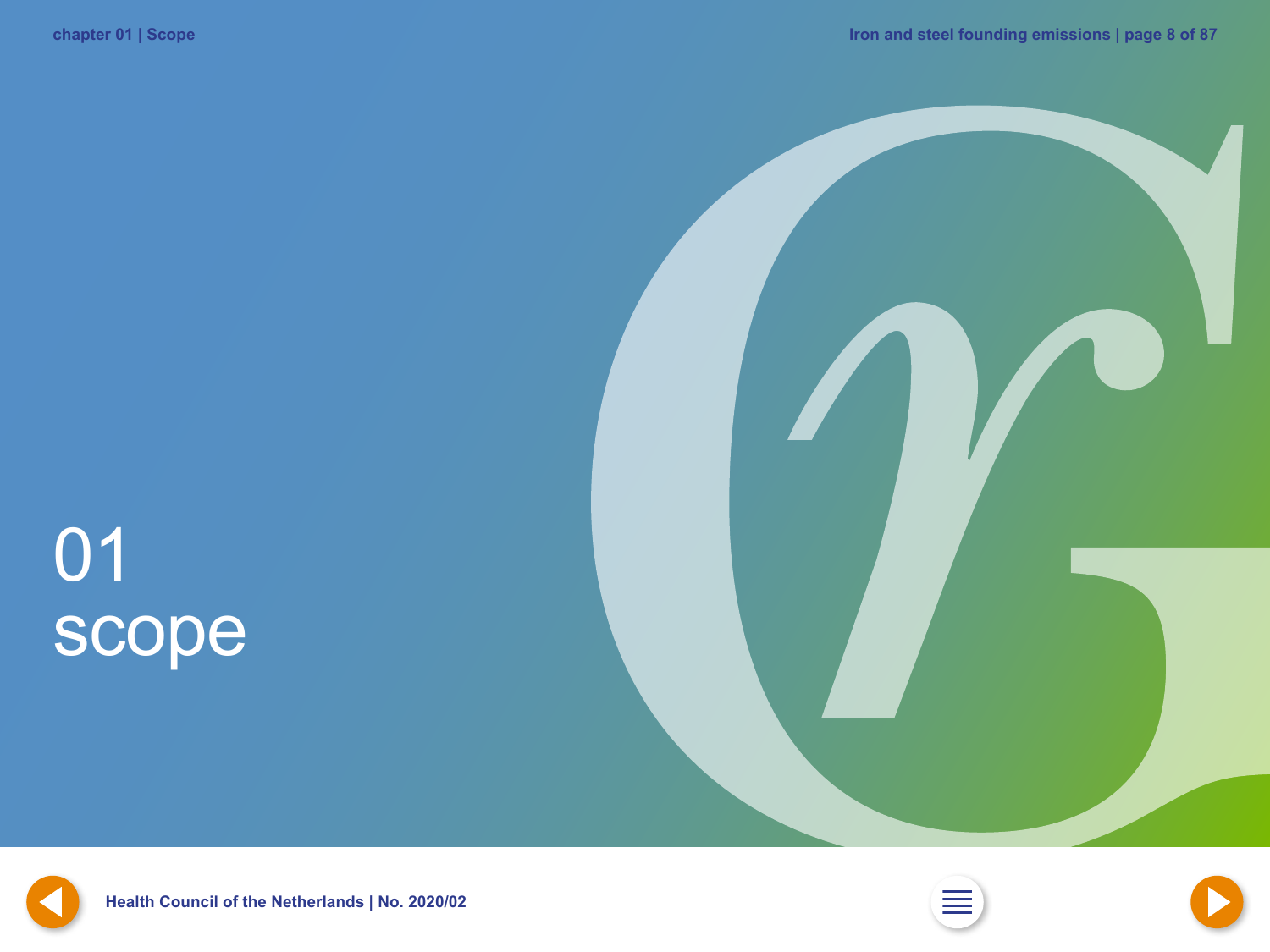# 01 scope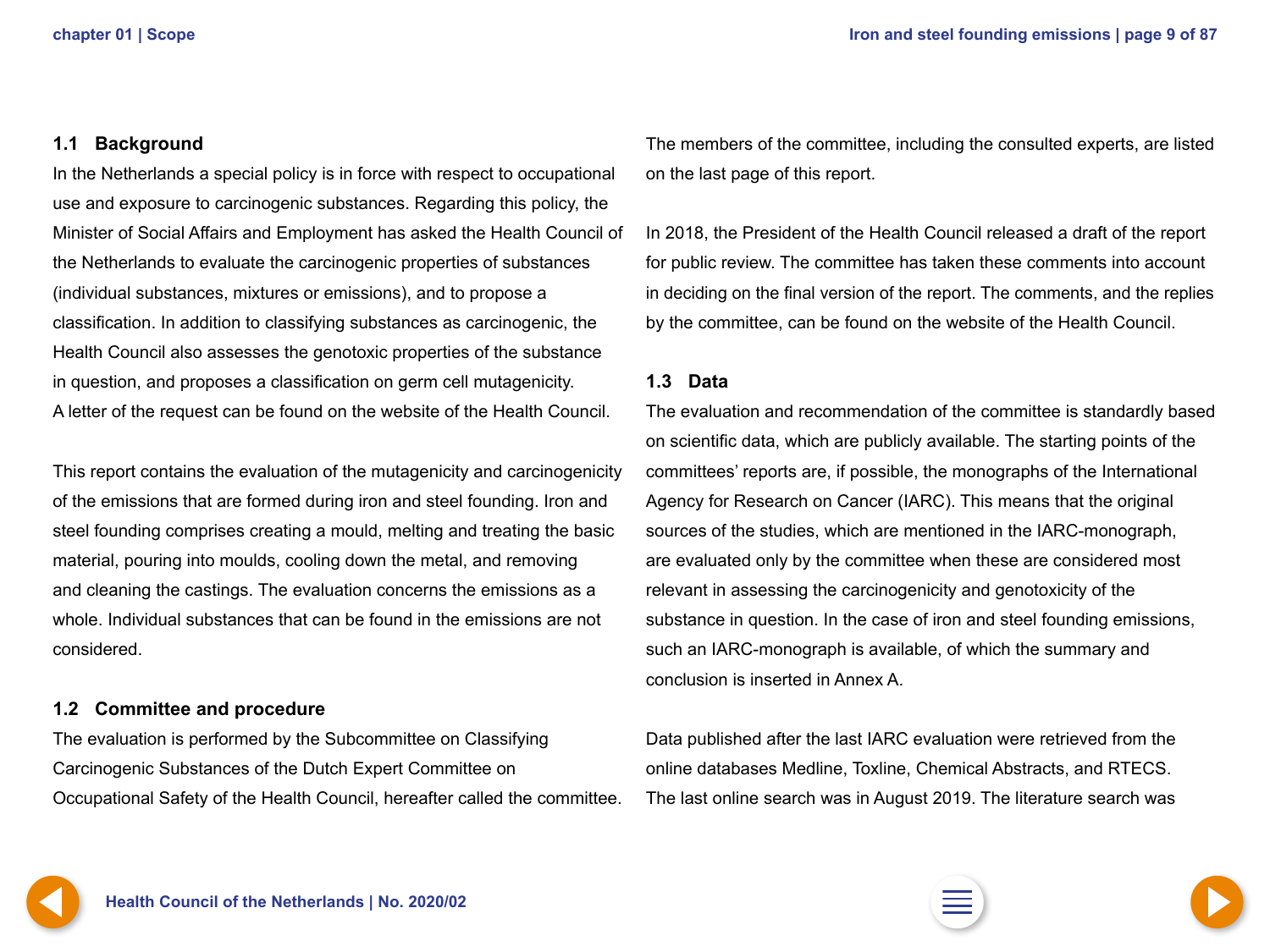## 1.1 Background

In the Netherlands a special policy is in force with respect to occupational use and exposure to carcinogenic substances. Regarding this policy, the Minister of Social Affairs and Employment has asked the Health Council of the Netherlands to evaluate the carcinogenic properties of substances (individual substances, mixtures or emissions), and to propose a classification. In addition to classifying substances as carcinogenic, the Health Council also assesses the genotoxic properties of the substance in question, and proposes a classification on germ cell mutagenicity. A letter of the request can be found on the website of the Health Council.

This report contains the evaluation of the mutagenicity and carcinogenicity of the emissions that are formed during iron and steel founding. Iron and steel founding comprises creating a mould, melting and treating the basic material, pouring into moulds, cooling down the metal, and removing and cleaning the castings. The evaluation concerns the emissions as a whole. Individual substances that can be found in the emissions are not considered.

## 1.2 Committee and procedure

The evaluation is performed by the Subcommittee on Classifying Carcinogenic Substances of the Dutch Expert Committee on Occupational Safety of the Health Council, hereafter called the committee. The members of the committee, including the consulted experts, are listed on the last page of this report.

In 2018, the President of the Health Council released a draft of the report for public review. The committee has taken these comments into account in deciding on the final version of the report. The comments, and the replies by the committee, can be found on the website of the Health Council.

## 1.3 Data

The evaluation and recommendation of the committee is standardly based on scientific data, which are publicly available. The starting points of the committees' reports are, if possible, the monographs of the International Agency for Research on Cancer (IARC). This means that the original sources of the studies, which are mentioned in the IARC-monograph, are evaluated only by the committee when these are considered most relevant in assessing the carcinogenicity and genotoxicity of the substance in question. In the case of iron and steel founding emissions, such an IARC-monograph is available, of which the summary and conclusion is inserted in Annex A.

Data published after the last IARC evaluation were retrieved from the online databases Medline, Toxline, Chemical Abstracts, and RTECS. The last online search was in August 2019. The literature search was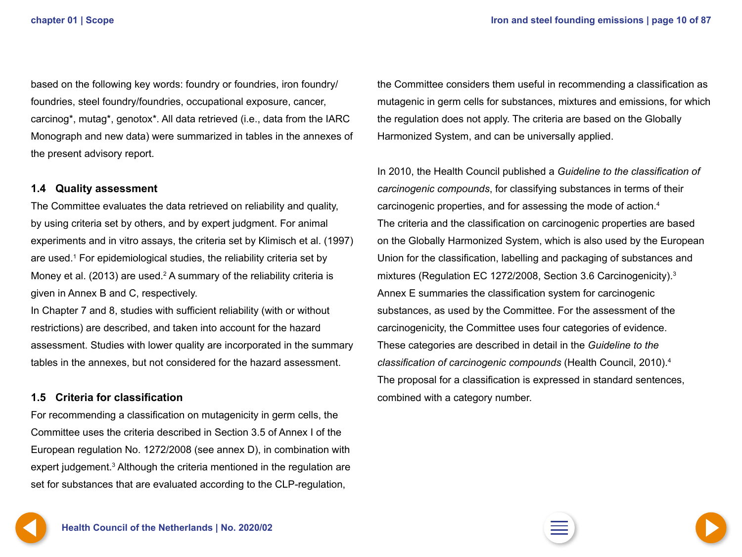based on the following key words: foundry or foundries, iron foundry/ foundries, steel foundry/foundries, occupational exposure, cancer, carcinog*, mutag*, genotox*. All data retrieved (i.e., data from the IARC Monograph and new data) were summarized in tables in the annexes of the present advisory report.

### 1.4 Quality assessment

The Committee evaluates the data retrieved on reliability and quality, by using criteria set by others, and by expert judgment. For animal experiments and in vitro assays, the criteria set by Klimisch et al. (1997) are used.[1] For epidemiological studies, the reliability criteria set by Money et al. (2013) are used.[2] A summary of the reliability criteria is given in Annex B and C, respectively.

In Chapter 7 and 8, studies with sufficient reliability (with or without restrictions) are described, and taken into account for the hazard assessment. Studies with lower quality are incorporated in the summary tables in the annexes, but not considered for the hazard assessment.

### 1.5 Criteria for classification

For recommending a classification on mutagenicity in germ cells, the Committee uses the criteria described in Section 3.5 of Annex I of the European regulation No. 1272/2008 (see annex D), in combination with expert judgement.[3] Although the criteria mentioned in the regulation are set for substances that are evaluated according to the CLP-regulation, the Committee considers them useful in recommending a classification as mutagenic in germ cells for substances, mixtures and emissions, for which the regulation does not apply. The criteria are based on the Globally Harmonized System, and can be universally applied.

In 2010, the Health Council published a *Guideline to the classification of carcinogenic compounds*, for classifying substances in terms of their carcinogenic properties, and for assessing the mode of action.[4]
The criteria and the classification on carcinogenic properties are based on the Globally Harmonized System, which is also used by the European Union for the classification, labelling and packaging of substances and mixtures (Regulation EC 1272/2008, Section 3.6 Carcinogenicity).[3]
Annex E summaries the classification system for carcinogenic substances, as used by the Committee. For the assessment of the carcinogenicity, the Committee uses four categories of evidence. These categories are described in detail in the *Guideline to the classification of carcinogenic compounds* (Health Council, 2010).[4]
The proposal for a classification is expressed in standard sentences, combined with a category number.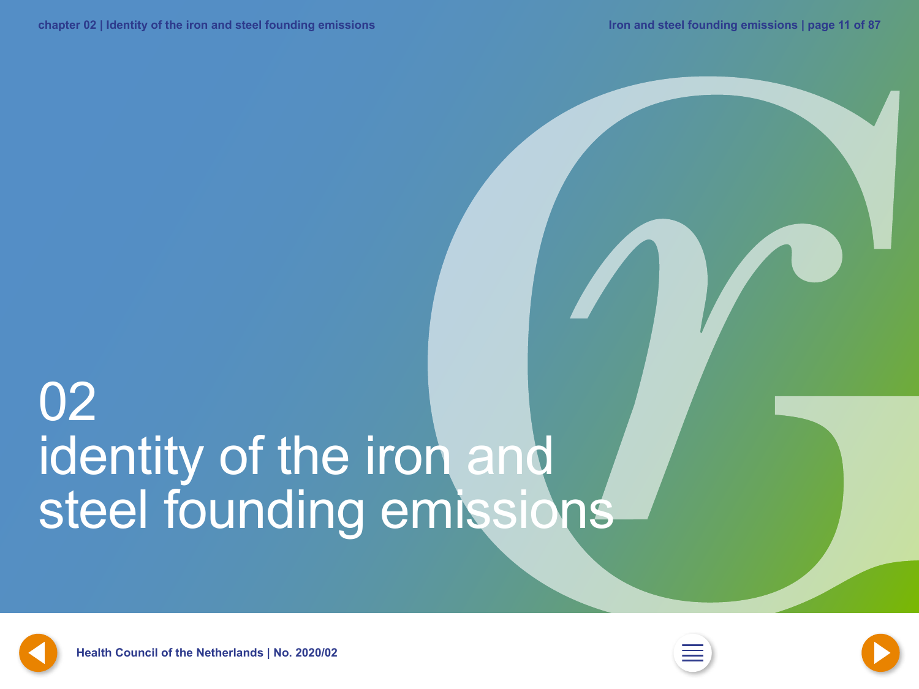# 02 identity of the iron and steel founding emissions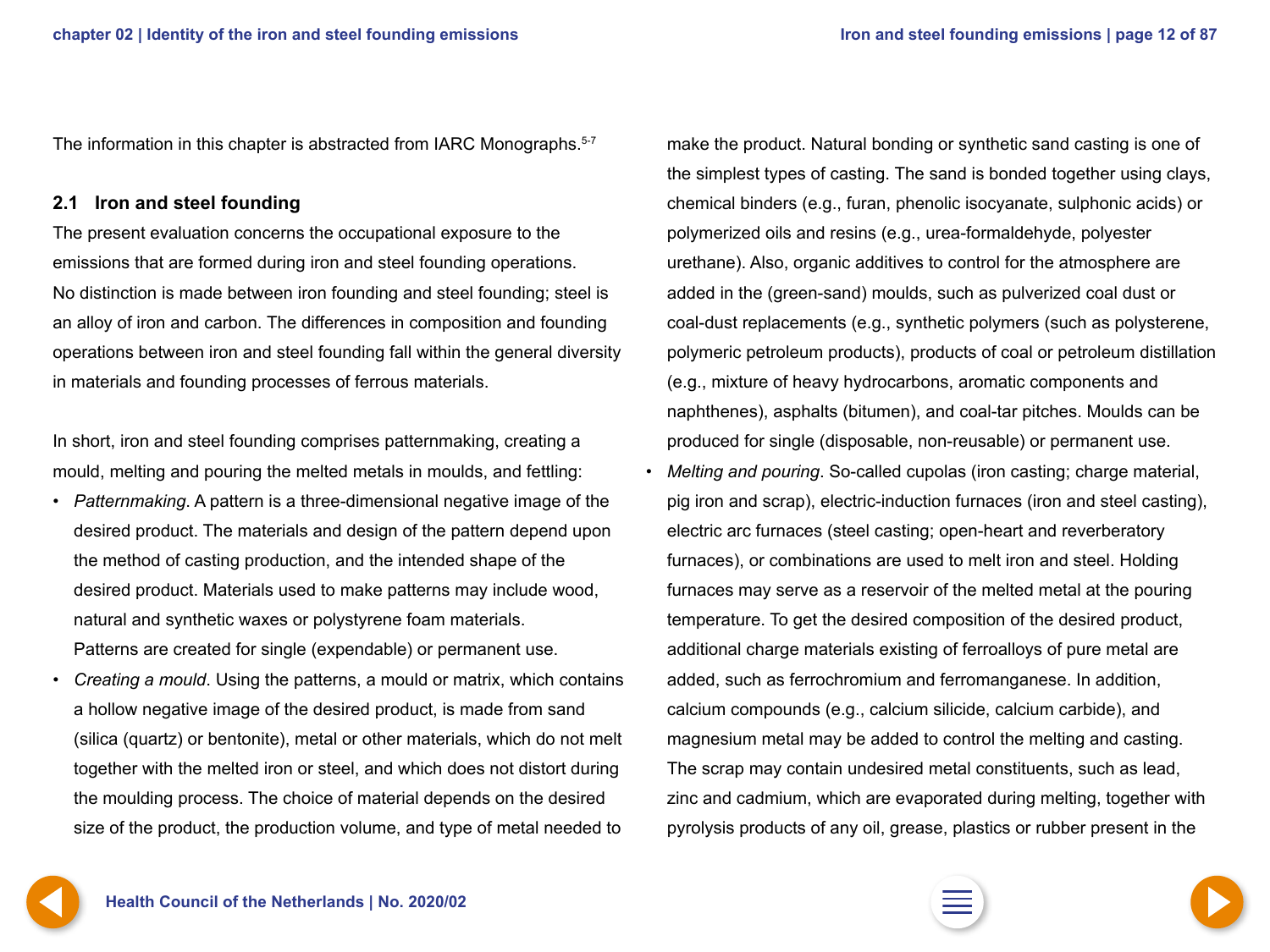The information in this chapter is abstracted from IARC Monographs.[5-7]

## 2.1 Iron and steel founding

The present evaluation concerns the occupational exposure to the emissions that are formed during iron and steel founding operations. No distinction is made between iron founding and steel founding; steel is an alloy of iron and carbon. The differences in composition and founding operations between iron and steel founding fall within the general diversity in materials and founding processes of ferrous materials.

In short, iron and steel founding comprises patternmaking, creating a mould, melting and pouring the melted metals in moulds, and fettling:

- *Patternmaking*. A pattern is a three-dimensional negative image of the desired product. The materials and design of the pattern depend upon the method of casting production, and the intended shape of the desired product. Materials used to make patterns may include wood, natural and synthetic waxes or polystyrene foam materials. Patterns are created for single (expendable) or permanent use.
- *Creating a mould*. Using the patterns, a mould or matrix, which contains a hollow negative image of the desired product, is made from sand (silica (quartz) or bentonite), metal or other materials, which do not melt together with the melted iron or steel, and which does not distort during the moulding process. The choice of material depends on the desired size of the product, the production volume, and type of metal needed to make the product. Natural bonding or synthetic sand casting is one of the simplest types of casting. The sand is bonded together using clays, chemical binders (e.g., furan, phenolic isocyanate, sulphonic acids) or polymerized oils and resins (e.g., urea-formaldehyde, polyester urethane). Also, organic additives to control for the atmosphere are added in the (green-sand) moulds, such as pulverized coal dust or coal-dust replacements (e.g., synthetic polymers (such as polysterene, polymeric petroleum products), products of coal or petroleum distillation (e.g., mixture of heavy hydrocarbons, aromatic components and naphthenes), asphalts (bitumen), and coal-tar pitches. Moulds can be produced for single (disposable, non-reusable) or permanent use.
- *Melting and pouring*. So-called cupolas (iron casting; charge material, pig iron and scrap), electric-induction furnaces (iron and steel casting), electric arc furnaces (steel casting; open-heart and reverberatory furnaces), or combinations are used to melt iron and steel. Holding furnaces may serve as a reservoir of the melted metal at the pouring temperature. To get the desired composition of the desired product, additional charge materials existing of ferroalloys of pure metal are added, such as ferrochromium and ferromanganese. In addition, calcium compounds (e.g., calcium silicide, calcium carbide), and magnesium metal may be added to control the melting and casting. The scrap may contain undesired metal constituents, such as lead, zinc and cadmium, which are evaporated during melting, together with pyrolysis products of any oil, grease, plastics or rubber present in the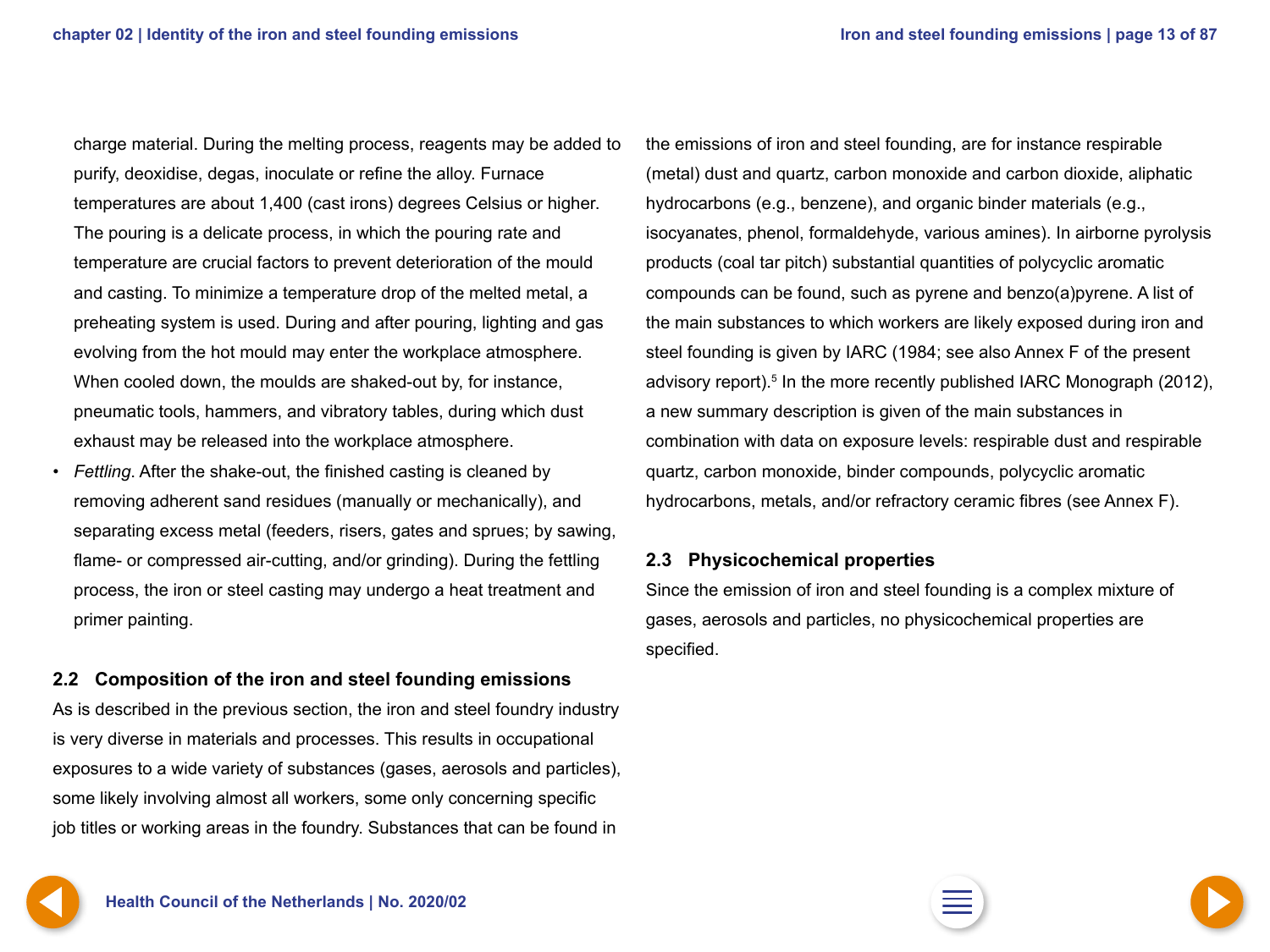charge material. During the melting process, reagents may be added to purify, deoxidise, degas, inoculate or refine the alloy. Furnace temperatures are about 1,400 (cast irons) degrees Celsius or higher. The pouring is a delicate process, in which the pouring rate and temperature are crucial factors to prevent deterioration of the mould and casting. To minimize a temperature drop of the melted metal, a preheating system is used. During and after pouring, lighting and gas evolving from the hot mould may enter the workplace atmosphere. When cooled down, the moulds are shaked-out by, for instance, pneumatic tools, hammers, and vibratory tables, during which dust exhaust may be released into the workplace atmosphere.

- *Fettling*. After the shake-out, the finished casting is cleaned by removing adherent sand residues (manually or mechanically), and separating excess metal (feeders, risers, gates and sprues; by sawing, flame- or compressed air-cutting, and/or grinding). During the fettling process, the iron or steel casting may undergo a heat treatment and primer painting.

## 2.2 Composition of the iron and steel founding emissions

As is described in the previous section, the iron and steel foundry industry is very diverse in materials and processes. This results in occupational exposures to a wide variety of substances (gases, aerosols and particles), some likely involving almost all workers, some only concerning specific job titles or working areas in the foundry. Substances that can be found in the emissions of iron and steel founding, are for instance respirable (metal) dust and quartz, carbon monoxide and carbon dioxide, aliphatic hydrocarbons (e.g., benzene), and organic binder materials (e.g., isocyanates, phenol, formaldehyde, various amines). In airborne pyrolysis products (coal tar pitch) substantial quantities of polycyclic aromatic compounds can be found, such as pyrene and benzo(a)pyrene. A list of the main substances to which workers are likely exposed during iron and steel founding is given by IARC (1984; see also Annex F of the present advisory report).[5] In the more recently published IARC Monograph (2012), a new summary description is given of the main substances in combination with data on exposure levels: respirable dust and respirable quartz, carbon monoxide, binder compounds, polycyclic aromatic hydrocarbons, metals, and/or refractory ceramic fibres (see Annex F).

## 2.3 Physicochemical properties

Since the emission of iron and steel founding is a complex mixture of gases, aerosols and particles, no physicochemical properties are specified.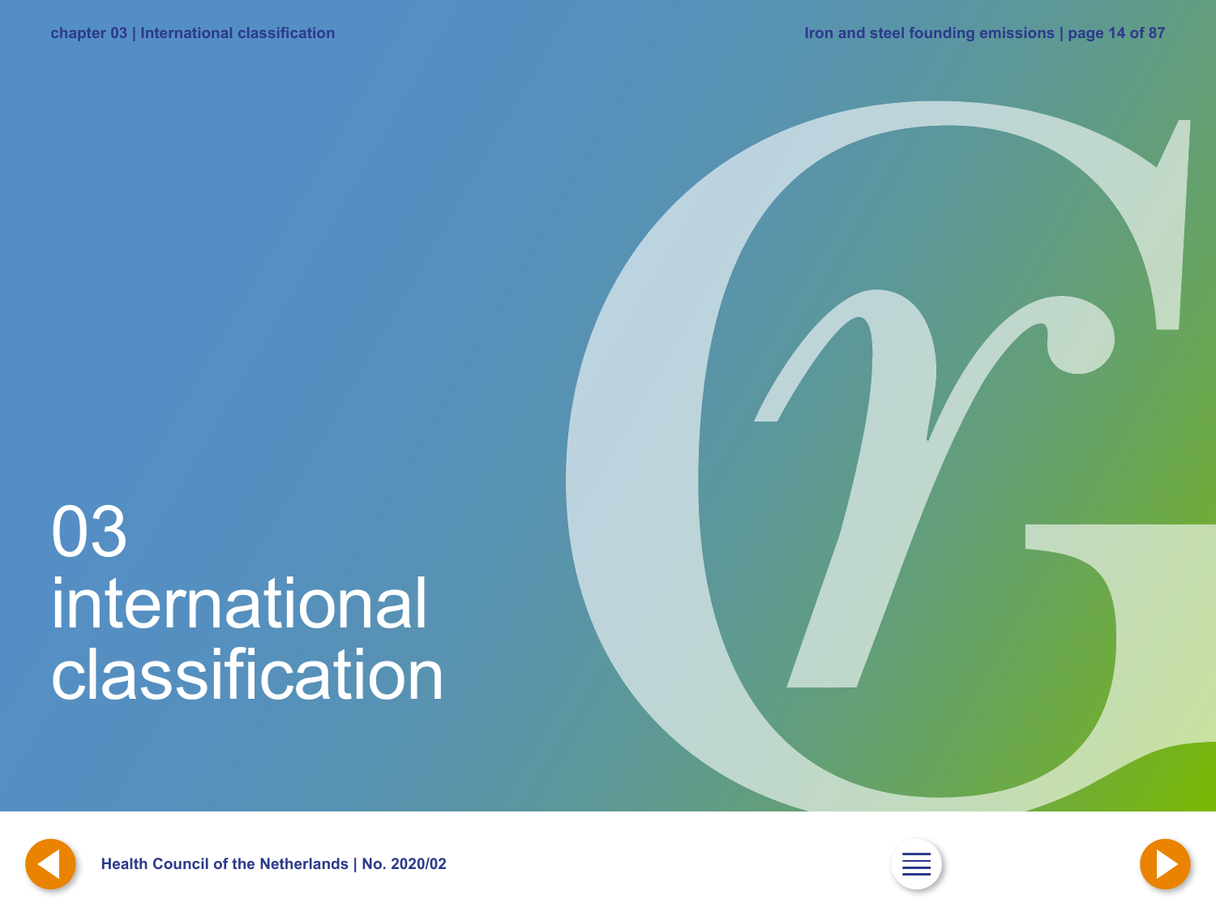# 03 international classification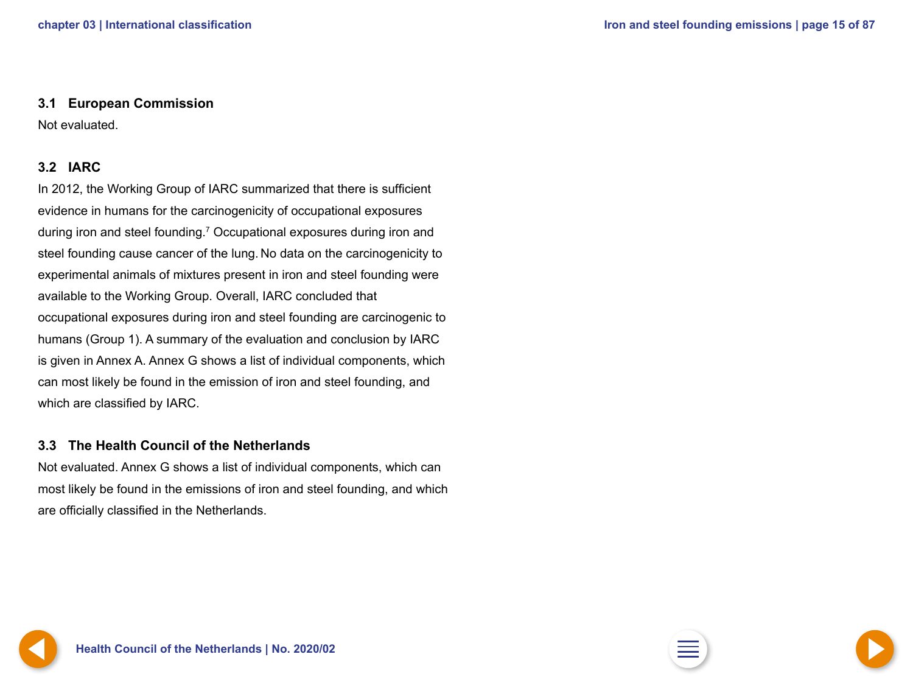## 3.1 European Commission

Not evaluated.

## 3.2 IARC

In 2012, the Working Group of IARC summarized that there is sufficient evidence in humans for the carcinogenicity of occupational exposures during iron and steel founding.[7] Occupational exposures during iron and steel founding cause cancer of the lung. No data on the carcinogenicity to experimental animals of mixtures present in iron and steel founding were available to the Working Group. Overall, IARC concluded that occupational exposures during iron and steel founding are carcinogenic to humans (Group 1). A summary of the evaluation and conclusion by IARC is given in Annex A. Annex G shows a list of individual components, which can most likely be found in the emission of iron and steel founding, and which are classified by IARC.

## 3.3 The Health Council of the Netherlands

Not evaluated. Annex G shows a list of individual components, which can most likely be found in the emissions of iron and steel founding, and which are officially classified in the Netherlands.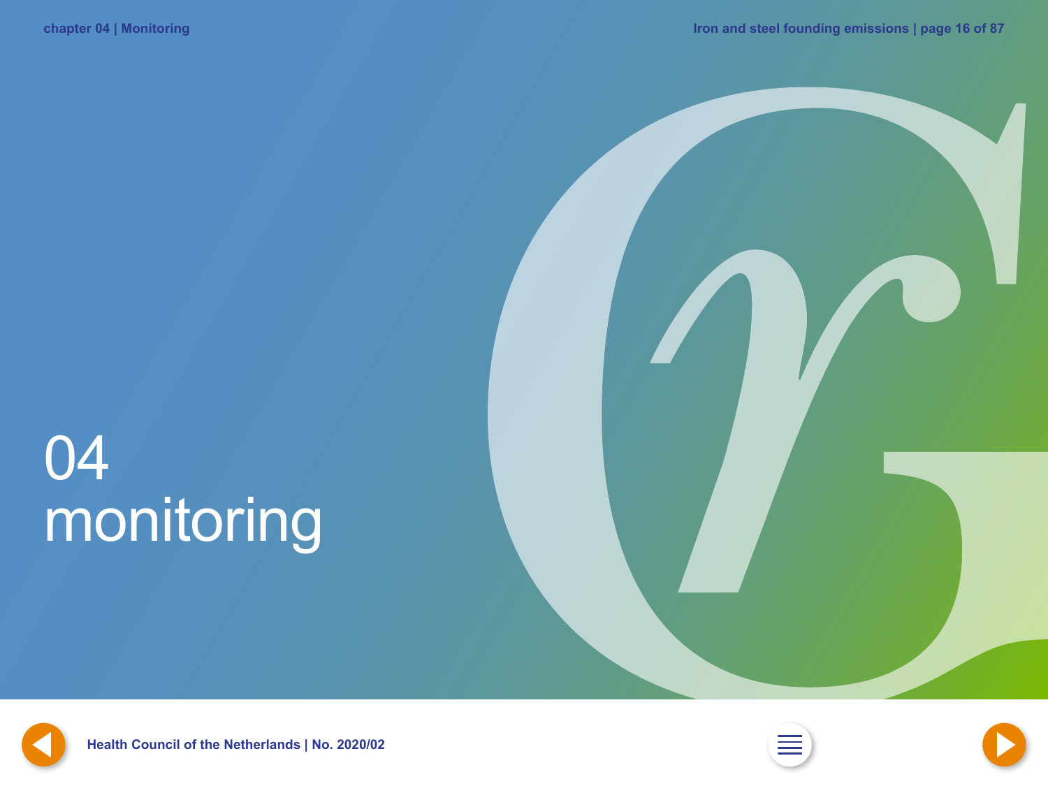# 04 monitoring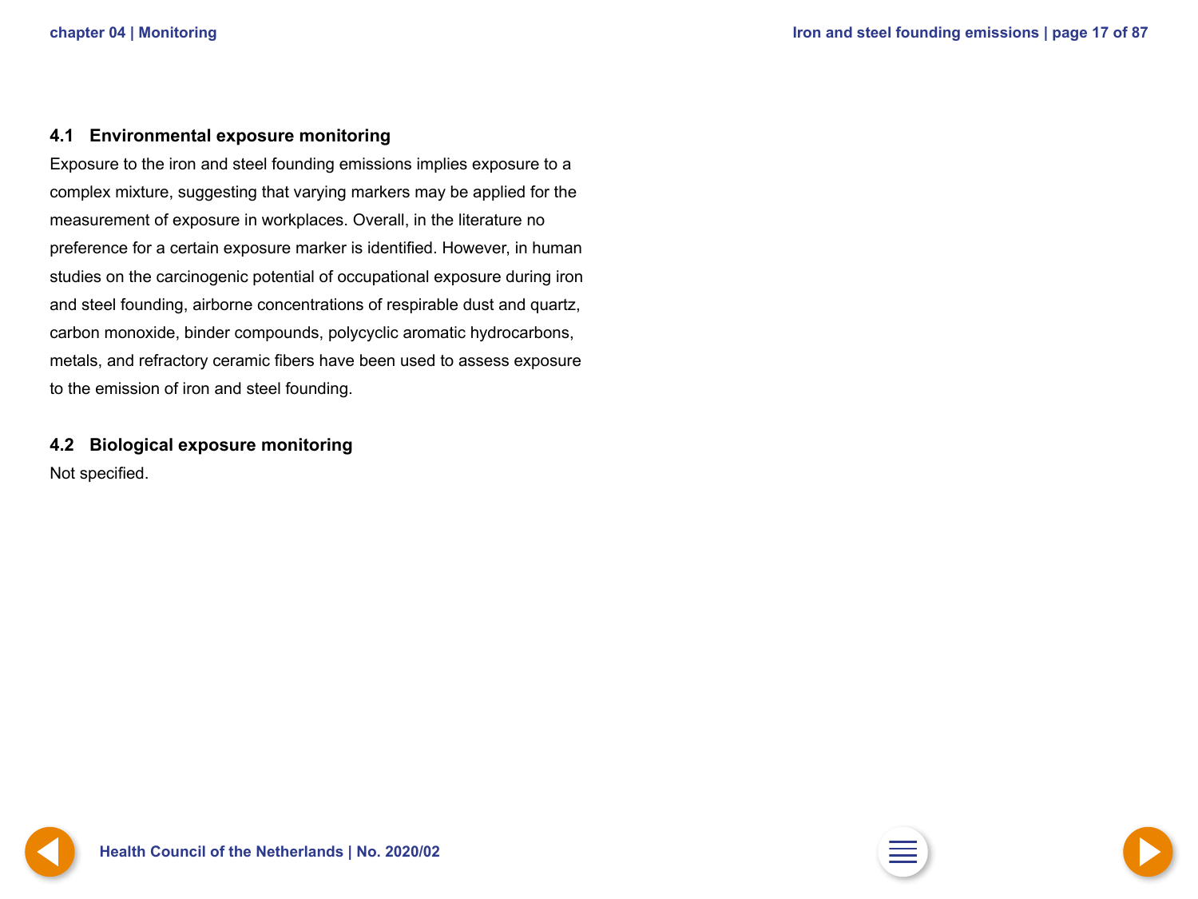## 4.1 Environmental exposure monitoring

Exposure to the iron and steel founding emissions implies exposure to a complex mixture, suggesting that varying markers may be applied for the measurement of exposure in workplaces. Overall, in the literature no preference for a certain exposure marker is identified. However, in human studies on the carcinogenic potential of occupational exposure during iron and steel founding, airborne concentrations of respirable dust and quartz, carbon monoxide, binder compounds, polycyclic aromatic hydrocarbons, metals, and refractory ceramic fibers have been used to assess exposure to the emission of iron and steel founding.

## 4.2 Biological exposure monitoring

Not specified.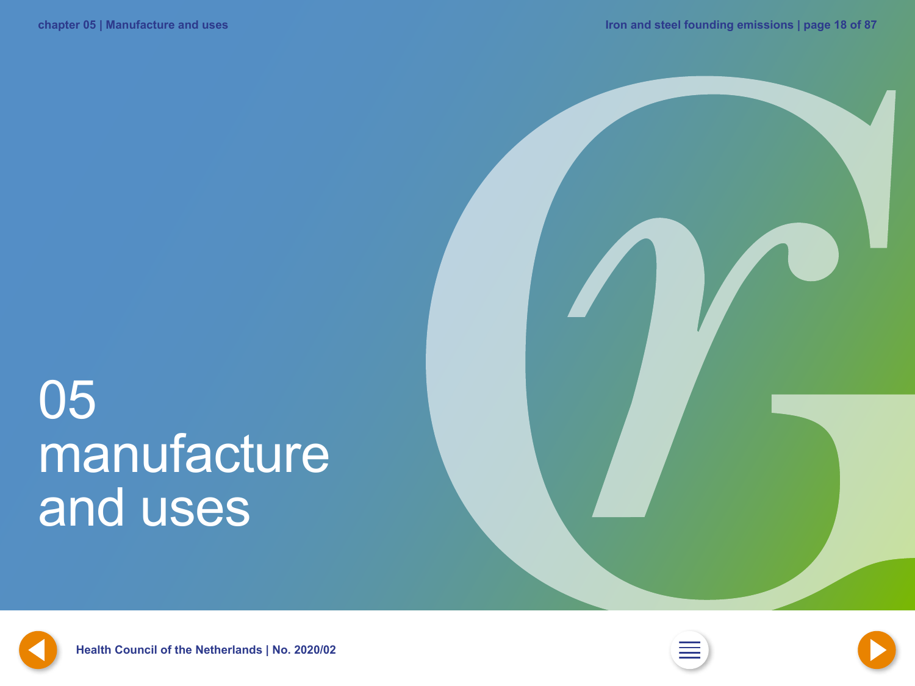# 05 manufacture and uses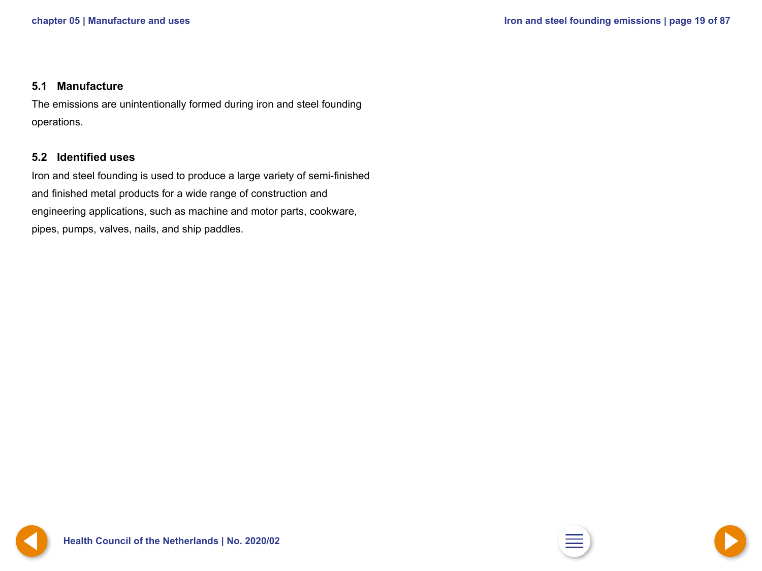## 5.1 Manufacture

The emissions are unintentionally formed during iron and steel founding operations.

## 5.2 Identified uses

Iron and steel founding is used to produce a large variety of semi-finished and finished metal products for a wide range of construction and engineering applications, such as machine and motor parts, cookware, pipes, pumps, valves, nails, and ship paddles.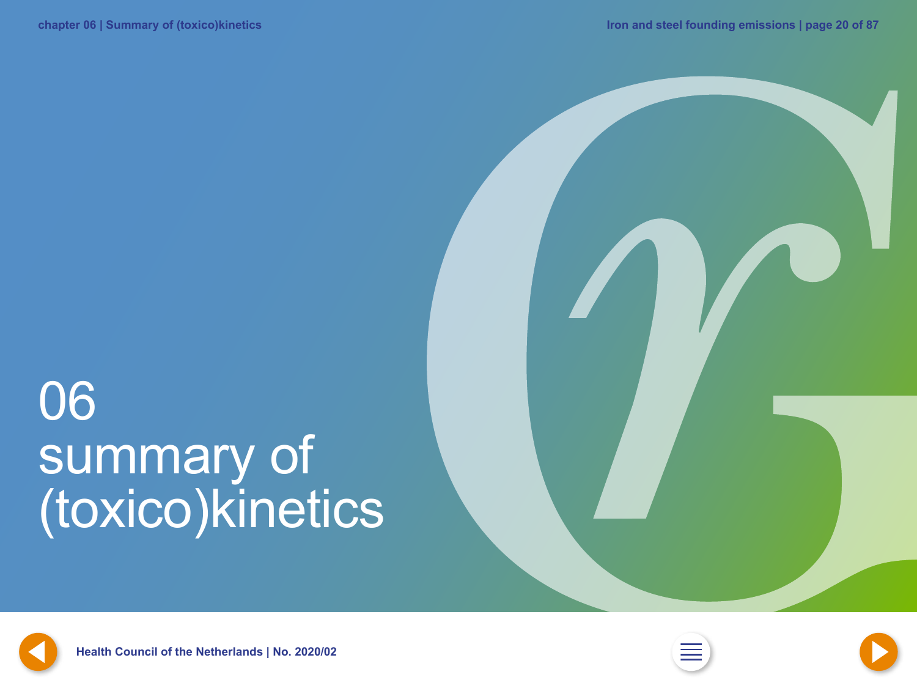# 06 summary of (toxico)kinetics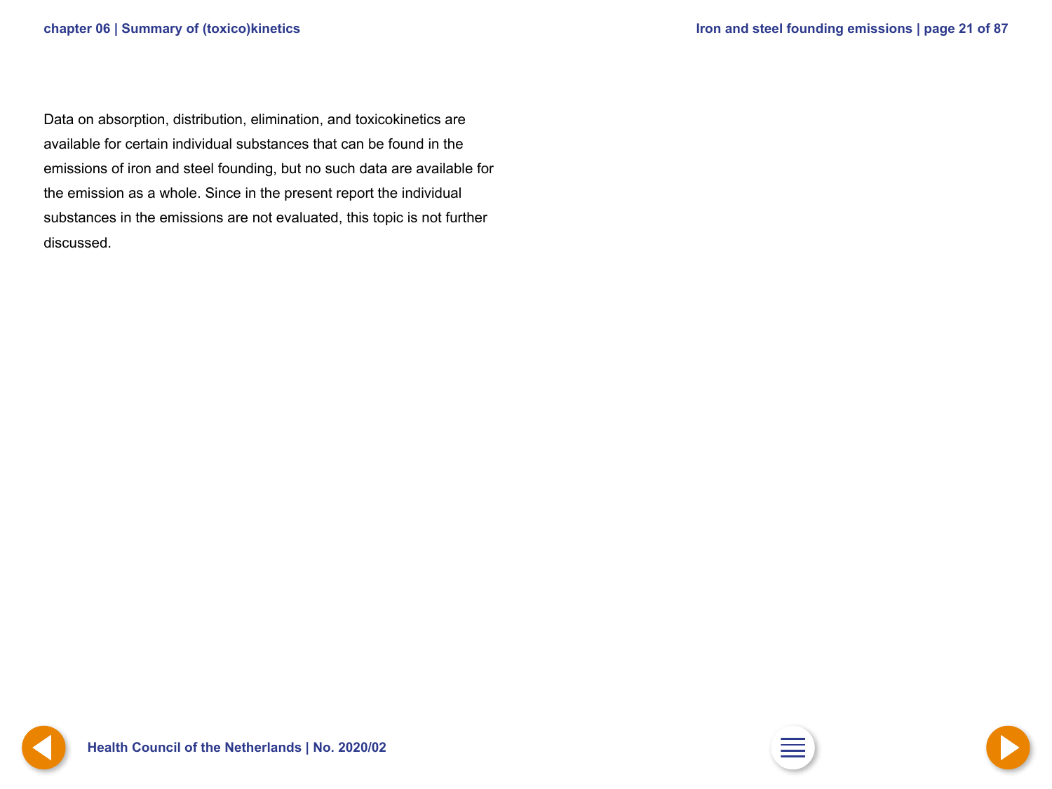Data on absorption, distribution, elimination, and toxicokinetics are available for certain individual substances that can be found in the emissions of iron and steel founding, but no such data are available for the emission as a whole. Since in the present report the individual substances in the emissions are not evaluated, this topic is not further discussed.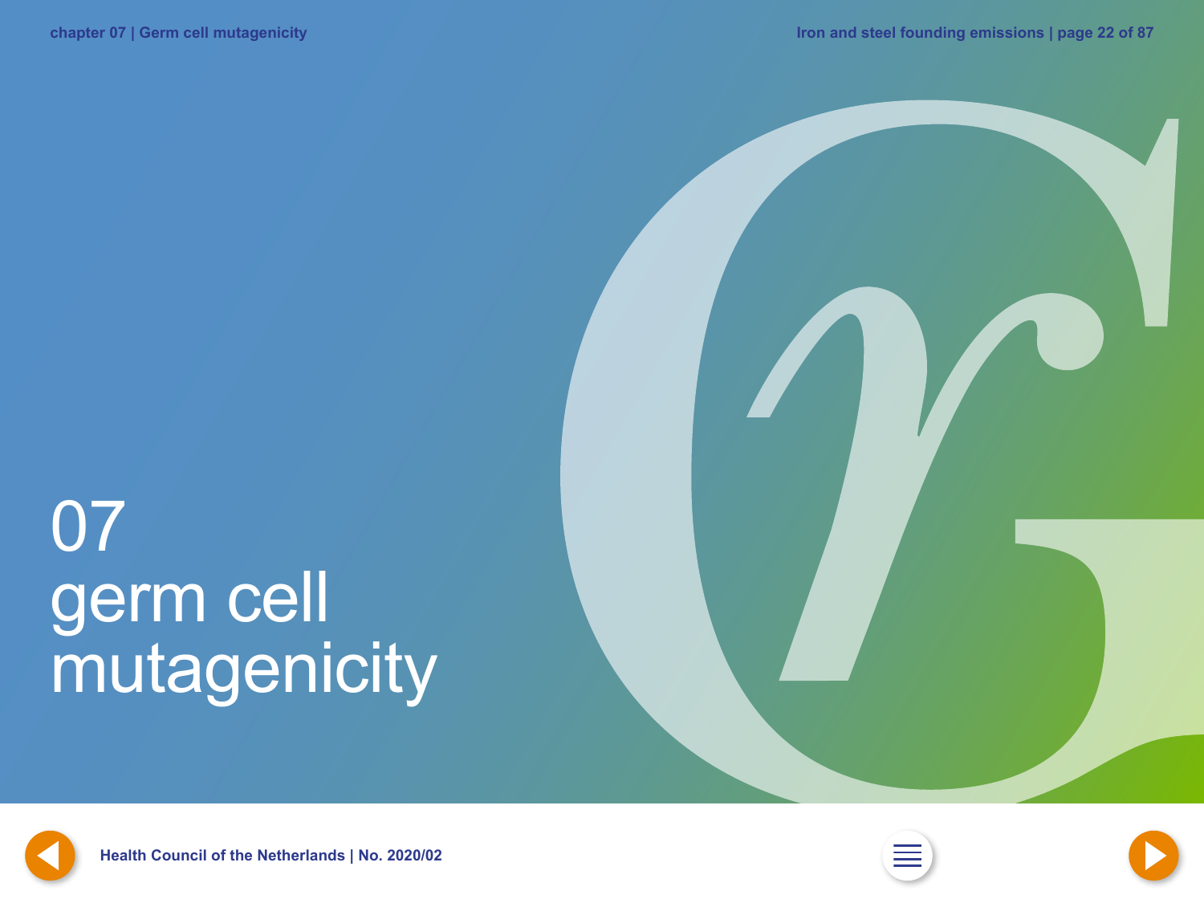# 07 germ cell mutagenicity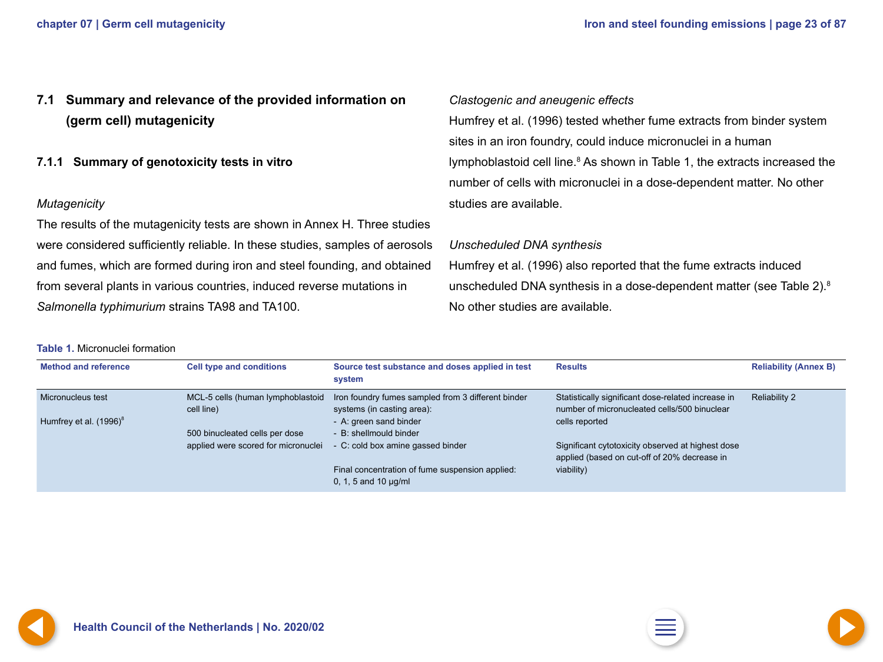## 7.1 Summary and relevance of the provided information on (germ cell) mutagenicity

### 7.1.1 Summary of genotoxicity tests in vitro

*Mutagenicity*

The results of the mutagenicity tests are shown in Annex H. Three studies were considered sufficiently reliable. In these studies, samples of aerosols and fumes, which are formed during iron and steel founding, and obtained from several plants in various countries, induced reverse mutations in *Salmonella typhimurium* strains TA98 and TA100.

*Clastogenic and aneugenic effects*

Humfrey et al. (1996) tested whether fume extracts from binder system sites in an iron foundry, could induce micronuclei in a human lymphoblastoid cell line.[8] As shown in Table 1, the extracts increased the number of cells with micronuclei in a dose-dependent matter. No other studies are available.

*Unscheduled DNA synthesis*

Humfrey et al. (1996) also reported that the fume extracts induced unscheduled DNA synthesis in a dose-dependent matter (see Table 2).[8] No other studies are available.

**Table 1.** Micronuclei formation

| Method and reference | Cell type and conditions | Source test substance and doses applied in test system | Results | Reliability (Annex B) |
|---|---|---|---|---|
| Micronucleus test<br><br>Humfrey et al. (1996)[8] | MCL-5 cells (human lymphoblastoid cell line)<br><br>500 binucleated cells per dose applied were scored for micronuclei | Iron foundry fumes sampled from 3 different binder systems (in casting area):<br>- A: green sand binder<br>- B: shellmould binder<br>- C: cold box amine gassed binder<br><br>Final concentration of fume suspension applied: 0, 1, 5 and 10 µg/ml | Statistically significant dose-related increase in number of micronucleated cells/500 binuclear cells reported<br><br>Significant cytotoxicity observed at highest dose applied (based on cut-off of 20% decrease in viability) | Reliability 2 |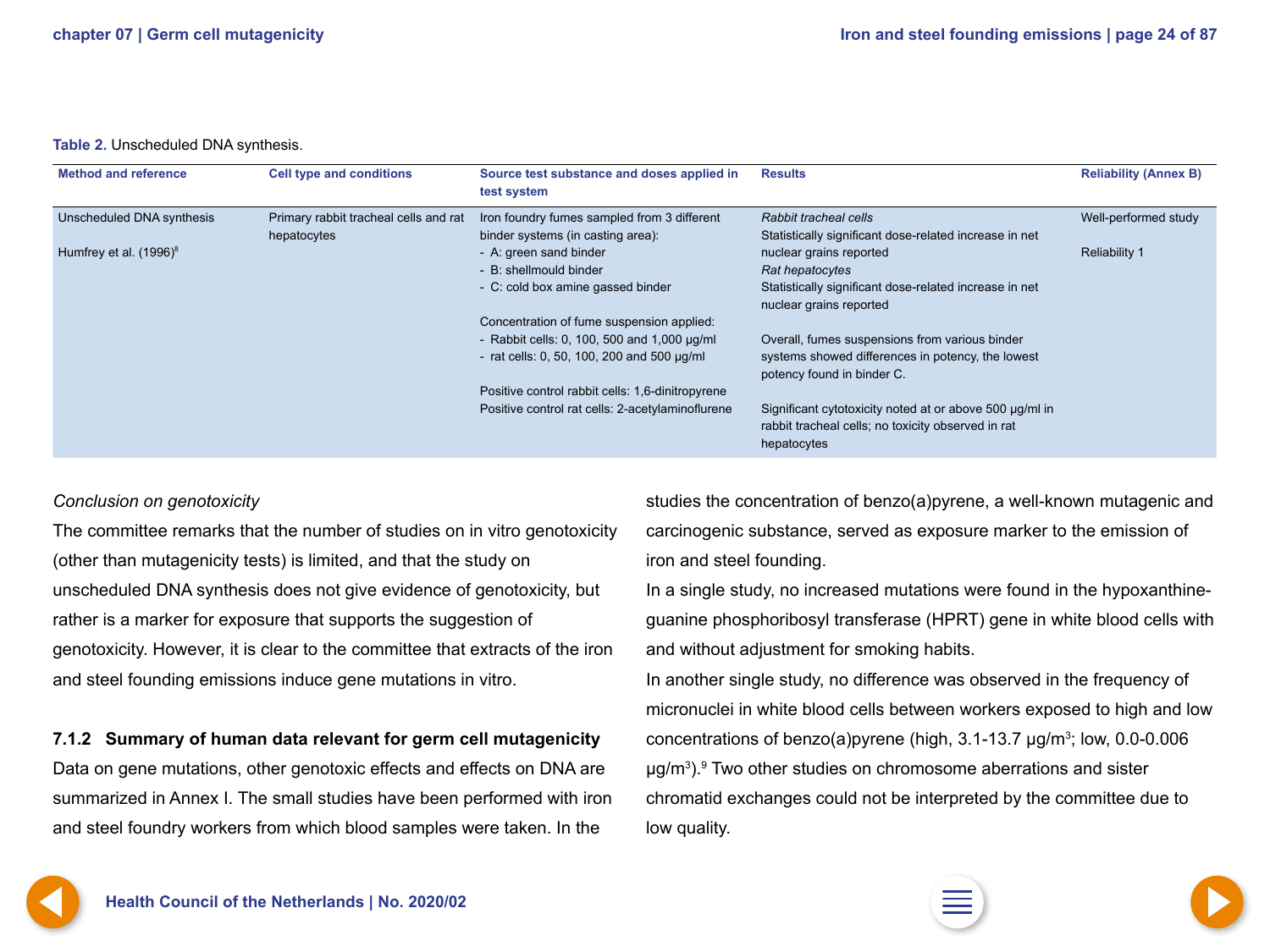**Table 2.** Unscheduled DNA synthesis.

| Method and reference | Cell type and conditions | Source test substance and doses applied in test system | Results | Reliability (Annex B) |
|---|---|---|---|---|
| Unscheduled DNA synthesis<br><br>Humfrey et al. (1996)[8] | Primary rabbit tracheal cells and rat hepatocytes | Iron foundry fumes sampled from 3 different binder systems (in casting area):<br>- A: green sand binder<br>- B: shellmould binder<br>- C: cold box amine gassed binder<br><br>Concentration of fume suspension applied:<br>- Rabbit cells: 0, 100, 500 and 1,000 µg/ml<br>- rat cells: 0, 50, 100, 200 and 500 µg/ml<br><br>Positive control rabbit cells: 1,6-dinitropyrene<br>Positive control rat cells: 2-acetylaminoflurene | *Rabbit tracheal cells*<br>Statistically significant dose-related increase in net nuclear grains reported<br>*Rat hepatocytes*<br>Statistically significant dose-related increase in net nuclear grains reported<br><br>Overall, fumes suspensions from various binder systems showed differences in potency, the lowest potency found in binder C.<br><br>Significant cytotoxicity noted at or above 500 µg/ml in rabbit tracheal cells; no toxicity observed in rat hepatocytes | Well-performed study<br><br>Reliability 1 |

*Conclusion on genotoxicity*

The committee remarks that the number of studies on in vitro genotoxicity (other than mutagenicity tests) is limited, and that the study on unscheduled DNA synthesis does not give evidence of genotoxicity, but rather is a marker for exposure that supports the suggestion of genotoxicity. However, it is clear to the committee that extracts of the iron and steel founding emissions induce gene mutations in vitro.

### 7.1.2 Summary of human data relevant for germ cell mutagenicity

Data on gene mutations, other genotoxic effects and effects on DNA are summarized in Annex I. The small studies have been performed with iron and steel foundry workers from which blood samples were taken. In the studies the concentration of benzo(a)pyrene, a well-known mutagenic and carcinogenic substance, served as exposure marker to the emission of iron and steel founding.

In a single study, no increased mutations were found in the hypoxanthine-guanine phosphoribosyl transferase (HPRT) gene in white blood cells with and without adjustment for smoking habits.

In another single study, no difference was observed in the frequency of micronuclei in white blood cells between workers exposed to high and low concentrations of benzo(a)pyrene (high, 3.1-13.7 µg/m$^3$; low, 0.0-0.006 µg/m$^3$).[9] Two other studies on chromosome aberrations and sister chromatid exchanges could not be interpreted by the committee due to low quality.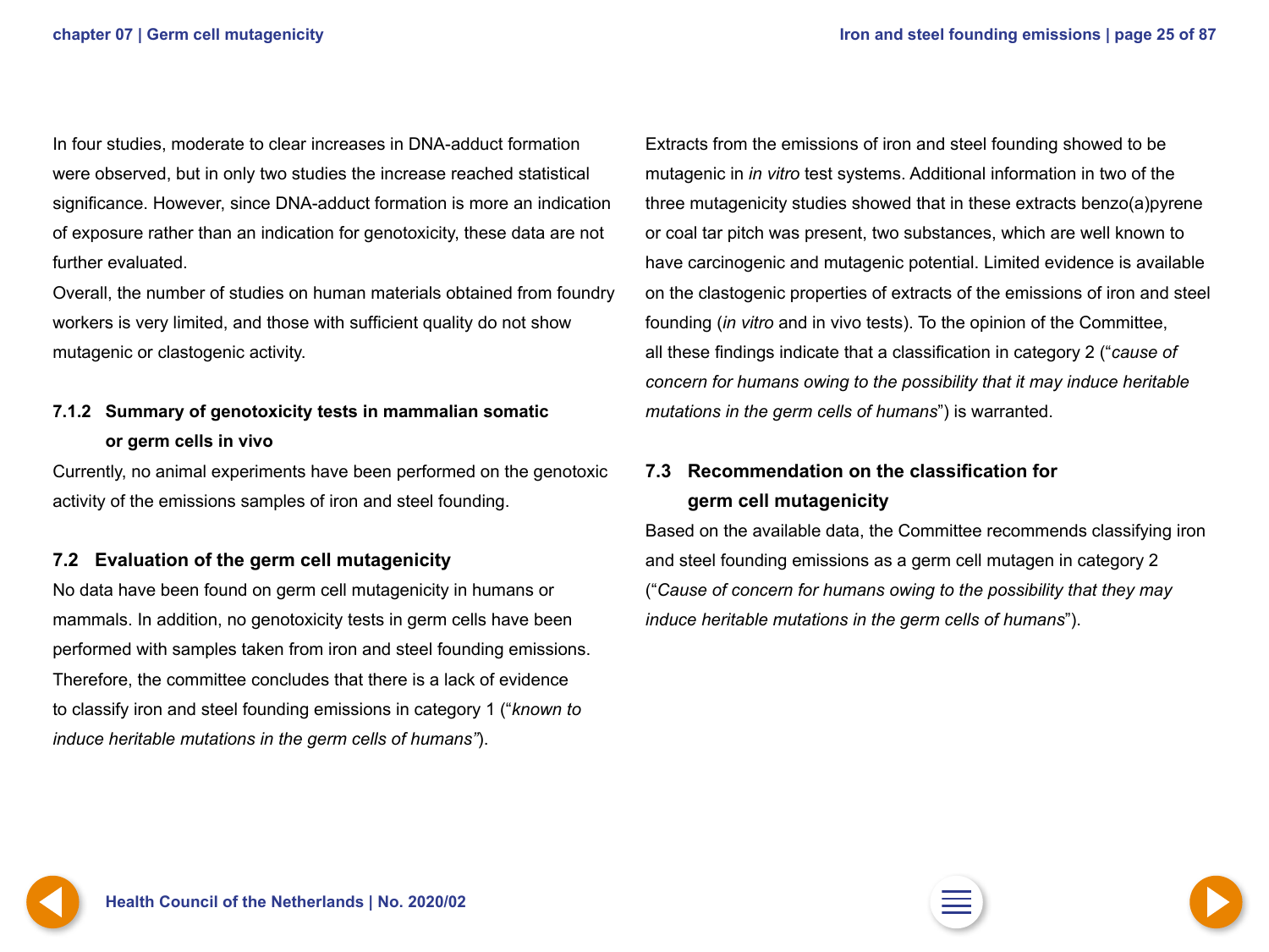In four studies, moderate to clear increases in DNA-adduct formation were observed, but in only two studies the increase reached statistical significance. However, since DNA-adduct formation is more an indication of exposure rather than an indication for genotoxicity, these data are not further evaluated.

Overall, the number of studies on human materials obtained from foundry workers is very limited, and those with sufficient quality do not show mutagenic or clastogenic activity.

### 7.1.2 Summary of genotoxicity tests in mammalian somatic or germ cells in vivo

Currently, no animal experiments have been performed on the genotoxic activity of the emissions samples of iron and steel founding.

## 7.2 Evaluation of the germ cell mutagenicity

No data have been found on germ cell mutagenicity in humans or mammals. In addition, no genotoxicity tests in germ cells have been performed with samples taken from iron and steel founding emissions. Therefore, the committee concludes that there is a lack of evidence to classify iron and steel founding emissions in category 1 ("*known to induce heritable mutations in the germ cells of humans"*).

Extracts from the emissions of iron and steel founding showed to be mutagenic in *in vitro* test systems. Additional information in two of the three mutagenicity studies showed that in these extracts benzo(a)pyrene or coal tar pitch was present, two substances, which are well known to have carcinogenic and mutagenic potential. Limited evidence is available on the clastogenic properties of extracts of the emissions of iron and steel founding (*in vitro* and in vivo tests). To the opinion of the Committee, all these findings indicate that a classification in category 2 ("*cause of concern for humans owing to the possibility that it may induce heritable mutations in the germ cells of humans*") is warranted.

## 7.3 Recommendation on the classification for germ cell mutagenicity

Based on the available data, the Committee recommends classifying iron and steel founding emissions as a germ cell mutagen in category 2 ("*Cause of concern for humans owing to the possibility that they may induce heritable mutations in the germ cells of humans*").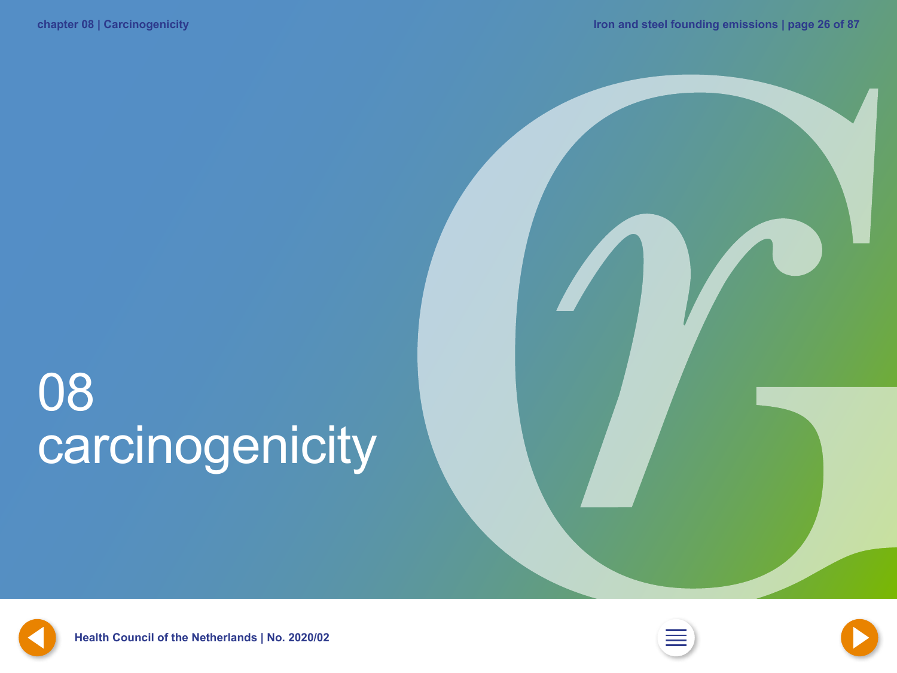# 08 carcinogenicity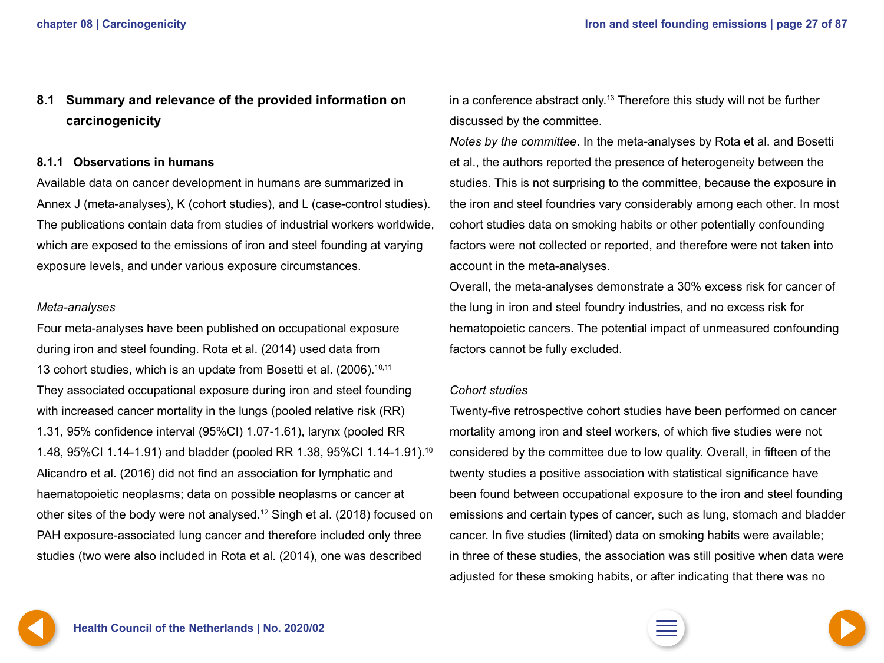## 8.1 Summary and relevance of the provided information on carcinogenicity

### 8.1.1 Observations in humans

Available data on cancer development in humans are summarized in Annex J (meta-analyses), K (cohort studies), and L (case-control studies). The publications contain data from studies of industrial workers worldwide, which are exposed to the emissions of iron and steel founding at varying exposure levels, and under various exposure circumstances.

*Meta-analyses*

Four meta-analyses have been published on occupational exposure during iron and steel founding. Rota et al. (2014) used data from 13 cohort studies, which is an update from Bosetti et al. (2006).[10,11] They associated occupational exposure during iron and steel founding with increased cancer mortality in the lungs (pooled relative risk (RR) 1.31, 95% confidence interval (95%CI) 1.07-1.61), larynx (pooled RR 1.48, 95%CI 1.14-1.91) and bladder (pooled RR 1.38, 95%CI 1.14-1.91).[10] Alicandro et al. (2016) did not find an association for lymphatic and haematopoietic neoplasms; data on possible neoplasms or cancer at other sites of the body were not analysed.[12] Singh et al. (2018) focused on PAH exposure-associated lung cancer and therefore included only three studies (two were also included in Rota et al. (2014), one was described in a conference abstract only.[13] Therefore this study will not be further discussed by the committee.

*Notes by the committee*. In the meta-analyses by Rota et al. and Bosetti et al., the authors reported the presence of heterogeneity between the studies. This is not surprising to the committee, because the exposure in the iron and steel foundries vary considerably among each other. In most cohort studies data on smoking habits or other potentially confounding factors were not collected or reported, and therefore were not taken into account in the meta-analyses.

Overall, the meta-analyses demonstrate a 30% excess risk for cancer of the lung in iron and steel foundry industries, and no excess risk for hematopoietic cancers. The potential impact of unmeasured confounding factors cannot be fully excluded.

*Cohort studies*

Twenty-five retrospective cohort studies have been performed on cancer mortality among iron and steel workers, of which five studies were not considered by the committee due to low quality. Overall, in fifteen of the twenty studies a positive association with statistical significance have been found between occupational exposure to the iron and steel founding emissions and certain types of cancer, such as lung, stomach and bladder cancer. In five studies (limited) data on smoking habits were available; in three of these studies, the association was still positive when data were adjusted for these smoking habits, or after indicating that there was no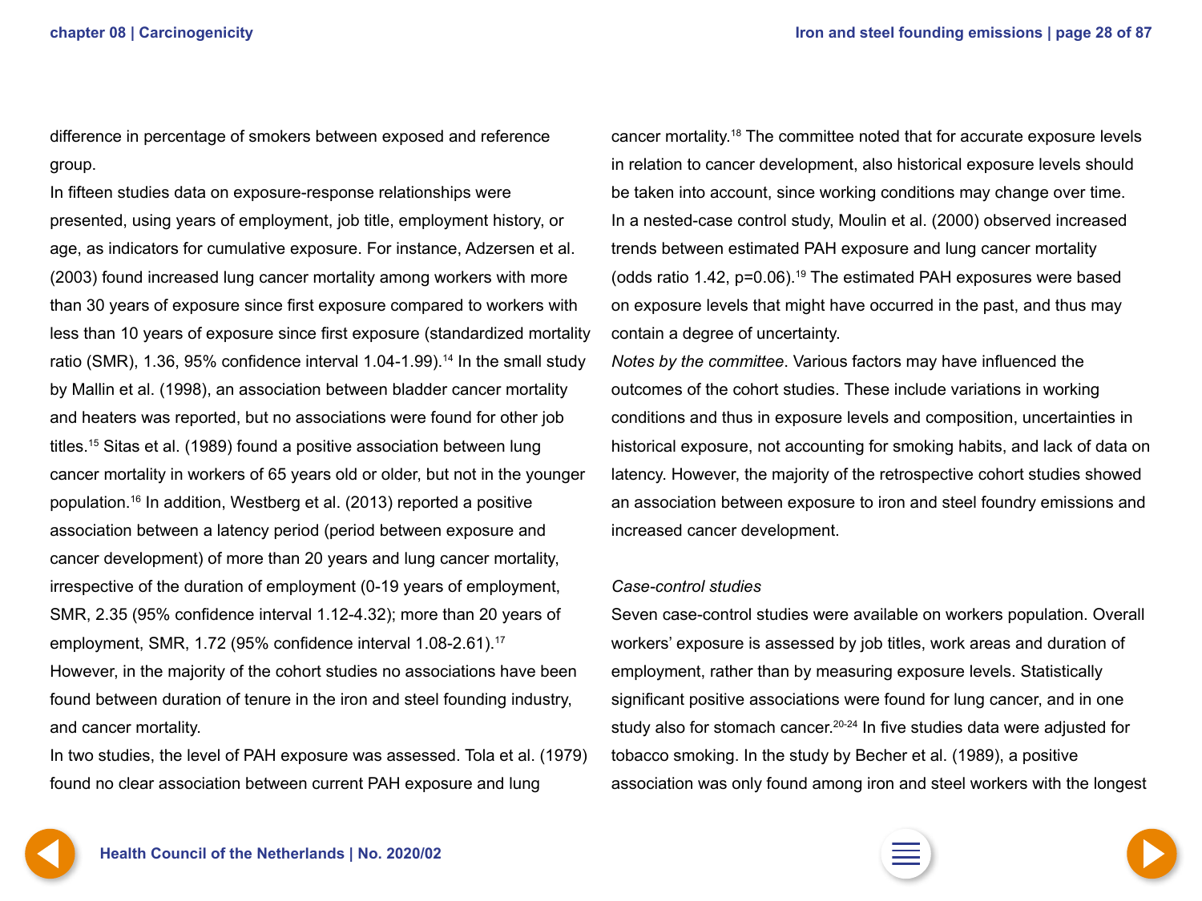difference in percentage of smokers between exposed and reference group.

In fifteen studies data on exposure-response relationships were presented, using years of employment, job title, employment history, or age, as indicators for cumulative exposure. For instance, Adzersen et al. (2003) found increased lung cancer mortality among workers with more than 30 years of exposure since first exposure compared to workers with less than 10 years of exposure since first exposure (standardized mortality ratio (SMR), 1.36, 95% confidence interval 1.04-1.99).[14] In the small study by Mallin et al. (1998), an association between bladder cancer mortality and heaters was reported, but no associations were found for other job titles.[15] Sitas et al. (1989) found a positive association between lung cancer mortality in workers of 65 years old or older, but not in the younger population.[16] In addition, Westberg et al. (2013) reported a positive association between a latency period (period between exposure and cancer development) of more than 20 years and lung cancer mortality, irrespective of the duration of employment (0-19 years of employment, SMR, 2.35 (95% confidence interval 1.12-4.32); more than 20 years of employment, SMR, 1.72 (95% confidence interval 1.08-2.61).[17]

However, in the majority of the cohort studies no associations have been found between duration of tenure in the iron and steel founding industry, and cancer mortality.

In two studies, the level of PAH exposure was assessed. Tola et al. (1979) found no clear association between current PAH exposure and lung cancer mortality.[18] The committee noted that for accurate exposure levels in relation to cancer development, also historical exposure levels should be taken into account, since working conditions may change over time.

In a nested-case control study, Moulin et al. (2000) observed increased trends between estimated PAH exposure and lung cancer mortality (odds ratio 1.42, $p=0.06$).[19] The estimated PAH exposures were based on exposure levels that might have occurred in the past, and thus may contain a degree of uncertainty.

*Notes by the committee*. Various factors may have influenced the outcomes of the cohort studies. These include variations in working conditions and thus in exposure levels and composition, uncertainties in historical exposure, not accounting for smoking habits, and lack of data on latency. However, the majority of the retrospective cohort studies showed an association between exposure to iron and steel foundry emissions and increased cancer development.

*Case-control studies*

Seven case-control studies were available on workers population. Overall workers' exposure is assessed by job titles, work areas and duration of employment, rather than by measuring exposure levels. Statistically significant positive associations were found for lung cancer, and in one study also for stomach cancer.[20-24] In five studies data were adjusted for tobacco smoking. In the study by Becher et al. (1989), a positive association was only found among iron and steel workers with the longest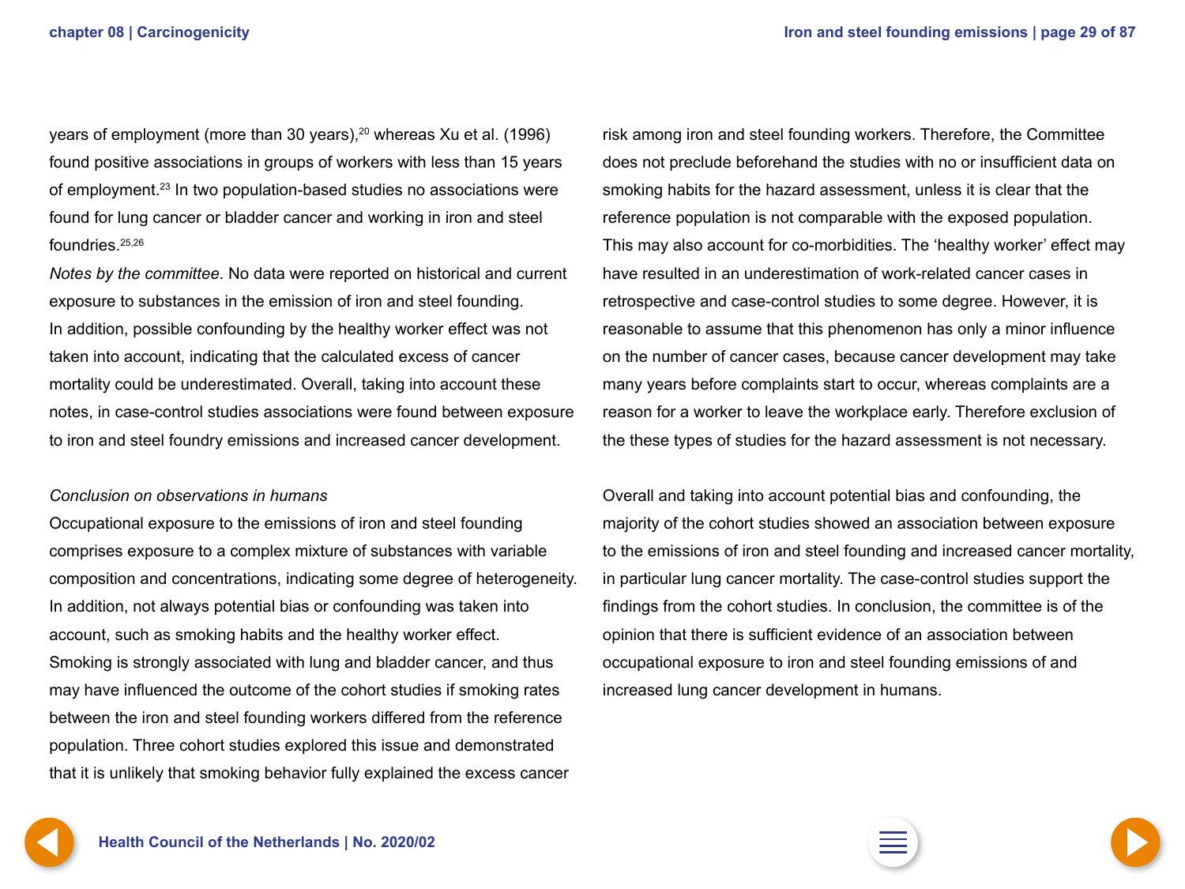years of employment (more than 30 years),[20] whereas Xu et al. (1996) found positive associations in groups of workers with less than 15 years of employment.[23] In two population-based studies no associations were found for lung cancer or bladder cancer and working in iron and steel foundries.[25,26]

*Notes by the committee.* No data were reported on historical and current exposure to substances in the emission of iron and steel founding. In addition, possible confounding by the healthy worker effect was not taken into account, indicating that the calculated excess of cancer mortality could be underestimated. Overall, taking into account these notes, in case-control studies associations were found between exposure to iron and steel foundry emissions and increased cancer development.

*Conclusion on observations in humans*

Occupational exposure to the emissions of iron and steel founding comprises exposure to a complex mixture of substances with variable composition and concentrations, indicating some degree of heterogeneity. In addition, not always potential bias or confounding was taken into account, such as smoking habits and the healthy worker effect. Smoking is strongly associated with lung and bladder cancer, and thus may have influenced the outcome of the cohort studies if smoking rates between the iron and steel founding workers differed from the reference population. Three cohort studies explored this issue and demonstrated that it is unlikely that smoking behavior fully explained the excess cancer risk among iron and steel founding workers. Therefore, the Committee does not preclude beforehand the studies with no or insufficient data on smoking habits for the hazard assessment, unless it is clear that the reference population is not comparable with the exposed population. This may also account for co-morbidities. The 'healthy worker' effect may have resulted in an underestimation of work-related cancer cases in retrospective and case-control studies to some degree. However, it is reasonable to assume that this phenomenon has only a minor influence on the number of cancer cases, because cancer development may take many years before complaints start to occur, whereas complaints are a reason for a worker to leave the workplace early. Therefore exclusion of the these types of studies for the hazard assessment is not necessary.

Overall and taking into account potential bias and confounding, the majority of the cohort studies showed an association between exposure to the emissions of iron and steel founding and increased cancer mortality, in particular lung cancer mortality. The case-control studies support the findings from the cohort studies. In conclusion, the committee is of the opinion that there is sufficient evidence of an association between occupational exposure to iron and steel founding emissions of and increased lung cancer development in humans.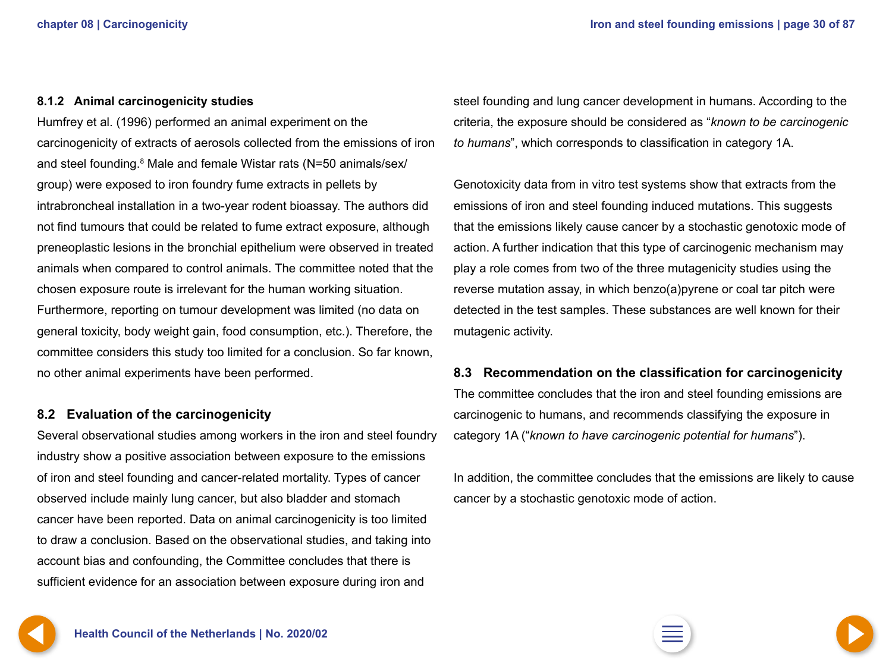### 8.1.2 Animal carcinogenicity studies

Humfrey et al. (1996) performed an animal experiment on the carcinogenicity of extracts of aerosols collected from the emissions of iron and steel founding.[8] Male and female Wistar rats (N=50 animals/sex/group) were exposed to iron foundry fume extracts in pellets by intrabroncheal installation in a two-year rodent bioassay. The authors did not find tumours that could be related to fume extract exposure, although preneoplastic lesions in the bronchial epithelium were observed in treated animals when compared to control animals. The committee noted that the chosen exposure route is irrelevant for the human working situation. Furthermore, reporting on tumour development was limited (no data on general toxicity, body weight gain, food consumption, etc.). Therefore, the committee considers this study too limited for a conclusion. So far known, no other animal experiments have been performed.

## 8.2 Evaluation of the carcinogenicity

Several observational studies among workers in the iron and steel foundry industry show a positive association between exposure to the emissions of iron and steel founding and cancer-related mortality. Types of cancer observed include mainly lung cancer, but also bladder and stomach cancer have been reported. Data on animal carcinogenicity is too limited to draw a conclusion. Based on the observational studies, and taking into account bias and confounding, the Committee concludes that there is sufficient evidence for an association between exposure during iron and steel founding and lung cancer development in humans. According to the criteria, the exposure should be considered as "*known to be carcinogenic to humans*", which corresponds to classification in category 1A.

Genotoxicity data from in vitro test systems show that extracts from the emissions of iron and steel founding induced mutations. This suggests that the emissions likely cause cancer by a stochastic genotoxic mode of action. A further indication that this type of carcinogenic mechanism may play a role comes from two of the three mutagenicity studies using the reverse mutation assay, in which benzo(a)pyrene or coal tar pitch were detected in the test samples. These substances are well known for their mutagenic activity.

## 8.3 Recommendation on the classification for carcinogenicity

The committee concludes that the iron and steel founding emissions are carcinogenic to humans, and recommends classifying the exposure in category 1A ("*known to have carcinogenic potential for humans*").

In addition, the committee concludes that the emissions are likely to cause cancer by a stochastic genotoxic mode of action.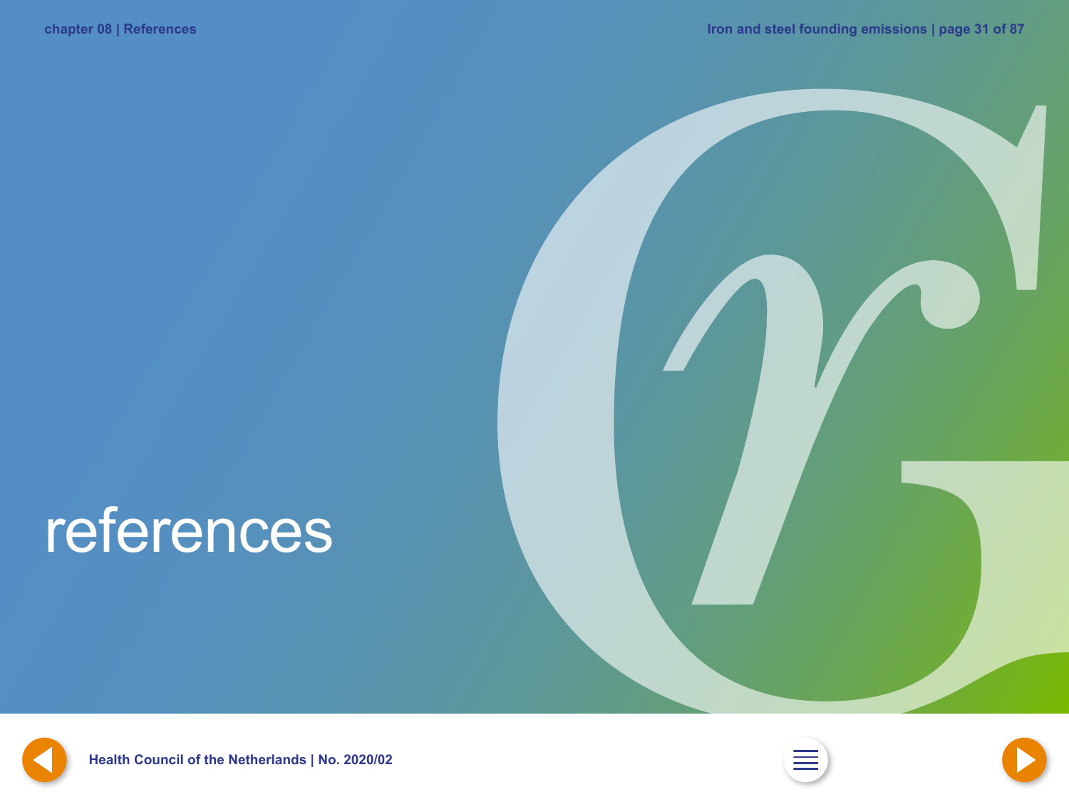# references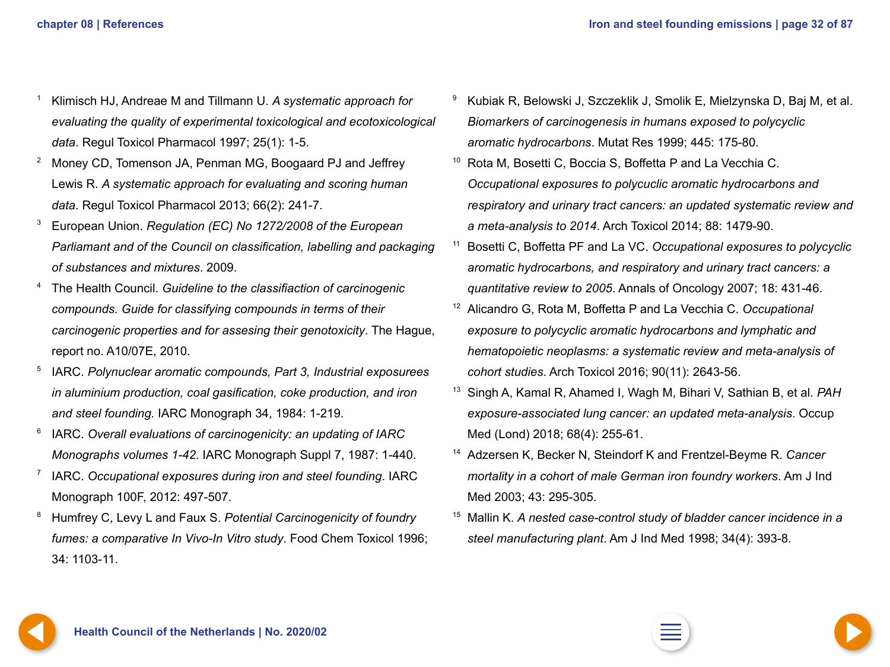1. Klimisch HJ, Andreae M and Tillmann U. *A systematic approach for evaluating the quality of experimental toxicological and ecotoxicological data*. Regul Toxicol Pharmacol 1997; 25(1): 1-5.
2. Money CD, Tomenson JA, Penman MG, Boogaard PJ and Jeffrey Lewis R. *A systematic approach for evaluating and scoring human data*. Regul Toxicol Pharmacol 2013; 66(2): 241-7.
3. European Union. *Regulation (EC) No 1272/2008 of the European Parliamant and of the Council on classification, labelling and packaging of substances and mixtures*. 2009.
4. The Health Council. *Guideline to the classifiaction of carcinogenic compounds. Guide for classifying compounds in terms of their carcinogenic properties and for assesing their genotoxicity*. The Hague, report no. A10/07E, 2010.
5. IARC. *Polynuclear aromatic compounds, Part 3, Industrial exposurees in aluminium production, coal gasification, coke production, and iron and steel founding.* IARC Monograph 34, 1984: 1-219.
6. IARC. *Overall evaluations of carcinogenicity: an updating of IARC Monographs volumes 1-42*. IARC Monograph Suppl 7, 1987: 1-440.
7. IARC. *Occupational exposures during iron and steel founding*. IARC Monograph 100F, 2012: 497-507.
8. Humfrey C, Levy L and Faux S. *Potential Carcinogenicity of foundry fumes: a comparative In Vivo-In Vitro study*. Food Chem Toxicol 1996; 34: 1103-11.
9. Kubiak R, Belowski J, Szczeklik J, Smolik E, Mielzynska D, Baj M, et al. *Biomarkers of carcinogenesis in humans exposed to polycyclic aromatic hydrocarbons*. Mutat Res 1999; 445: 175-80.
10. Rota M, Bosetti C, Boccia S, Boffetta P and La Vecchia C. *Occupational exposures to polycuclic aromatic hydrocarbons and respiratory and urinary tract cancers: an updated systematic review and a meta-analysis to 2014*. Arch Toxicol 2014; 88: 1479-90.
11. Bosetti C, Boffetta PF and La VC. *Occupational exposures to polycyclic aromatic hydrocarbons, and respiratory and urinary tract cancers: a quantitative review to 2005*. Annals of Oncology 2007; 18: 431-46.
12. Alicandro G, Rota M, Boffetta P and La Vecchia C. *Occupational exposure to polycyclic aromatic hydrocarbons and lymphatic and hematopoietic neoplasms: a systematic review and meta-analysis of cohort studies*. Arch Toxicol 2016; 90(11): 2643-56.
13. Singh A, Kamal R, Ahamed I, Wagh M, Bihari V, Sathian B, et al. *PAH exposure-associated lung cancer: an updated meta-analysis*. Occup Med (Lond) 2018; 68(4): 255-61.
14. Adzersen K, Becker N, Steindorf K and Frentzel-Beyme R. *Cancer mortality in a cohort of male German iron foundry workers*. Am J Ind Med 2003; 43: 295-305.
15. Mallin K. *A nested case-control study of bladder cancer incidence in a steel manufacturing plant*. Am J Ind Med 1998; 34(4): 393-8.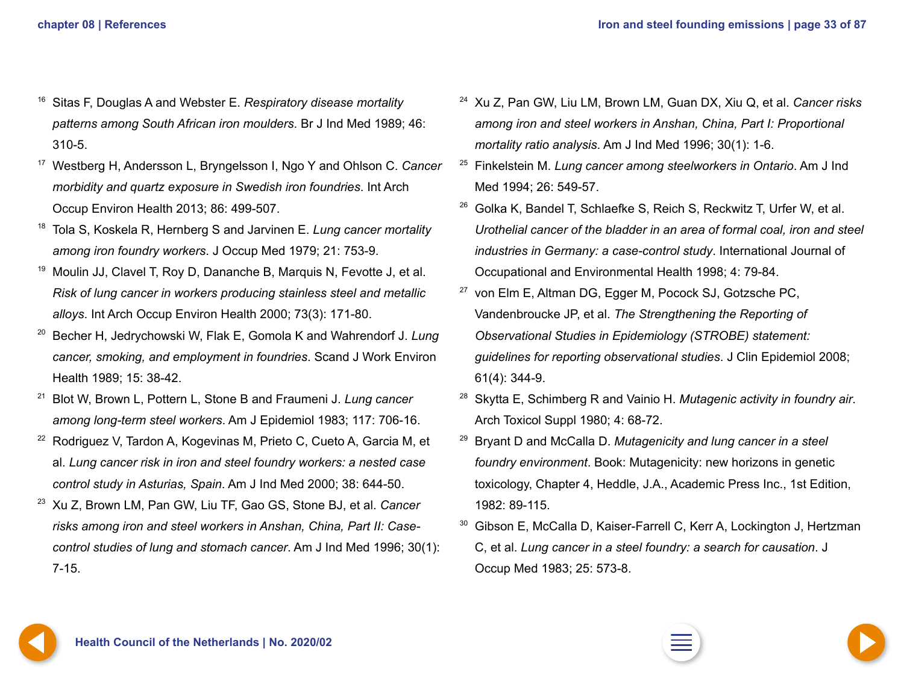16. Sitas F, Douglas A and Webster E. *Respiratory disease mortality patterns among South African iron moulders*. Br J Ind Med 1989; 46: 310-5.
17. Westberg H, Andersson L, Bryngelsson I, Ngo Y and Ohlson C. *Cancer morbidity and quartz exposure in Swedish iron foundries*. Int Arch Occup Environ Health 2013; 86: 499-507.
18. Tola S, Koskela R, Hernberg S and Jarvinen E. *Lung cancer mortality among iron foundry workers*. J Occup Med 1979; 21: 753-9.
19. Moulin JJ, Clavel T, Roy D, Dananche B, Marquis N, Fevotte J, et al. *Risk of lung cancer in workers producing stainless steel and metallic alloys*. Int Arch Occup Environ Health 2000; 73(3): 171-80.
20. Becher H, Jedrychowski W, Flak E, Gomola K and Wahrendorf J. *Lung cancer, smoking, and employment in foundries*. Scand J Work Environ Health 1989; 15: 38-42.
21. Blot W, Brown L, Pottern L, Stone B and Fraumeni J. *Lung cancer among long-term steel workers*. Am J Epidemiol 1983; 117: 706-16.
22. Rodriguez V, Tardon A, Kogevinas M, Prieto C, Cueto A, Garcia M, et al. *Lung cancer risk in iron and steel foundry workers: a nested case control study in Asturias, Spain*. Am J Ind Med 2000; 38: 644-50.
23. Xu Z, Brown LM, Pan GW, Liu TF, Gao GS, Stone BJ, et al. *Cancer risks among iron and steel workers in Anshan, China, Part II: Case-control studies of lung and stomach cancer*. Am J Ind Med 1996; 30(1): 7-15.
24. Xu Z, Pan GW, Liu LM, Brown LM, Guan DX, Xiu Q, et al. *Cancer risks among iron and steel workers in Anshan, China, Part I: Proportional mortality ratio analysis*. Am J Ind Med 1996; 30(1): 1-6.
25. Finkelstein M. *Lung cancer among steelworkers in Ontario*. Am J Ind Med 1994; 26: 549-57.
26. Golka K, Bandel T, Schlaefke S, Reich S, Reckwitz T, Urfer W, et al. *Urothelial cancer of the bladder in an area of formal coal, iron and steel industries in Germany: a case-control study*. International Journal of Occupational and Environmental Health 1998; 4: 79-84.
27. von Elm E, Altman DG, Egger M, Pocock SJ, Gotzsche PC, Vandenbroucke JP, et al. *The Strengthening the Reporting of Observational Studies in Epidemiology (STROBE) statement: guidelines for reporting observational studies*. J Clin Epidemiol 2008; 61(4): 344-9.
28. Skytta E, Schimberg R and Vainio H. *Mutagenic activity in foundry air*. Arch Toxicol Suppl 1980; 4: 68-72.
29. Bryant D and McCalla D. *Mutagenicity and lung cancer in a steel foundry environment*. Book: Mutagenicity: new horizons in genetic toxicology, Chapter 4, Heddle, J.A., Academic Press Inc., 1st Edition, 1982: 89-115.
30. Gibson E, McCalla D, Kaiser-Farrell C, Kerr A, Lockington J, Hertzman C, et al. *Lung cancer in a steel foundry: a search for causation*. J Occup Med 1983; 25: 573-8.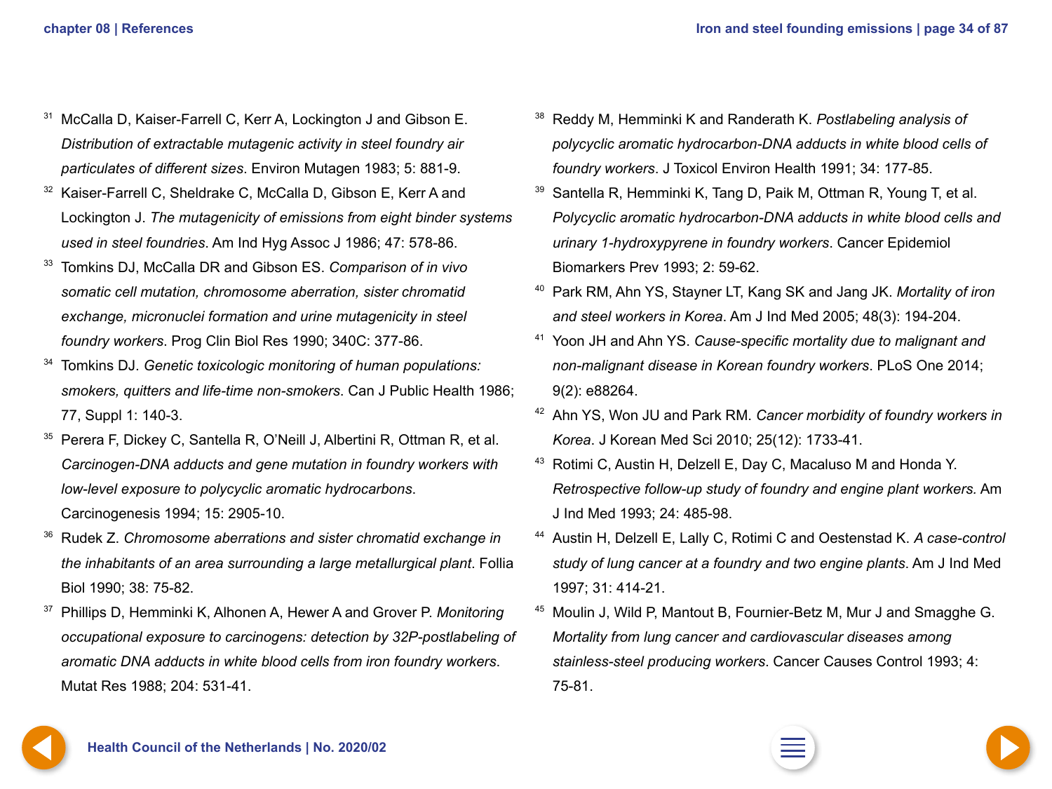31 McCalla D, Kaiser-Farrell C, Kerr A, Lockington J and Gibson E. *Distribution of extractable mutagenic activity in steel foundry air particulates of different sizes*. Environ Mutagen 1983; 5: 881-9.

32 Kaiser-Farrell C, Sheldrake C, McCalla D, Gibson E, Kerr A and Lockington J. *The mutagenicity of emissions from eight binder systems used in steel foundries*. Am Ind Hyg Assoc J 1986; 47: 578-86.

33 Tomkins DJ, McCalla DR and Gibson ES. *Comparison of in vivo somatic cell mutation, chromosome aberration, sister chromatid exchange, micronuclei formation and urine mutagenicity in steel foundry workers*. Prog Clin Biol Res 1990; 340C: 377-86.

34 Tomkins DJ. *Genetic toxicologic monitoring of human populations: smokers, quitters and life-time non-smokers*. Can J Public Health 1986; 77, Suppl 1: 140-3.

35 Perera F, Dickey C, Santella R, O'Neill J, Albertini R, Ottman R, et al. *Carcinogen-DNA adducts and gene mutation in foundry workers with low-level exposure to polycyclic aromatic hydrocarbons*. Carcinogenesis 1994; 15: 2905-10.

36 Rudek Z. *Chromosome aberrations and sister chromatid exchange in the inhabitants of an area surrounding a large metallurgical plant*. Follia Biol 1990; 38: 75-82.

37 Phillips D, Hemminki K, Alhonen A, Hewer A and Grover P. *Monitoring occupational exposure to carcinogens: detection by 32P-postlabeling of aromatic DNA adducts in white blood cells from iron foundry workers*. Mutat Res 1988; 204: 531-41.

38 Reddy M, Hemminki K and Randerath K. *Postlabeling analysis of polycyclic aromatic hydrocarbon-DNA adducts in white blood cells of foundry workers*. J Toxicol Environ Health 1991; 34: 177-85.

39 Santella R, Hemminki K, Tang D, Paik M, Ottman R, Young T, et al. *Polycyclic aromatic hydrocarbon-DNA adducts in white blood cells and urinary 1-hydroxypyrene in foundry workers*. Cancer Epidemiol Biomarkers Prev 1993; 2: 59-62.

40 Park RM, Ahn YS, Stayner LT, Kang SK and Jang JK. *Mortality of iron and steel workers in Korea*. Am J Ind Med 2005; 48(3): 194-204.

41 Yoon JH and Ahn YS. *Cause-specific mortality due to malignant and non-malignant disease in Korean foundry workers*. PLoS One 2014; 9(2): e88264.

42 Ahn YS, Won JU and Park RM. *Cancer morbidity of foundry workers in Korea*. J Korean Med Sci 2010; 25(12): 1733-41.

43 Rotimi C, Austin H, Delzell E, Day C, Macaluso M and Honda Y. *Retrospective follow-up study of foundry and engine plant workers.* Am J Ind Med 1993; 24: 485-98.

44 Austin H, Delzell E, Lally C, Rotimi C and Oestenstad K. *A case-control study of lung cancer at a foundry and two engine plants*. Am J Ind Med 1997; 31: 414-21.

45 Moulin J, Wild P, Mantout B, Fournier-Betz M, Mur J and Smagghe G. *Mortality from lung cancer and cardiovascular diseases among stainless-steel producing workers*. Cancer Causes Control 1993; 4: 75-81.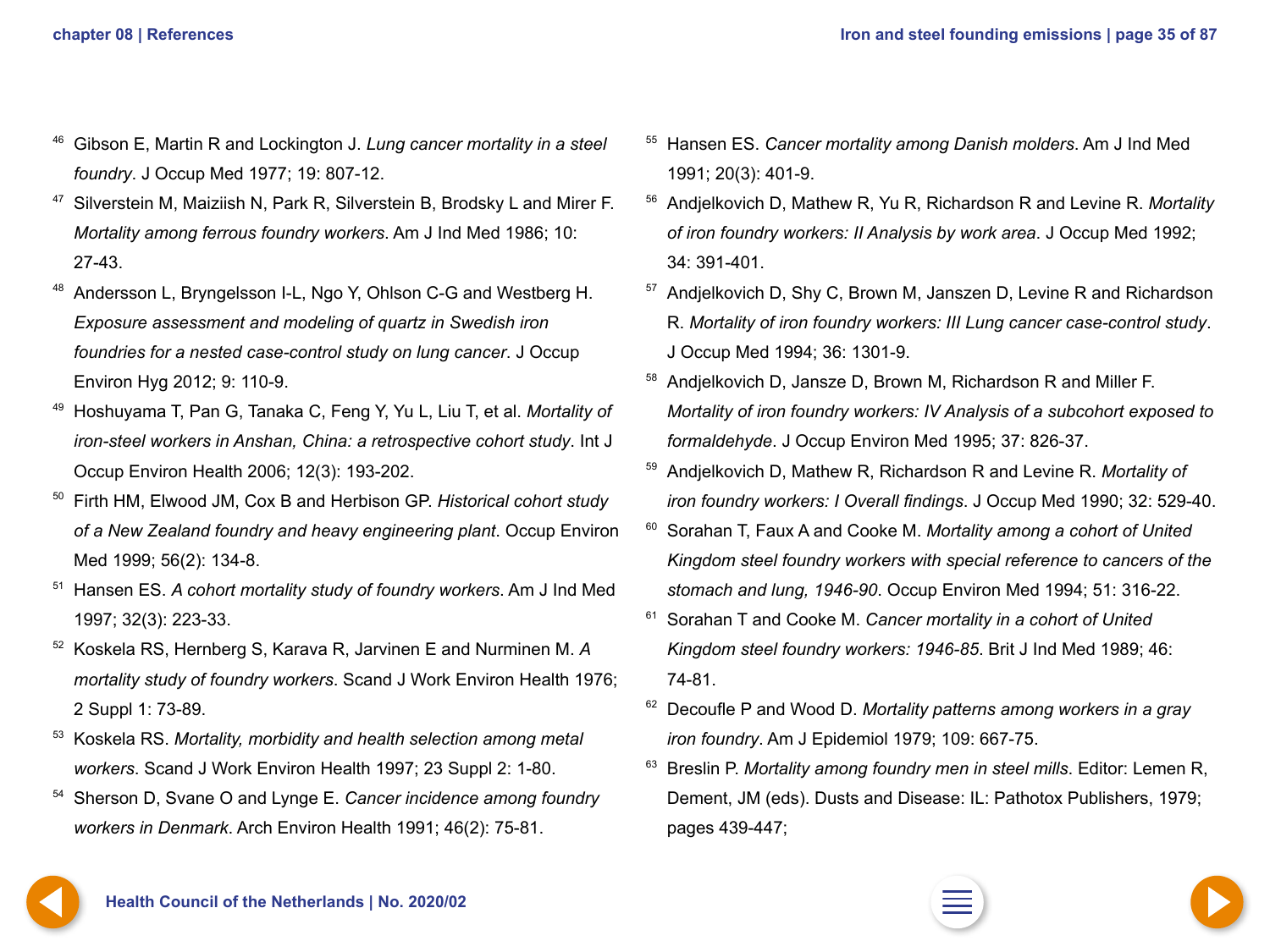[46] Gibson E, Martin R and Lockington J. *Lung cancer mortality in a steel foundry*. J Occup Med 1977; 19: 807-12.

[47] Silverstein M, Maiziish N, Park R, Silverstein B, Brodsky L and Mirer F. *Mortality among ferrous foundry workers*. Am J Ind Med 1986; 10: 27-43.

[48] Andersson L, Bryngelsson I-L, Ngo Y, Ohlson C-G and Westberg H. *Exposure assessment and modeling of quartz in Swedish iron foundries for a nested case-control study on lung cancer*. J Occup Environ Hyg 2012; 9: 110-9.

[49] Hoshuyama T, Pan G, Tanaka C, Feng Y, Yu L, Liu T, et al. *Mortality of iron-steel workers in Anshan, China: a retrospective cohort study*. Int J Occup Environ Health 2006; 12(3): 193-202.

[50] Firth HM, Elwood JM, Cox B and Herbison GP. *Historical cohort study of a New Zealand foundry and heavy engineering plant*. Occup Environ Med 1999; 56(2): 134-8.

[51] Hansen ES. *A cohort mortality study of foundry workers*. Am J Ind Med 1997; 32(3): 223-33.

[52] Koskela RS, Hernberg S, Karava R, Jarvinen E and Nurminen M. *A mortality study of foundry workers*. Scand J Work Environ Health 1976; 2 Suppl 1: 73-89.

[53] Koskela RS. *Mortality, morbidity and health selection among metal workers*. Scand J Work Environ Health 1997; 23 Suppl 2: 1-80.

[54] Sherson D, Svane O and Lynge E. *Cancer incidence among foundry workers in Denmark*. Arch Environ Health 1991; 46(2): 75-81.

[55] Hansen ES. *Cancer mortality among Danish molders*. Am J Ind Med 1991; 20(3): 401-9.

[56] Andjelkovich D, Mathew R, Yu R, Richardson R and Levine R. *Mortality of iron foundry workers: II Analysis by work area*. J Occup Med 1992; 34: 391-401.

[57] Andjelkovich D, Shy C, Brown M, Janszen D, Levine R and Richardson R. *Mortality of iron foundry workers: III Lung cancer case-control study*. J Occup Med 1994; 36: 1301-9.

[58] Andjelkovich D, Jansze D, Brown M, Richardson R and Miller F. *Mortality of iron foundry workers: IV Analysis of a subcohort exposed to formaldehyde*. J Occup Environ Med 1995; 37: 826-37.

[59] Andjelkovich D, Mathew R, Richardson R and Levine R. *Mortality of iron foundry workers: I Overall findings*. J Occup Med 1990; 32: 529-40.

[60] Sorahan T, Faux A and Cooke M. *Mortality among a cohort of United Kingdom steel foundry workers with special reference to cancers of the stomach and lung, 1946-90*. Occup Environ Med 1994; 51: 316-22.

[61] Sorahan T and Cooke M. *Cancer mortality in a cohort of United Kingdom steel foundry workers: 1946-85*. Brit J Ind Med 1989; 46: 74-81.

[62] Decoufle P and Wood D. *Mortality patterns among workers in a gray iron foundry*. Am J Epidemiol 1979; 109: 667-75.

[63] Breslin P. *Mortality among foundry men in steel mills*. Editor: Lemen R, Dement, JM (eds). Dusts and Disease: IL: Pathotox Publishers, 1979; pages 439-447;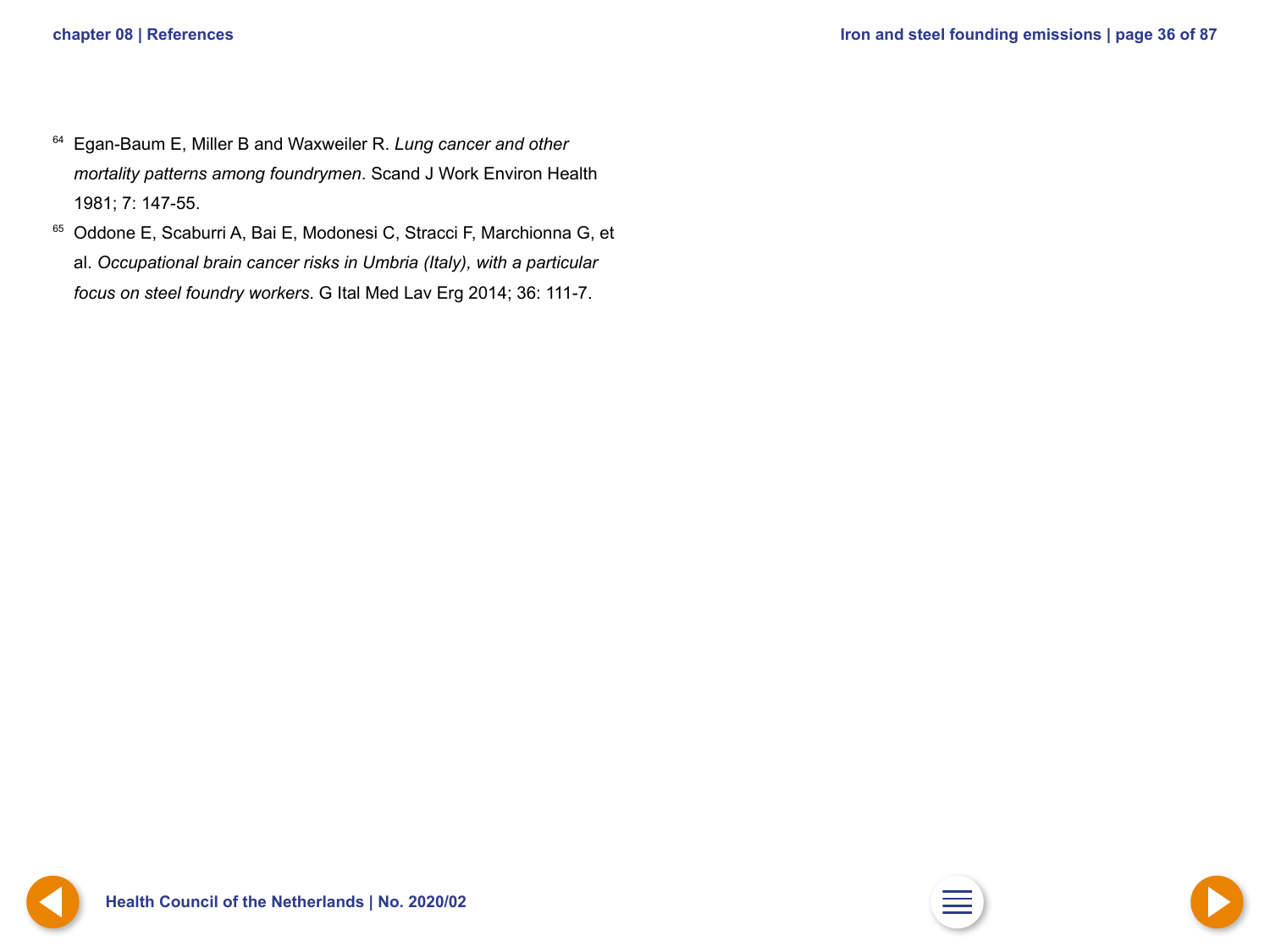[64] Egan-Baum E, Miller B and Waxweiler R. *Lung cancer and other mortality patterns among foundrymen*. Scand J Work Environ Health 1981; 7: 147-55.

[65] Oddone E, Scaburri A, Bai E, Modonesi C, Stracci F, Marchionna G, et al. *Occupational brain cancer risks in Umbria (Italy), with a particular focus on steel foundry workers*. G Ital Med Lav Erg 2014; 36: 111-7.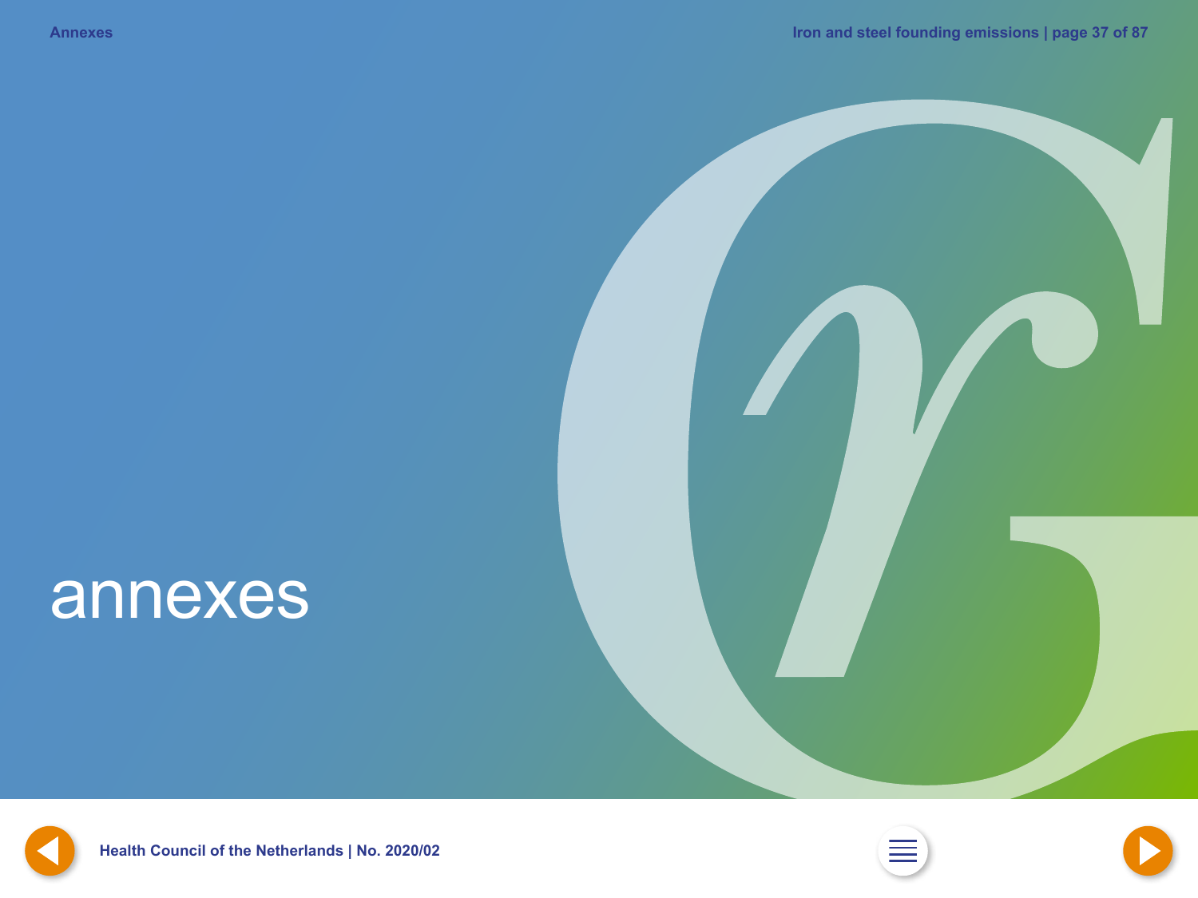# annexes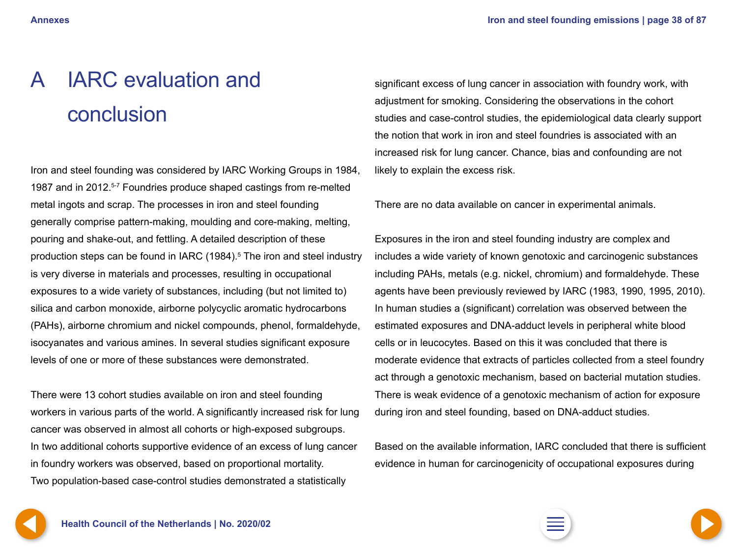# A IARC evaluation and conclusion

Iron and steel founding was considered by IARC Working Groups in 1984, 1987 and in 2012.[5-7] Foundries produce shaped castings from re-melted metal ingots and scrap. The processes in iron and steel founding generally comprise pattern-making, moulding and core-making, melting, pouring and shake-out, and fettling. A detailed description of these production steps can be found in IARC (1984).[5] The iron and steel industry is very diverse in materials and processes, resulting in occupational exposures to a wide variety of substances, including (but not limited to) silica and carbon monoxide, airborne polycyclic aromatic hydrocarbons (PAHs), airborne chromium and nickel compounds, phenol, formaldehyde, isocyanates and various amines. In several studies significant exposure levels of one or more of these substances were demonstrated.

There were 13 cohort studies available on iron and steel founding workers in various parts of the world. A significantly increased risk for lung cancer was observed in almost all cohorts or high-exposed subgroups. In two additional cohorts supportive evidence of an excess of lung cancer in foundry workers was observed, based on proportional mortality. Two population-based case-control studies demonstrated a statistically significant excess of lung cancer in association with foundry work, with adjustment for smoking. Considering the observations in the cohort studies and case-control studies, the epidemiological data clearly support the notion that work in iron and steel foundries is associated with an increased risk for lung cancer. Chance, bias and confounding are not likely to explain the excess risk.

There are no data available on cancer in experimental animals.

Exposures in the iron and steel founding industry are complex and includes a wide variety of known genotoxic and carcinogenic substances including PAHs, metals (e.g. nickel, chromium) and formaldehyde. These agents have been previously reviewed by IARC (1983, 1990, 1995, 2010). In human studies a (significant) correlation was observed between the estimated exposures and DNA-adduct levels in peripheral white blood cells or in leucocytes. Based on this it was concluded that there is moderate evidence that extracts of particles collected from a steel foundry act through a genotoxic mechanism, based on bacterial mutation studies. There is weak evidence of a genotoxic mechanism of action for exposure during iron and steel founding, based on DNA-adduct studies.

Based on the available information, IARC concluded that there is sufficient evidence in human for carcinogenicity of occupational exposures during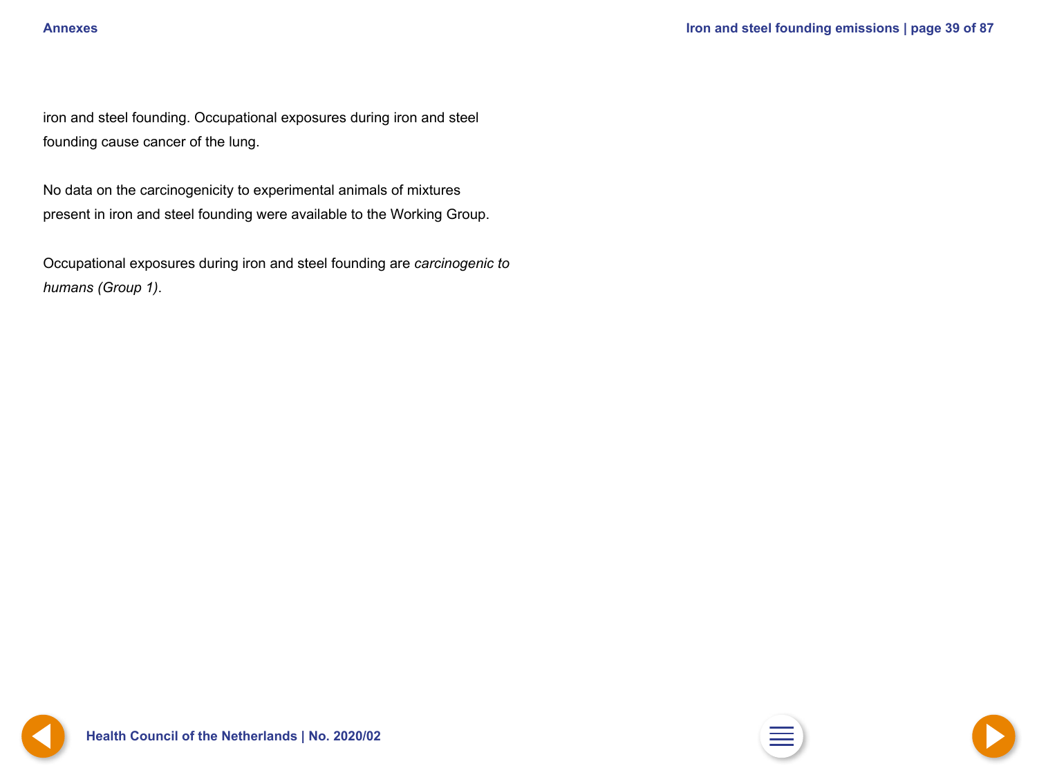iron and steel founding. Occupational exposures during iron and steel founding cause cancer of the lung.

No data on the carcinogenicity to experimental animals of mixtures present in iron and steel founding were available to the Working Group.

Occupational exposures during iron and steel founding are *carcinogenic to humans (Group 1)*.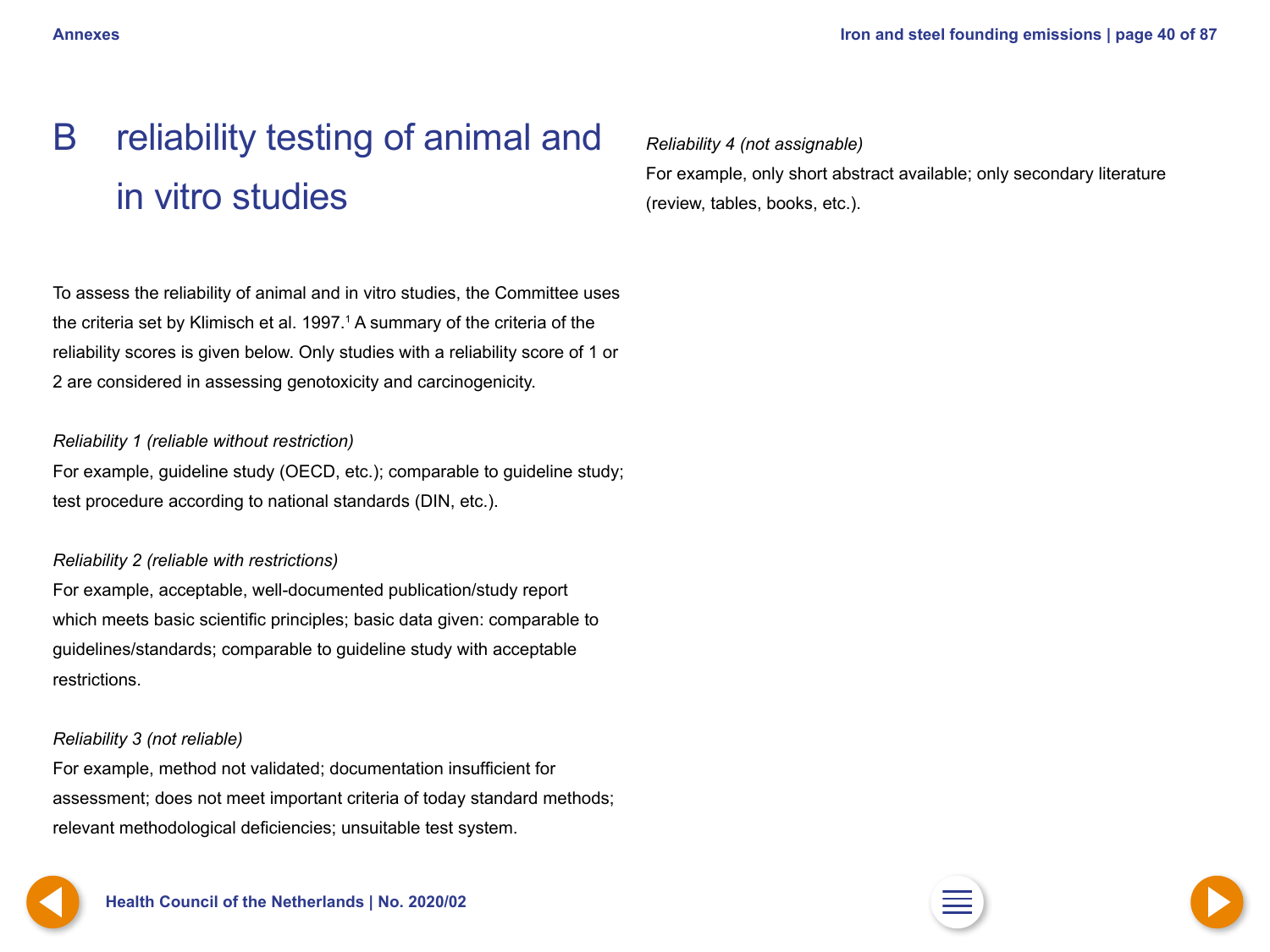# B reliability testing of animal and in vitro studies

To assess the reliability of animal and in vitro studies, the Committee uses the criteria set by Klimisch et al. 1997.[1] A summary of the criteria of the reliability scores is given below. Only studies with a reliability score of 1 or 2 are considered in assessing genotoxicity and carcinogenicity.

*Reliability 1 (reliable without restriction)*
For example, guideline study (OECD, etc.); comparable to guideline study; test procedure according to national standards (DIN, etc.).

*Reliability 2 (reliable with restrictions)*
For example, acceptable, well-documented publication/study report which meets basic scientific principles; basic data given: comparable to guidelines/standards; comparable to guideline study with acceptable restrictions.

*Reliability 3 (not reliable)*
For example, method not validated; documentation insufficient for assessment; does not meet important criteria of today standard methods; relevant methodological deficiencies; unsuitable test system.

*Reliability 4 (not assignable)*
For example, only short abstract available; only secondary literature (review, tables, books, etc.).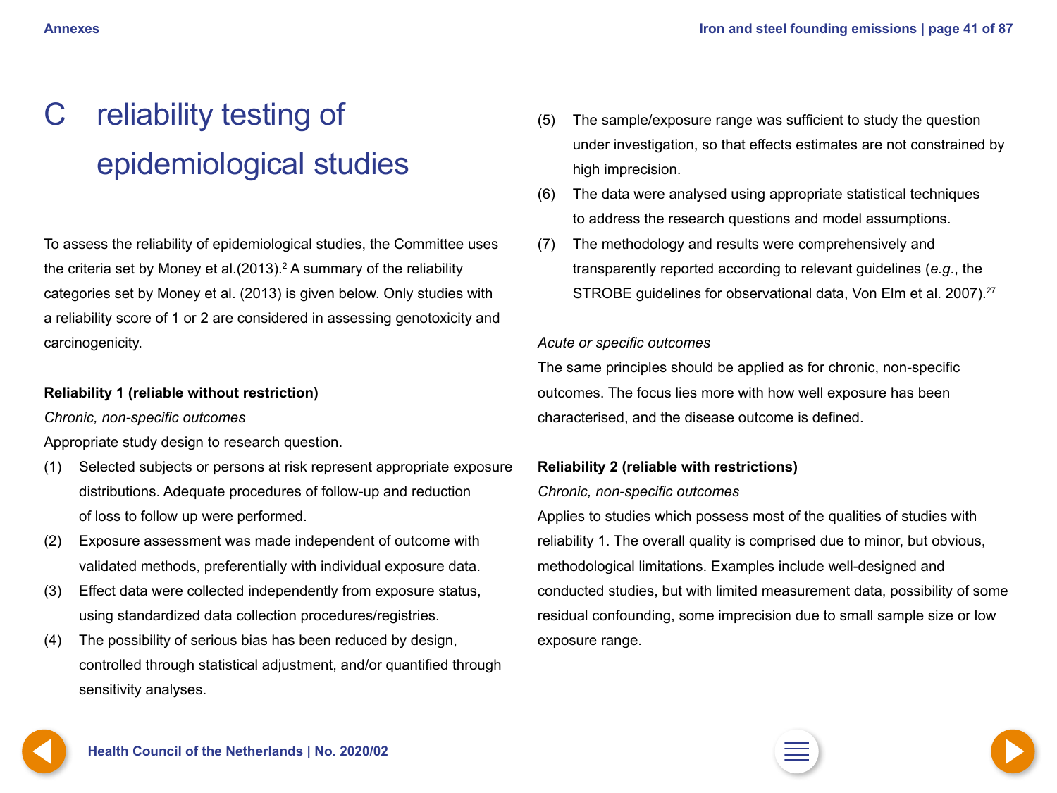# C reliability testing of epidemiological studies

To assess the reliability of epidemiological studies, the Committee uses the criteria set by Money et al.(2013).[2] A summary of the reliability categories set by Money et al. (2013) is given below. Only studies with a reliability score of 1 or 2 are considered in assessing genotoxicity and carcinogenicity.

**Reliability 1 (reliable without restriction)**

*Chronic, non-specific outcomes*

Appropriate study design to research question.

(1) Selected subjects or persons at risk represent appropriate exposure distributions. Adequate procedures of follow-up and reduction of loss to follow up were performed.
(2) Exposure assessment was made independent of outcome with validated methods, preferentially with individual exposure data.
(3) Effect data were collected independently from exposure status, using standardized data collection procedures/registries.
(4) The possibility of serious bias has been reduced by design, controlled through statistical adjustment, and/or quantified through sensitivity analyses.
(5) The sample/exposure range was sufficient to study the question under investigation, so that effects estimates are not constrained by high imprecision.
(6) The data were analysed using appropriate statistical techniques to address the research questions and model assumptions.
(7) The methodology and results were comprehensively and transparently reported according to relevant guidelines (*e.g.*, the STROBE guidelines for observational data, Von Elm et al. 2007).[27]

*Acute or specific outcomes*

The same principles should be applied as for chronic, non-specific outcomes. The focus lies more with how well exposure has been characterised, and the disease outcome is defined.

**Reliability 2 (reliable with restrictions)**

*Chronic, non-specific outcomes*

Applies to studies which possess most of the qualities of studies with reliability 1. The overall quality is comprised due to minor, but obvious, methodological limitations. Examples include well-designed and conducted studies, but with limited measurement data, possibility of some residual confounding, some imprecision due to small sample size or low exposure range.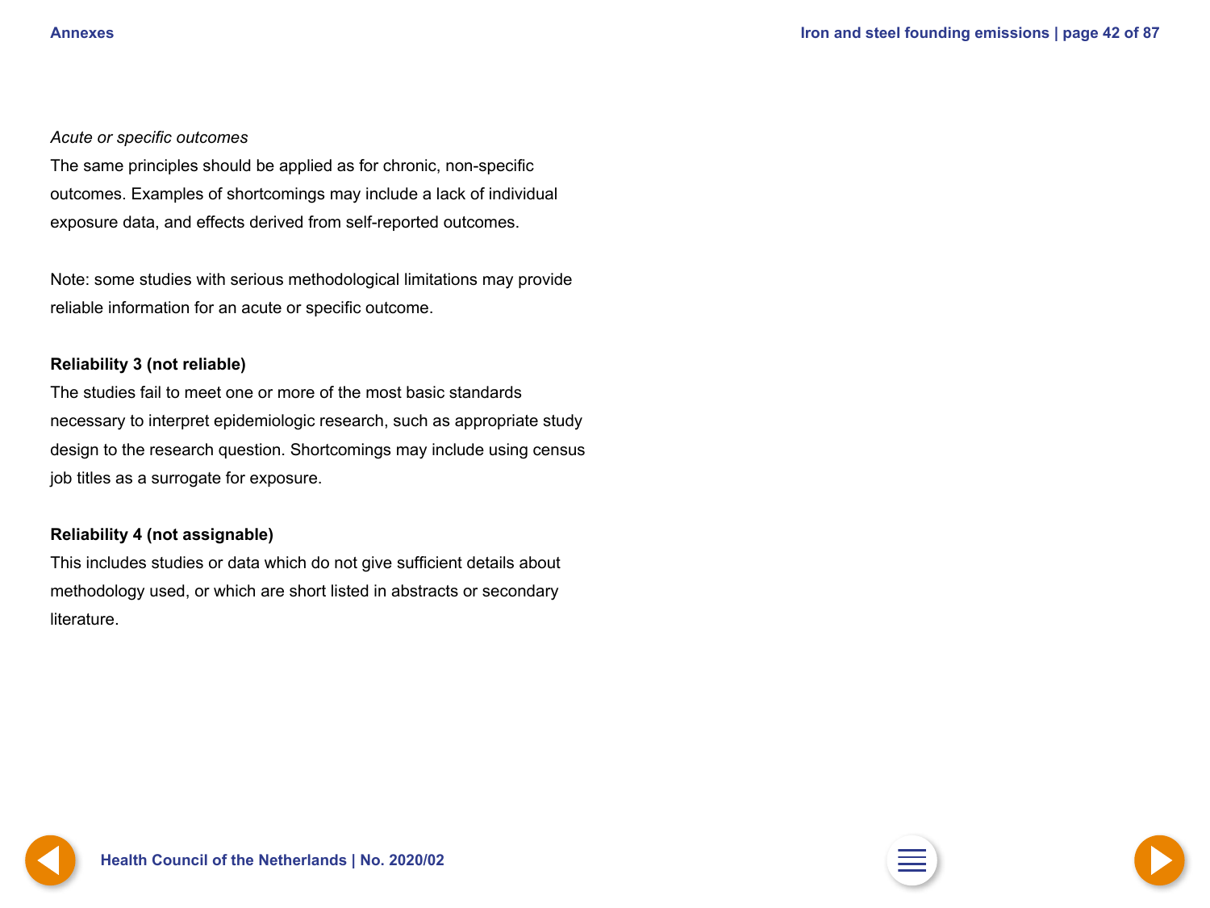*Acute or specific outcomes*

The same principles should be applied as for chronic, non-specific outcomes. Examples of shortcomings may include a lack of individual exposure data, and effects derived from self-reported outcomes.

Note: some studies with serious methodological limitations may provide reliable information for an acute or specific outcome.

**Reliability 3 (not reliable)**

The studies fail to meet one or more of the most basic standards necessary to interpret epidemiologic research, such as appropriate study design to the research question. Shortcomings may include using census job titles as a surrogate for exposure.

**Reliability 4 (not assignable)**

This includes studies or data which do not give sufficient details about methodology used, or which are short listed in abstracts or secondary literature.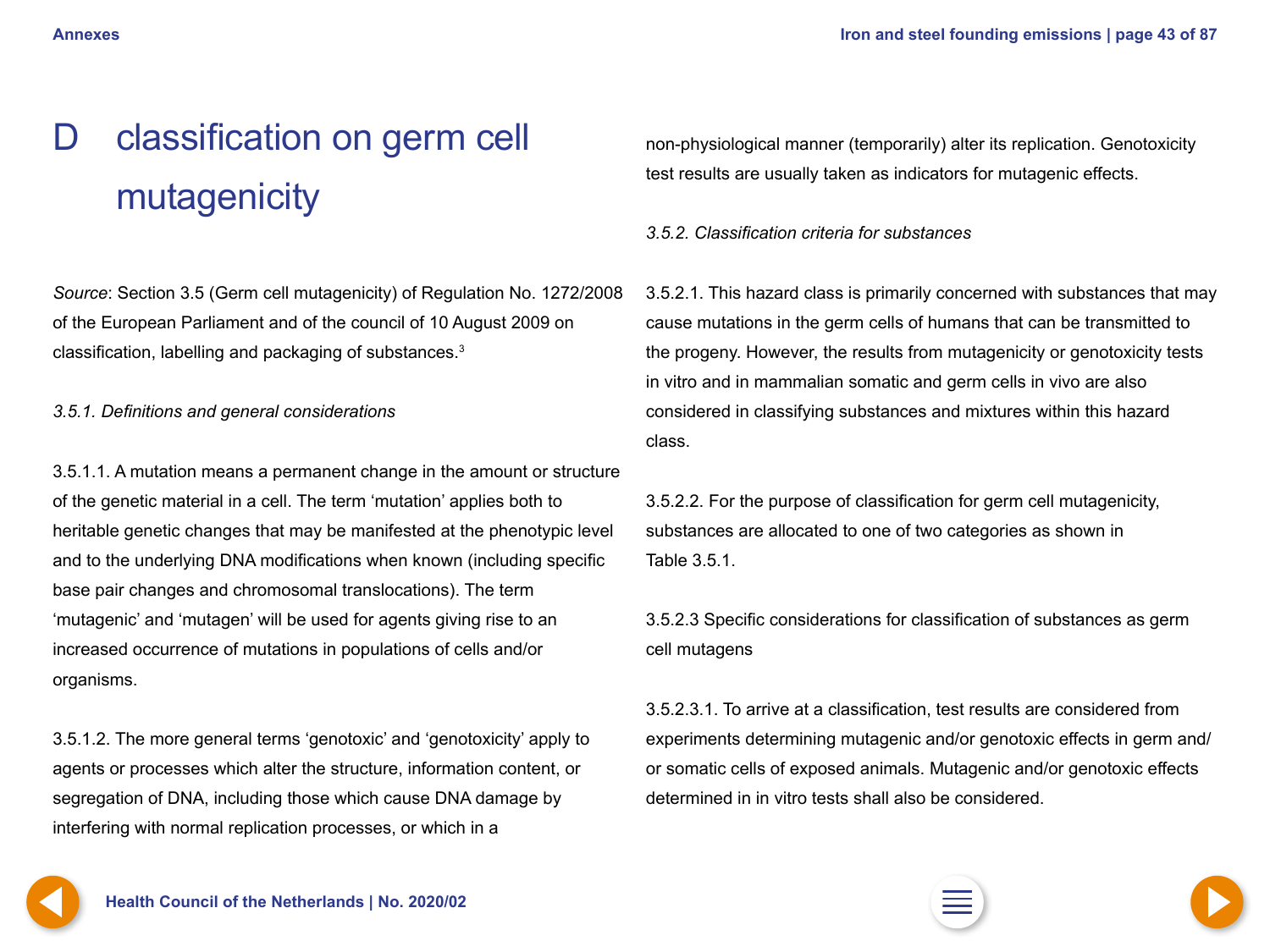# D classification on germ cell mutagenicity

*Source*: Section 3.5 (Germ cell mutagenicity) of Regulation No. 1272/2008 of the European Parliament and of the council of 10 August 2009 on classification, labelling and packaging of substances.[3]

*3.5.1. Definitions and general considerations*

3.5.1.1. A mutation means a permanent change in the amount or structure of the genetic material in a cell. The term 'mutation' applies both to heritable genetic changes that may be manifested at the phenotypic level and to the underlying DNA modifications when known (including specific base pair changes and chromosomal translocations). The term 'mutagenic' and 'mutagen' will be used for agents giving rise to an increased occurrence of mutations in populations of cells and/or organisms.

3.5.1.2. The more general terms 'genotoxic' and 'genotoxicity' apply to agents or processes which alter the structure, information content, or segregation of DNA, including those which cause DNA damage by interfering with normal replication processes, or which in a non-physiological manner (temporarily) alter its replication. Genotoxicity test results are usually taken as indicators for mutagenic effects.

*3.5.2. Classification criteria for substances*

3.5.2.1. This hazard class is primarily concerned with substances that may cause mutations in the germ cells of humans that can be transmitted to the progeny. However, the results from mutagenicity or genotoxicity tests in vitro and in mammalian somatic and germ cells in vivo are also considered in classifying substances and mixtures within this hazard class.

3.5.2.2. For the purpose of classification for germ cell mutagenicity, substances are allocated to one of two categories as shown in Table 3.5.1.

3.5.2.3 Specific considerations for classification of substances as germ cell mutagens

3.5.2.3.1. To arrive at a classification, test results are considered from experiments determining mutagenic and/or genotoxic effects in germ and/or somatic cells of exposed animals. Mutagenic and/or genotoxic effects determined in in vitro tests shall also be considered.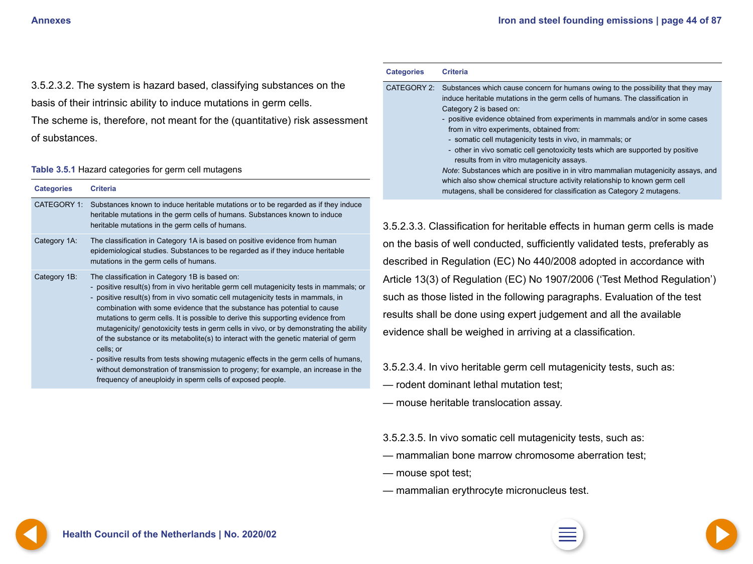3.5.2.3.2. The system is hazard based, classifying substances on the basis of their intrinsic ability to induce mutations in germ cells.
The scheme is, therefore, not meant for the (quantitative) risk assessment of substances.

**Table 3.5.1** Hazard categories for germ cell mutagens

| Categories | Criteria |
| --- | --- |
| CATEGORY 1: | Substances known to induce heritable mutations or to be regarded as if they induce heritable mutations in the germ cells of humans. Substances known to induce heritable mutations in the germ cells of humans. |
| Category 1A: | The classification in Category 1A is based on positive evidence from human epidemiological studies. Substances to be regarded as if they induce heritable mutations in the germ cells of humans. |
| Category 1B: | The classification in Category 1B is based on:<br>- positive result(s) from in vivo heritable germ cell mutagenicity tests in mammals; or<br>- positive result(s) from in vivo somatic cell mutagenicity tests in mammals, in combination with some evidence that the substance has potential to cause mutations to germ cells. It is possible to derive this supporting evidence from mutagenicity/ genotoxicity tests in germ cells in vivo, or by demonstrating the ability of the substance or its metabolite(s) to interact with the genetic material of germ cells; or<br>- positive results from tests showing mutagenic effects in the germ cells of humans, without demonstration of transmission to progeny; for example, an increase in the frequency of aneuploidy in sperm cells of exposed people. |
| CATEGORY 2: | Substances which cause concern for humans owing to the possibility that they may induce heritable mutations in the germ cells of humans. The classification in Category 2 is based on:<br>- positive evidence obtained from experiments in mammals and/or in some cases from in vitro experiments, obtained from:<br>- somatic cell mutagenicity tests in vivo, in mammals; or<br>- other in vivo somatic cell genotoxicity tests which are supported by positive results from in vitro mutagenicity assays.<br>*Note*: Substances which are positive in in vitro mammalian mutagenicity assays, and which also show chemical structure activity relationship to known germ cell mutagens, shall be considered for classification as Category 2 mutagens. |

3.5.2.3.3. Classification for heritable effects in human germ cells is made on the basis of well conducted, sufficiently validated tests, preferably as described in Regulation (EC) No 440/2008 adopted in accordance with Article 13(3) of Regulation (EC) No 1907/2006 ('Test Method Regulation') such as those listed in the following paragraphs. Evaluation of the test results shall be done using expert judgement and all the available evidence shall be weighed in arriving at a classification.

3.5.2.3.4. In vivo heritable germ cell mutagenicity tests, such as:
— rodent dominant lethal mutation test;
— mouse heritable translocation assay.

3.5.2.3.5. In vivo somatic cell mutagenicity tests, such as:
— mammalian bone marrow chromosome aberration test;
— mouse spot test;
— mammalian erythrocyte micronucleus test.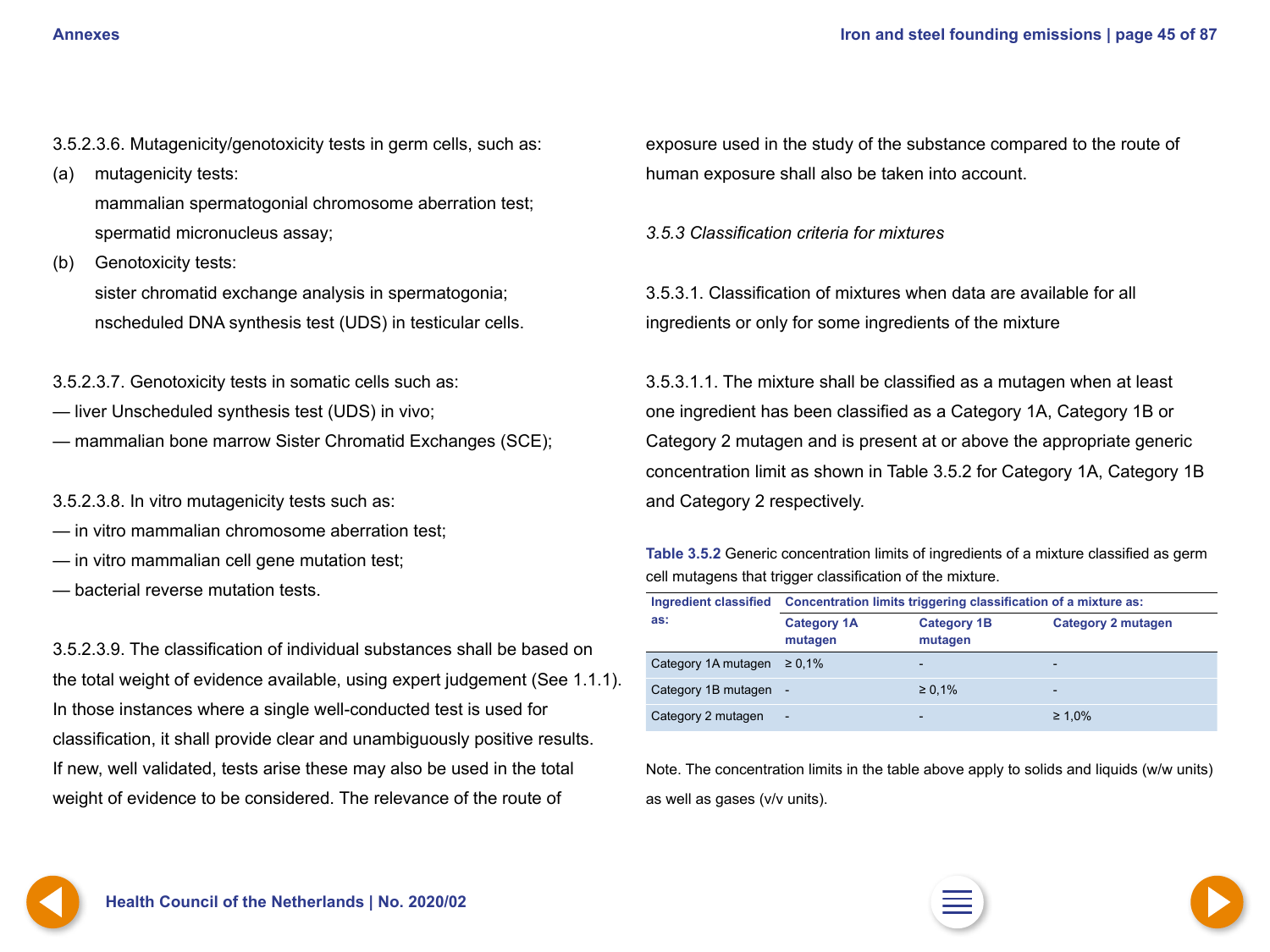3.5.2.3.6. Mutagenicity/genotoxicity tests in germ cells, such as:

(a) mutagenicity tests:

mammalian spermatogonial chromosome aberration test;

spermatid micronucleus assay;

(b) Genotoxicity tests:

sister chromatid exchange analysis in spermatogonia;

nscheduled DNA synthesis test (UDS) in testicular cells.

3.5.2.3.7. Genotoxicity tests in somatic cells such as:

— liver Unscheduled synthesis test (UDS) in vivo;

— mammalian bone marrow Sister Chromatid Exchanges (SCE);

3.5.2.3.8. In vitro mutagenicity tests such as:

— in vitro mammalian chromosome aberration test;

— in vitro mammalian cell gene mutation test;

— bacterial reverse mutation tests.

3.5.2.3.9. The classification of individual substances shall be based on the total weight of evidence available, using expert judgement (See 1.1.1). In those instances where a single well-conducted test is used for classification, it shall provide clear and unambiguously positive results. If new, well validated, tests arise these may also be used in the total weight of evidence to be considered. The relevance of the route of exposure used in the study of the substance compared to the route of human exposure shall also be taken into account.

*3.5.3 Classification criteria for mixtures*

3.5.3.1. Classification of mixtures when data are available for all ingredients or only for some ingredients of the mixture

3.5.3.1.1. The mixture shall be classified as a mutagen when at least one ingredient has been classified as a Category 1A, Category 1B or Category 2 mutagen and is present at or above the appropriate generic concentration limit as shown in Table 3.5.2 for Category 1A, Category 1B and Category 2 respectively.

**Table 3.5.2** Generic concentration limits of ingredients of a mixture classified as germ cell mutagens that trigger classification of the mixture.

| Ingredient classified as: | Concentration limits triggering classification of a mixture as: | | |
|---|---|---|---|
| | Category 1A mutagen | Category 1B mutagen | Category 2 mutagen |
| Category 1A mutagen | ≥ 0,1% | - | - |
| Category 1B mutagen | - | ≥ 0,1% | - |
| Category 2 mutagen | - | - | ≥ 1,0% |

Note. The concentration limits in the table above apply to solids and liquids (w/w units) as well as gases (v/v units).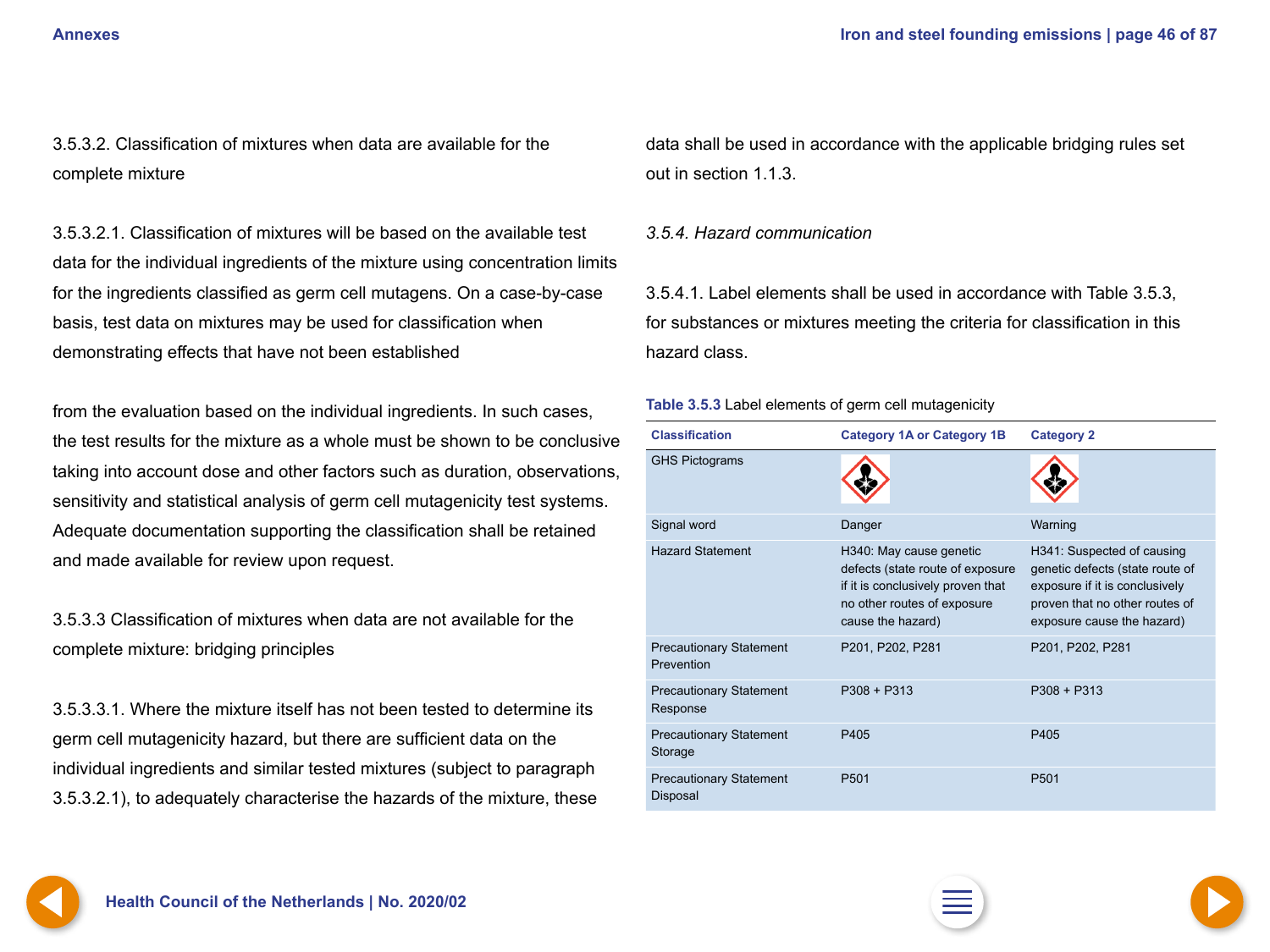3.5.3.2. Classification of mixtures when data are available for the complete mixture

3.5.3.2.1. Classification of mixtures will be based on the available test data for the individual ingredients of the mixture using concentration limits for the ingredients classified as germ cell mutagens. On a case-by-case basis, test data on mixtures may be used for classification when demonstrating effects that have not been established

from the evaluation based on the individual ingredients. In such cases, the test results for the mixture as a whole must be shown to be conclusive taking into account dose and other factors such as duration, observations, sensitivity and statistical analysis of germ cell mutagenicity test systems. Adequate documentation supporting the classification shall be retained and made available for review upon request.

3.5.3.3 Classification of mixtures when data are not available for the complete mixture: bridging principles

3.5.3.3.1. Where the mixture itself has not been tested to determine its germ cell mutagenicity hazard, but there are sufficient data on the individual ingredients and similar tested mixtures (subject to paragraph 3.5.3.2.1), to adequately characterise the hazards of the mixture, these data shall be used in accordance with the applicable bridging rules set out in section 1.1.3.

*3.5.4. Hazard communication*

3.5.4.1. Label elements shall be used in accordance with Table 3.5.3, for substances or mixtures meeting the criteria for classification in this hazard class.

**Table 3.5.3** Label elements of germ cell mutagenicity

| Classification | Category 1A or Category 1B | Category 2 |
|---|---|---|
| GHS Pictograms | | |
| Signal word | Danger | Warning |
| Hazard Statement | H340: May cause genetic defects (state route of exposure if it is conclusively proven that no other routes of exposure cause the hazard) | H341: Suspected of causing genetic defects (state route of exposure if it is conclusively proven that no other routes of exposure cause the hazard) |
| Precautionary Statement Prevention | P201, P202, P281 | P201, P202, P281 |
| Precautionary Statement Response | P308 + P313 | P308 + P313 |
| Precautionary Statement Storage | P405 | P405 |
| Precautionary Statement Disposal | P501 | P501 |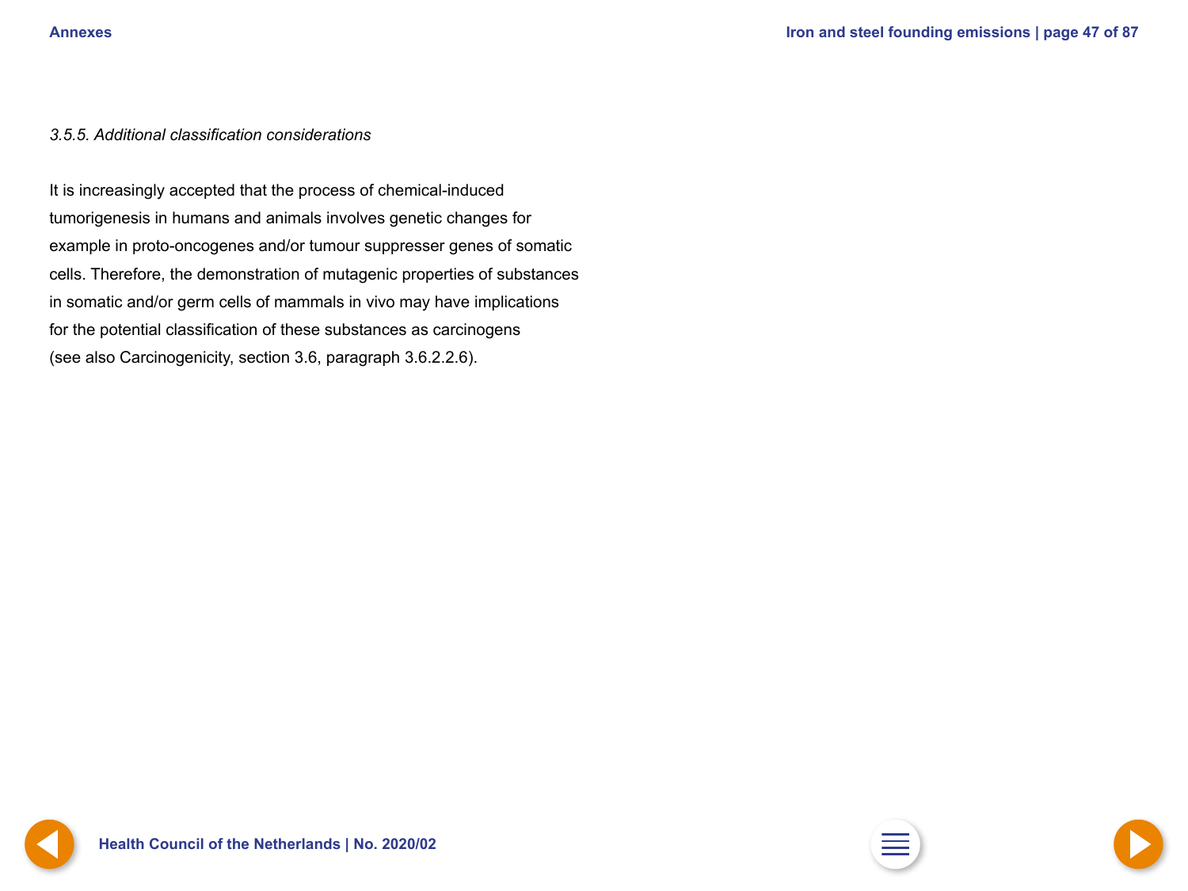*3.5.5. Additional classification considerations*

It is increasingly accepted that the process of chemical-induced tumorigenesis in humans and animals involves genetic changes for example in proto-oncogenes and/or tumour suppresser genes of somatic cells. Therefore, the demonstration of mutagenic properties of substances in somatic and/or germ cells of mammals in vivo may have implications for the potential classification of these substances as carcinogens (see also Carcinogenicity, section 3.6, paragraph 3.6.2.2.6).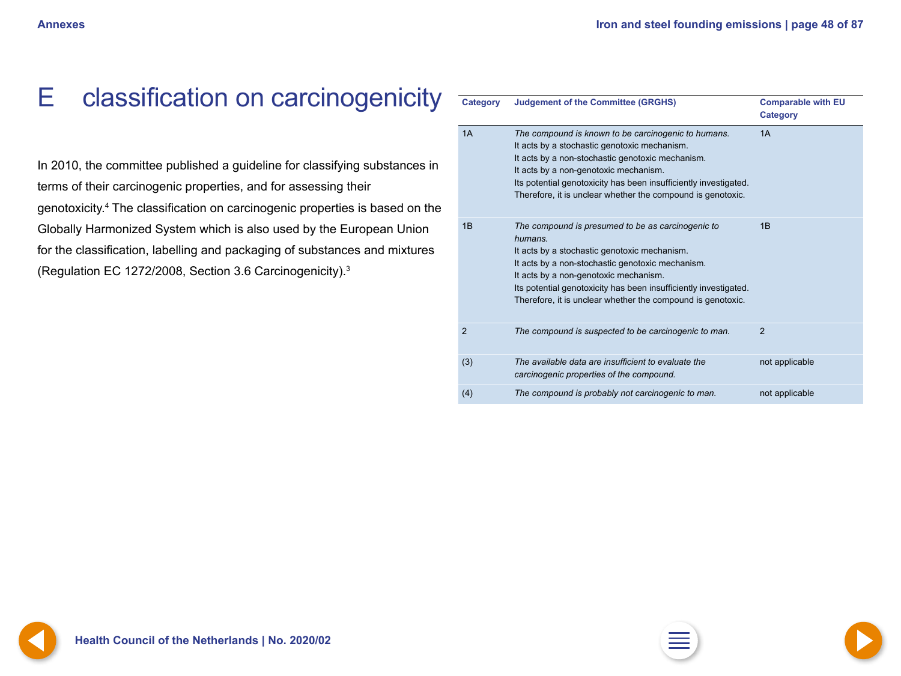# E classification on carcinogenicity

In 2010, the committee published a guideline for classifying substances in terms of their carcinogenic properties, and for assessing their genotoxicity.[4] The classification on carcinogenic properties is based on the Globally Harmonized System which is also used by the European Union for the classification, labelling and packaging of substances and mixtures (Regulation EC 1272/2008, Section 3.6 Carcinogenicity).[3]

| Category | Judgement of the Committee (GRGHS) | Comparable with EU Category |
|---|---|---|
| 1A | *The compound is known to be carcinogenic to humans.*<br>It acts by a stochastic genotoxic mechanism.<br>It acts by a non-stochastic genotoxic mechanism.<br>It acts by a non-genotoxic mechanism.<br>Its potential genotoxicity has been insufficiently investigated. Therefore, it is unclear whether the compound is genotoxic. | 1A |
| 1B | *The compound is presumed to be as carcinogenic to humans.*<br>It acts by a stochastic genotoxic mechanism.<br>It acts by a non-stochastic genotoxic mechanism.<br>It acts by a non-genotoxic mechanism.<br>Its potential genotoxicity has been insufficiently investigated. Therefore, it is unclear whether the compound is genotoxic. | 1B |
| 2 | *The compound is suspected to be carcinogenic to man.* | 2 |
| (3) | *The available data are insufficient to evaluate the carcinogenic properties of the compound.* | not applicable |
| (4) | *The compound is probably not carcinogenic to man.* | not applicable |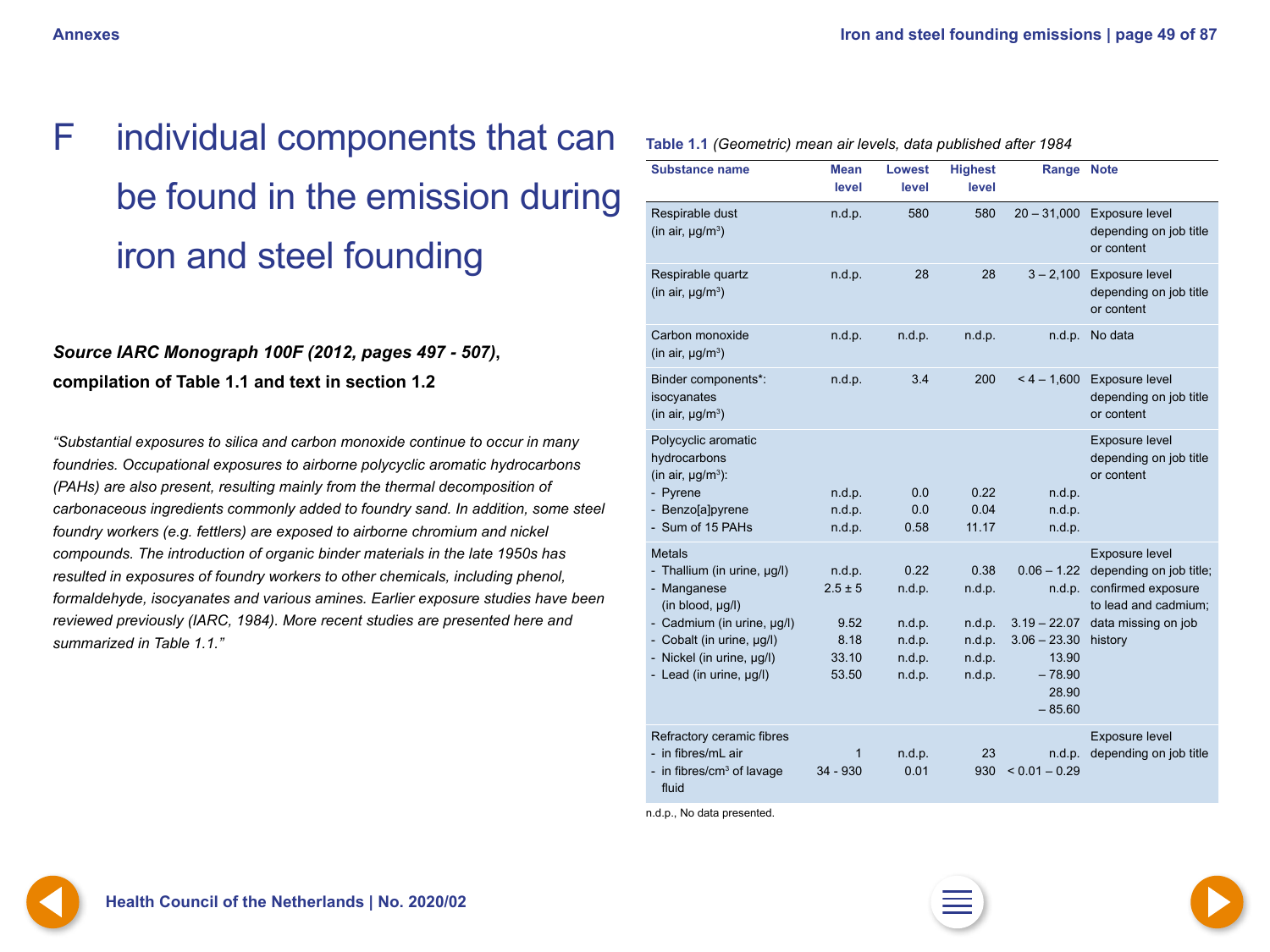# F individual components that can be found in the emission during iron and steel founding

***Source IARC Monograph 100F (2012, pages 497 - 507),***
**compilation of Table 1.1 and text in section 1.2**

*"Substantial exposures to silica and carbon monoxide continue to occur in many foundries. Occupational exposures to airborne polycyclic aromatic hydrocarbons (PAHs) are also present, resulting mainly from the thermal decomposition of carbonaceous ingredients commonly added to foundry sand. In addition, some steel foundry workers (e.g. fettlers) are exposed to airborne chromium and nickel compounds. The introduction of organic binder materials in the late 1950s has resulted in exposures of foundry workers to other chemicals, including phenol, formaldehyde, isocyanates and various amines. Earlier exposure studies have been reviewed previously (IARC, 1984). More recent studies are presented here and summarized in Table 1.1."*

**Table 1.1** *(Geometric) mean air levels, data published after 1984*

| Substance name | Mean level | Lowest level | Highest level | Range | Note |
|---|---|---|---|---|---|
| Respirable dust (in air, μg/m³) | n.d.p. | 580 | 580 | 20 – 31,000 | Exposure level depending on job title or content |
| Respirable quartz (in air, μg/m³) | n.d.p. | 28 | 28 | 3 – 2,100 | Exposure level depending on job title or content |
| Carbon monoxide (in air, μg/m³) | n.d.p. | n.d.p. | n.d.p. | n.d.p. | No data |
| Binder components*: isocyanates (in air, μg/m³) | n.d.p. | 3.4 | 200 | < 4 – 1,600 | Exposure level depending on job title or content |
| Polycyclic aromatic hydrocarbons (in air, μg/m³): | | | | | Exposure level depending on job title or content |
| - Pyrene | n.d.p. | 0.0 | 0.22 | n.d.p. | |
| - Benzo[a]pyrene | n.d.p. | 0.0 | 0.04 | n.d.p. | |
| - Sum of 15 PAHs | n.d.p. | 0.58 | 11.17 | n.d.p. | |
| Metals | | | | | Exposure level depending on job title; confirmed exposure to lead and cadmium; data missing on job history |
| - Thallium (in urine, μg/l) | n.d.p. | 0.22 | 0.38 | 0.06 – 1.22 | |
| - Manganese (in blood, μg/l) | 2.5 ± 5 | n.d.p. | n.d.p. | n.d.p. | |
| - Cadmium (in urine, μg/l) | 9.52 | n.d.p. | n.d.p. | 3.19 – 22.07 | |
| - Cobalt (in urine, μg/l) | 8.18 | n.d.p. | n.d.p. | 3.06 – 23.30 | |
| - Nickel (in urine, μg/l) | 33.10 | n.d.p. | n.d.p. | 13.90 – 78.90 | |
| - Lead (in urine, μg/l) | 53.50 | n.d.p. | n.d.p. | 28.90 – 85.60 | |
| Refractory ceramic fibres | | | | | Exposure level depending on job title |
| - in fibres/mL air | 1 | n.d.p. | 23 | n.d.p. | |
| - in fibres/cm³ of lavage fluid | 34 - 930 | 0.01 | 930 | < 0.01 – 0.29 | |

n.d.p., No data presented.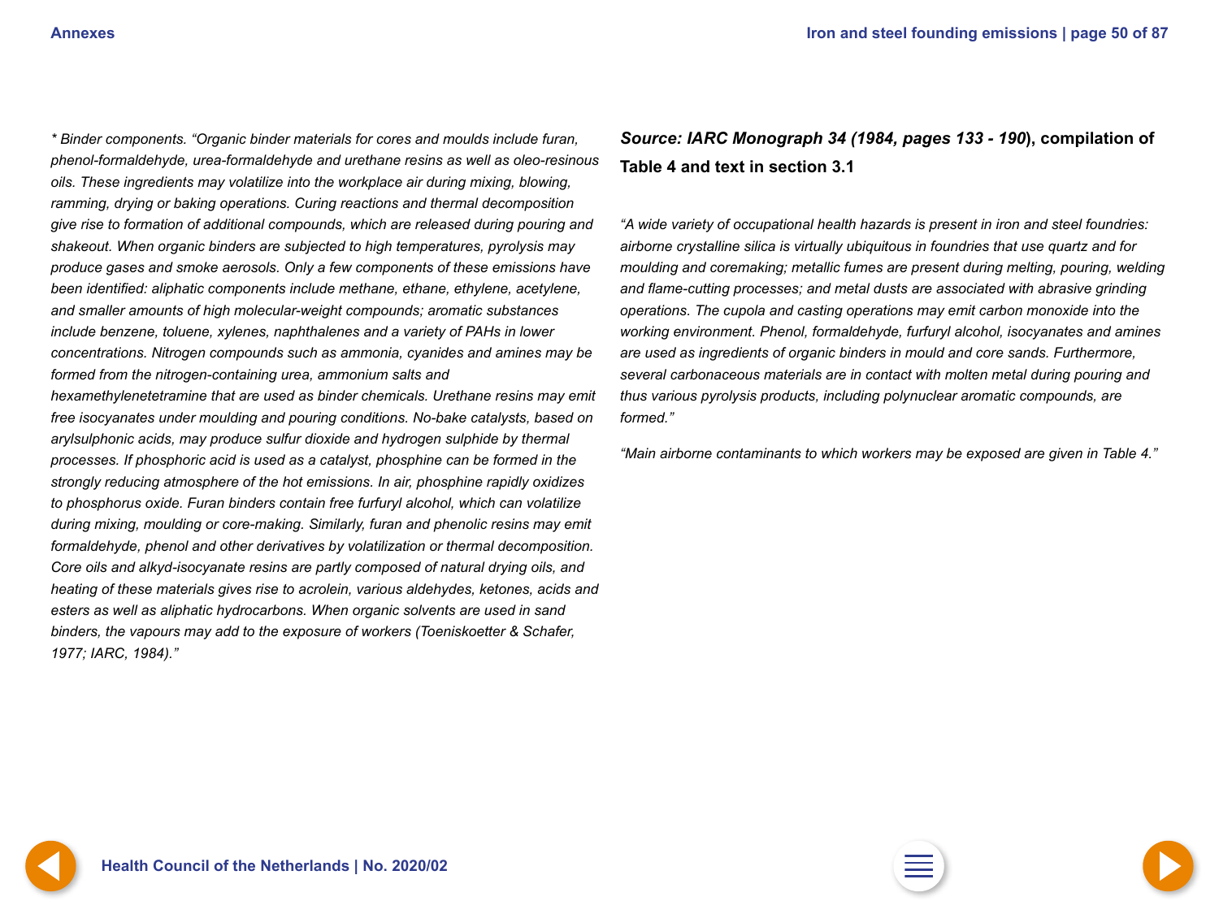*\* Binder components. "Organic binder materials for cores and moulds include furan, phenol-formaldehyde, urea-formaldehyde and urethane resins as well as oleo-resinous oils. These ingredients may volatilize into the workplace air during mixing, blowing, ramming, drying or baking operations. Curing reactions and thermal decomposition give rise to formation of additional compounds, which are released during pouring and shakeout. When organic binders are subjected to high temperatures, pyrolysis may produce gases and smoke aerosols. Only a few components of these emissions have been identified: aliphatic components include methane, ethane, ethylene, acetylene, and smaller amounts of high molecular-weight compounds; aromatic substances include benzene, toluene, xylenes, naphthalenes and a variety of PAHs in lower concentrations. Nitrogen compounds such as ammonia, cyanides and amines may be formed from the nitrogen-containing urea, ammonium salts and hexamethylenetetramine that are used as binder chemicals. Urethane resins may emit free isocyanates under moulding and pouring conditions. No-bake catalysts, based on arylsulphonic acids, may produce sulfur dioxide and hydrogen sulphide by thermal processes. If phosphoric acid is used as a catalyst, phosphine can be formed in the strongly reducing atmosphere of the hot emissions. In air, phosphine rapidly oxidizes to phosphorus oxide. Furan binders contain free furfuryl alcohol, which can volatilize during mixing, moulding or core-making. Similarly, furan and phenolic resins may emit formaldehyde, phenol and other derivatives by volatilization or thermal decomposition. Core oils and alkyd-isocyanate resins are partly composed of natural drying oils, and heating of these materials gives rise to acrolein, various aldehydes, ketones, acids and esters as well as aliphatic hydrocarbons. When organic solvents are used in sand binders, the vapours may add to the exposure of workers (Toeniskoetter & Schafer, 1977; IARC, 1984)."*

**_Source: IARC Monograph 34 (1984, pages 133 - 190_), compilation of Table 4 and text in section 3.1**

*"A wide variety of occupational health hazards is present in iron and steel foundries: airborne crystalline silica is virtually ubiquitous in foundries that use quartz and for moulding and coremaking; metallic fumes are present during melting, pouring, welding and flame-cutting processes; and metal dusts are associated with abrasive grinding operations. The cupola and casting operations may emit carbon monoxide into the working environment. Phenol, formaldehyde, furfuryl alcohol, isocyanates and amines are used as ingredients of organic binders in mould and core sands. Furthermore, several carbonaceous materials are in contact with molten metal during pouring and thus various pyrolysis products, including polynuclear aromatic compounds, are formed."*

*"Main airborne contaminants to which workers may be exposed are given in Table 4."*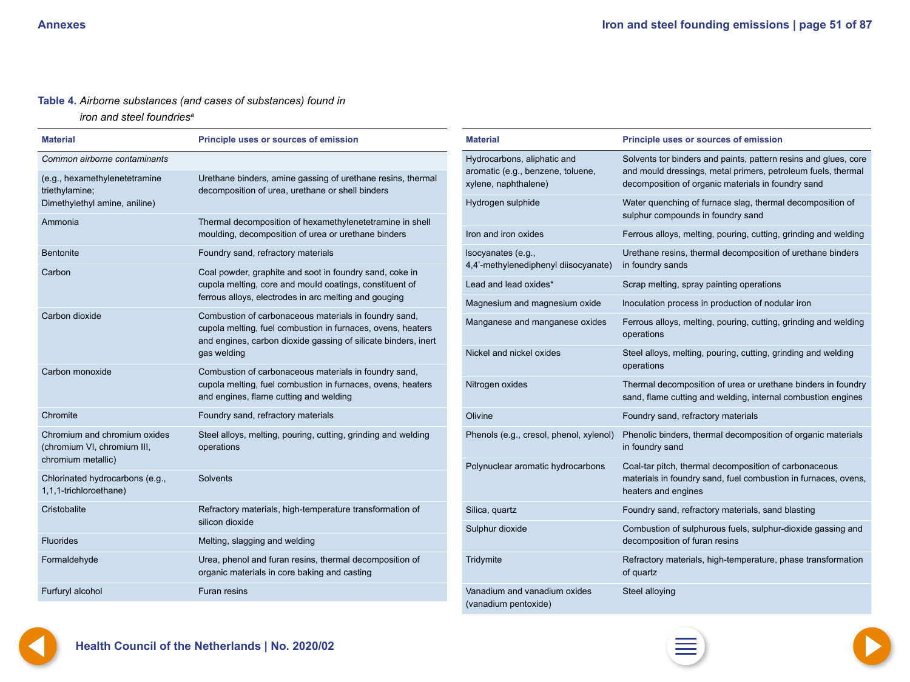**Table 4.** *Airborne substances (and cases of substances) found in iron and steel foundries*[a]

| Material | Principle uses or sources of emission |
|---|---|
| *Common airborne contaminants* | |
| (e.g., hexamethylenetetramine triethylamine; Dimethylethyl amine, aniline) | Urethane binders, amine gassing of urethane resins, thermal decomposition of urea, urethane or shell binders |
| Ammonia | Thermal decomposition of hexamethylenetetramine in shell moulding, decomposition of urea or urethane binders |
| Bentonite | Foundry sand, refractory materials |
| Carbon | Coal powder, graphite and soot in foundry sand, coke in cupola melting, core and mould coatings, constituent of ferrous alloys, electrodes in arc melting and gouging |
| Carbon dioxide | Combustion of carbonaceous materials in foundry sand, cupola melting, fuel combustion in furnaces, ovens, heaters and engines, carbon dioxide gassing of silicate binders, inert gas welding |
| Carbon monoxide | Combustion of carbonaceous materials in foundry sand, cupola melting, fuel combustion in furnaces, ovens, heaters and engines, flame cutting and welding |
| Chromite | Foundry sand, refractory materials |
| Chromium and chromium oxides (chromium VI, chromium III, chromium metallic) | Steel alloys, melting, pouring, cutting, grinding and welding operations |
| Chlorinated hydrocarbons (e.g., 1,1,1-trichloroethane) | Solvents |
| Cristobalite | Refractory materials, high-temperature transformation of silicon dioxide |
| Fluorides | Melting, slagging and welding |
| Formaldehyde | Urea, phenol and furan resins, thermal decomposition of organic materials in core baking and casting |
| Furfuryl alcohol | Furan resins |
| Hydrocarbons, aliphatic and aromatic (e.g., benzene, toluene, xylene, naphthalene) | Solvents tor binders and paints, pattern resins and glues, core and mould dressings, metal primers, petroleum fuels, thermal decomposition of organic materials in foundry sand |
| Hydrogen sulphide | Water quenching of furnace slag, thermal decomposition of sulphur compounds in foundry sand |
| Iron and iron oxides | Ferrous alloys, melting, pouring, cutting, grinding and welding |
| Isocyanates (e.g., 4,4'-methylenediphenyl diisocyanate) | Urethane resins, thermal decomposition of urethane binders in foundry sands |
| Lead and lead oxides* | Scrap melting, spray painting operations |
| Magnesium and magnesium oxide | Inoculation process in production of nodular iron |
| Manganese and manganese oxides | Ferrous alloys, melting, pouring, cutting, grinding and welding operations |
| Nickel and nickel oxides | Steel alloys, melting, pouring, cutting, grinding and welding operations |
| Nitrogen oxides | Thermal decomposition of urea or urethane binders in foundry sand, flame cutting and welding, internal combustion engines |
| Olivine | Foundry sand, refractory materials |
| Phenols (e.g., cresol, phenol, xylenol) | Phenolic binders, thermal decomposition of organic materials in foundry sand |
| Polynuclear aromatic hydrocarbons | Coal-tar pitch, thermal decomposition of carbonaceous materials in foundry sand, fuel combustion in furnaces, ovens, heaters and engines |
| Silica, quartz | Foundry sand, refractory materials, sand blasting |
| Sulphur dioxide | Combustion of sulphurous fuels, sulphur-dioxide gassing and decomposition of furan resins |
| Tridymite | Refractory materials, high-temperature, phase transformation of quartz |
| Vanadium and vanadium oxides (vanadium pentoxide) | Steel alloying |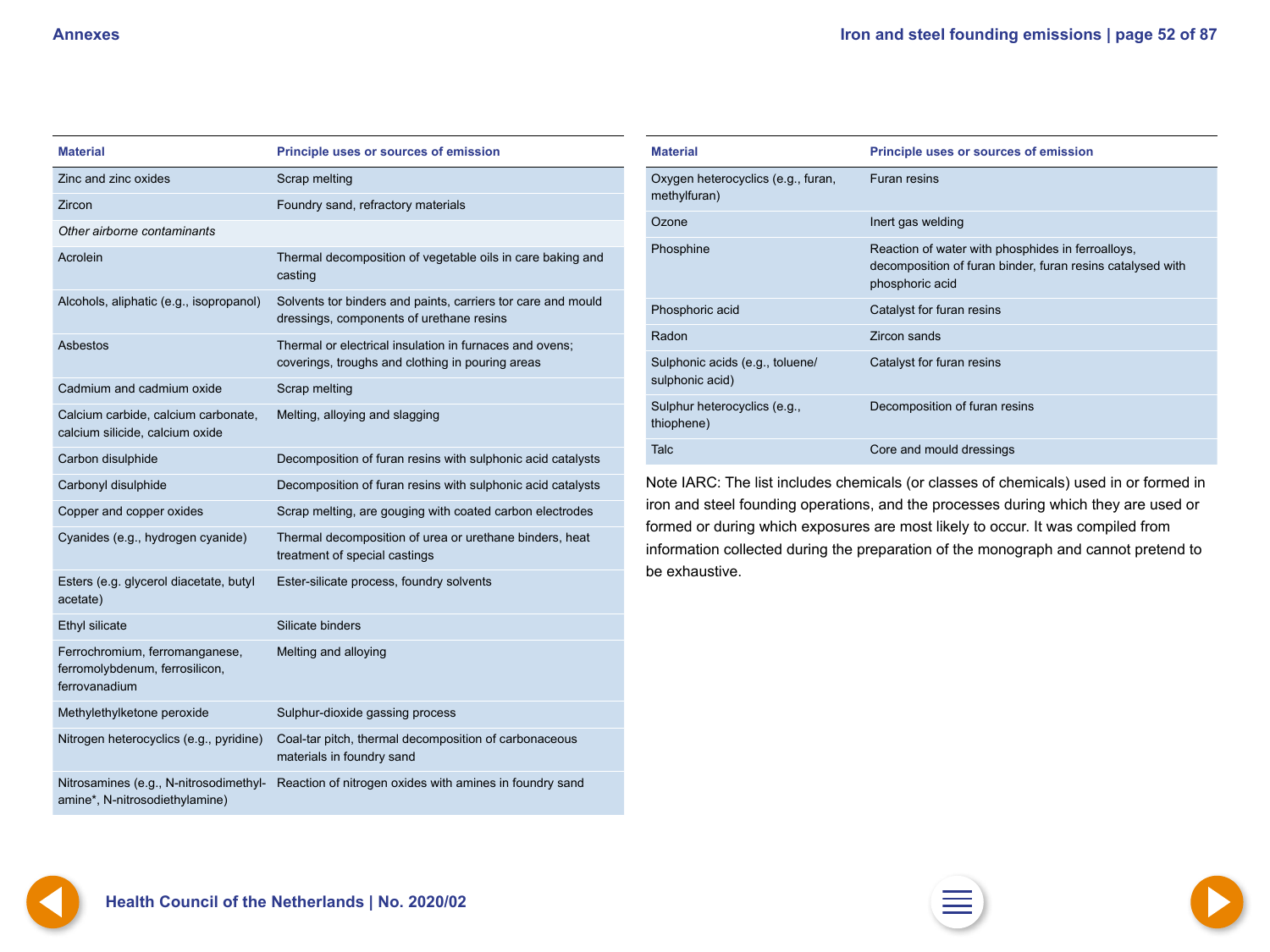| Material | Principle uses or sources of emission |
|---|---|
| Zinc and zinc oxides | Scrap melting |
| Zircon | Foundry sand, refractory materials |
| *Other airborne contaminants* | |
| Acrolein | Thermal decomposition of vegetable oils in care baking and casting |
| Alcohols, aliphatic (e.g., isopropanol) | Solvents tor binders and paints, carriers tor care and mould dressings, components of urethane resins |
| Asbestos | Thermal or electrical insulation in furnaces and ovens; coverings, troughs and clothing in pouring areas |
| Cadmium and cadmium oxide | Scrap melting |
| Calcium carbide, calcium carbonate, calcium silicide, calcium oxide | Melting, alloying and slagging |
| Carbon disulphide | Decomposition of furan resins with sulphonic acid catalysts |
| Carbonyl disulphide | Decomposition of furan resins with sulphonic acid catalysts |
| Copper and copper oxides | Scrap melting, are gouging with coated carbon electrodes |
| Cyanides (e.g., hydrogen cyanide) | Thermal decomposition of urea or urethane binders, heat treatment of special castings |
| Esters (e.g. glycerol diacetate, butyl acetate) | Ester-silicate process, foundry solvents |
| Ethyl silicate | Silicate binders |
| Ferrochromium, ferromanganese, ferromolybdenum, ferrosilicon, ferrovanadium | Melting and alloying |
| Methylethylketone peroxide | Sulphur-dioxide gassing process |
| Nitrogen heterocyclics (e.g., pyridine) | Coal-tar pitch, thermal decomposition of carbonaceous materials in foundry sand |
| Nitrosamines (e.g., N-nitrosodimethyl-amine*, N-nitrosodiethylamine) | Reaction of nitrogen oxides with amines in foundry sand |
| Oxygen heterocyclics (e.g., furan, methylfuran) | Furan resins |
| Ozone | Inert gas welding |
| Phosphine | Reaction of water with phosphides in ferroalloys, decomposition of furan binder, furan resins catalysed with phosphoric acid |
| Phosphoric acid | Catalyst for furan resins |
| Radon | Zircon sands |
| Sulphonic acids (e.g., toluene/ sulphonic acid) | Catalyst for furan resins |
| Sulphur heterocyclics (e.g., thiophene) | Decomposition of furan resins |
| Talc | Core and mould dressings |

Note IARC: The list includes chemicals (or classes of chemicals) used in or formed in iron and steel founding operations, and the processes during which they are used or formed or during which exposures are most likely to occur. It was compiled from information collected during the preparation of the monograph and cannot pretend to be exhaustive.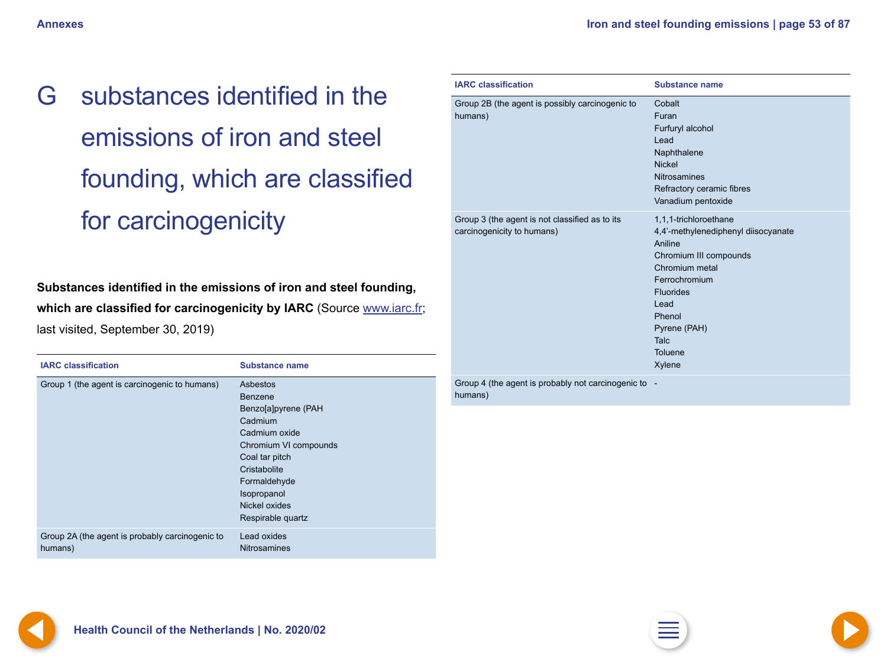# G substances identified in the emissions of iron and steel founding, which are classified for carcinogenicity

**Substances identified in the emissions of iron and steel founding, which are classified for carcinogenicity by IARC** (Source www.iarc.fr; last visited, September 30, 2019)

| IARC classification | Substance name |
|---|---|
| Group 1 (the agent is carcinogenic to humans) | Asbestos<br>Benzene<br>Benzo[a]pyrene (PAH<br>Cadmium<br>Cadmium oxide<br>Chromium VI compounds<br>Coal tar pitch<br>Cristabolite<br>Formaldehyde<br>Isopropanol<br>Nickel oxides<br>Respirable quartz |
| Group 2A (the agent is probably carcinogenic to humans) | Lead oxides<br>Nitrosamines |
| Group 2B (the agent is possibly carcinogenic to humans) | Cobalt<br>Furan<br>Furfuryl alcohol<br>Lead<br>Naphthalene<br>Nickel<br>Nitrosamines<br>Refractory ceramic fibres<br>Vanadium pentoxide |
| Group 3 (the agent is not classified as to its carcinogenicity to humans) | 1,1,1-trichloroethane<br>4,4’-methylenediphenyl diisocyanate<br>Aniline<br>Chromium III compounds<br>Chromium metal<br>Ferrochromium<br>Fluorides<br>Lead<br>Phenol<br>Pyrene (PAH)<br>Talc<br>Toluene<br>Xylene |
| Group 4 (the agent is probably not carcinogenic to humans) | - |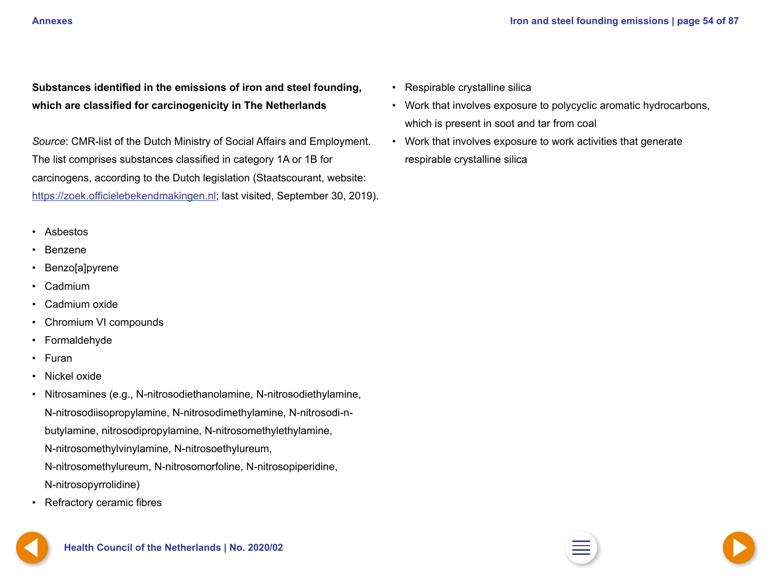**Substances identified in the emissions of iron and steel founding, which are classified for carcinogenicity in The Netherlands**

*Source*: CMR-list of the Dutch Ministry of Social Affairs and Employment. The list comprises substances classified in category 1A or 1B for carcinogens, according to the Dutch legislation (Staatscourant, website: https://zoek.officielebekendmakingen.nl; last visited, September 30, 2019).

- Asbestos
- Benzene
- Benzo[a]pyrene
- Cadmium
- Cadmium oxide
- Chromium VI compounds
- Formaldehyde
- Furan
- Nickel oxide
- Nitrosamines (e.g., N-nitrosodiethanolamine, N-nitrosodiethylamine, N-nitrosodiisopropylamine, N-nitrosodimethylamine, N-nitrosodi-n-butylamine, nitrosodipropylamine, N-nitrosomethylethylamine, N-nitrosomethylvinylamine, N-nitrosoethylureum, N-nitrosomethylureum, N-nitrosomorfoline, N-nitrosopiperidine, N-nitrosopyrrolidine)
- Refractory ceramic fibres
- Respirable crystalline silica
- Work that involves exposure to polycyclic aromatic hydrocarbons, which is present in soot and tar from coal
- Work that involves exposure to work activities that generate respirable crystalline silica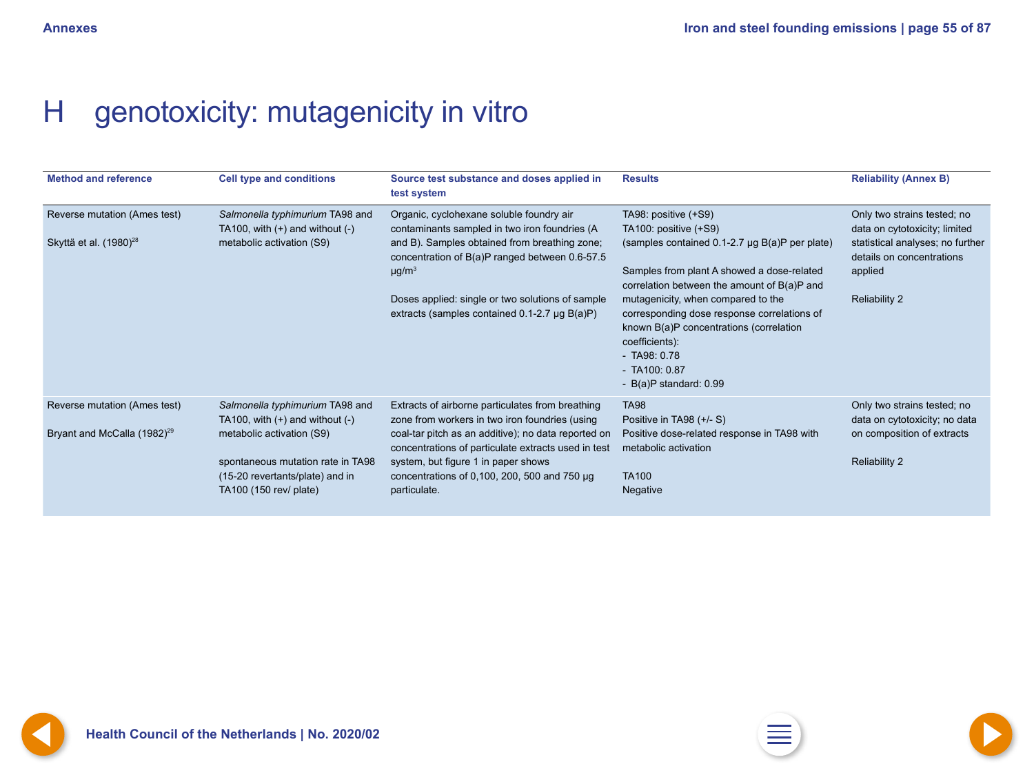# H genotoxicity: mutagenicity in vitro

| Method and reference | Cell type and conditions | Source test substance and doses applied in test system | Results | Reliability (Annex B) |
|---|---|---|---|---|
| Reverse mutation (Ames test)<br><br>Skyttä et al. (1980)[28] | *Salmonella typhimurium* TA98 and TA100, with (+) and without (-) metabolic activation (S9) | Organic, cyclohexane soluble foundry air contaminants sampled in two iron foundries (A and B). Samples obtained from breathing zone; concentration of B(a)P ranged between 0.6-57.5 µg/m$^3$<br><br>Doses applied: single or two solutions of sample extracts (samples contained 0.1-2.7 µg B(a)P) | TA98: positive (+S9)<br>TA100: positive (+S9)<br>(samples contained 0.1-2.7 µg B(a)P per plate)<br><br>Samples from plant A showed a dose-related correlation between the amount of B(a)P and mutagenicity, when compared to the corresponding dose response correlations of known B(a)P concentrations (correlation coefficients):<br>- TA98: 0.78<br>- TA100: 0.87<br>- B(a)P standard: 0.99 | Only two strains tested; no data on cytotoxicity; limited statistical analyses; no further details on concentrations applied<br><br>Reliability 2 |
| Reverse mutation (Ames test)<br><br>Bryant and McCalla (1982)[29] | *Salmonella typhimurium* TA98 and TA100, with (+) and without (-) metabolic activation (S9)<br><br>spontaneous mutation rate in TA98 (15-20 revertants/plate) and in TA100 (150 rev/ plate) | Extracts of airborne particulates from breathing zone from workers in two iron foundries (using coal-tar pitch as an additive); no data reported on concentrations of particulate extracts used in test system, but figure 1 in paper shows concentrations of 0,100, 200, 500 and 750 µg particulate. | TA98<br>Positive in TA98 (+/- S)<br>Positive dose-related response in TA98 with metabolic activation<br><br>TA100<br>Negative | Only two strains tested; no data on cytotoxicity; no data on composition of extracts<br><br>Reliability 2 |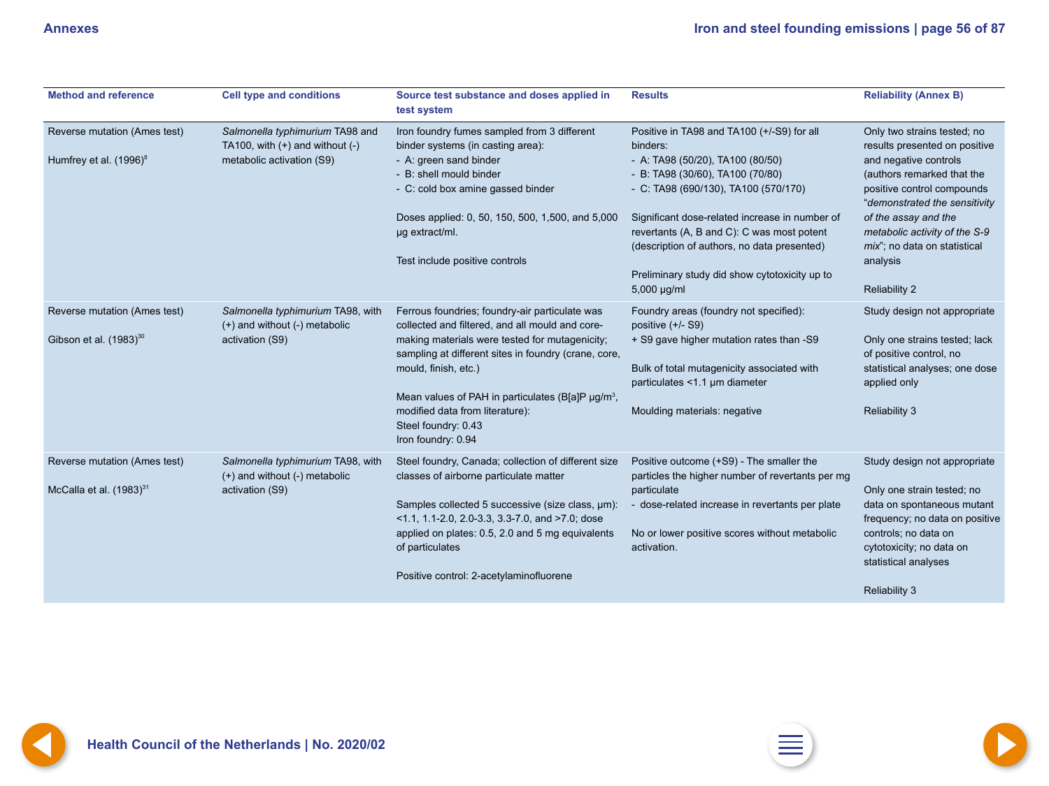| Method and reference | Cell type and conditions | Source test substance and doses applied in test system | Results | Reliability (Annex B) |
|---|---|---|---|---|
| Reverse mutation (Ames test)<br><br>Humfrey et al. (1996)[8] | *Salmonella typhimurium* TA98 and TA100, with (+) and without (-) metabolic activation (S9) | Iron foundry fumes sampled from 3 different binder systems (in casting area):<br>- A: green sand binder<br>- B: shell mould binder<br>- C: cold box amine gassed binder<br><br>Doses applied: 0, 50, 150, 500, 1,500, and 5,000 µg extract/ml.<br><br>Test include positive controls | Positive in TA98 and TA100 (+/-S9) for all binders:<br>- A: TA98 (50/20), TA100 (80/50)<br>- B: TA98 (30/60), TA100 (70/80)<br>- C: TA98 (690/130), TA100 (570/170)<br><br>Significant dose-related increase in number of revertants (A, B and C): C was most potent (description of authors, no data presented)<br><br>Preliminary study did show cytotoxicity up to 5,000 µg/ml | Only two strains tested; no results presented on positive and negative controls (authors remarked that the positive control compounds "*demonstrated the sensitivity of the assay and the metabolic activity of the S-9 mix*"; no data on statistical analysis<br><br>Reliability 2 |
| Reverse mutation (Ames test)<br><br>Gibson et al. (1983)[30] | *Salmonella typhimurium* TA98, with (+) and without (-) metabolic activation (S9) | Ferrous foundries; foundry-air particulate was collected and filtered, and all mould and core-making materials were tested for mutagenicity; sampling at different sites in foundry (crane, core, mould, finish, etc.)<br><br>Mean values of PAH in particulates (B[a]P µg/m$^3$, modified data from literature):<br>Steel foundry: 0.43<br>Iron foundry: 0.94 | Foundry areas (foundry not specified): positive (+/- S9)<br>+ S9 gave higher mutation rates than -S9<br><br>Bulk of total mutagenicity associated with particulates <1.1 µm diameter<br><br>Moulding materials: negative | Study design not appropriate<br><br>Only one strains tested; lack of positive control, no statistical analyses; one dose applied only<br><br>Reliability 3 |
| Reverse mutation (Ames test)<br><br>McCalla et al. (1983)[31] | *Salmonella typhimurium* TA98, with (+) and without (-) metabolic activation (S9) | Steel foundry, Canada; collection of different size classes of airborne particulate matter<br><br>Samples collected 5 successive (size class, µm): <1.1, 1.1-2.0, 2.0-3.3, 3.3-7.0, and >7.0; dose applied on plates: 0.5, 2.0 and 5 mg equivalents of particulates<br><br>Positive control: 2-acetylaminofluorene | Positive outcome (+S9) - The smaller the particles the higher number of revertants per mg particulate<br>- dose-related increase in revertants per plate<br><br>No or lower positive scores without metabolic activation. | Study design not appropriate<br><br>Only one strain tested; no data on spontaneous mutant frequency; no data on positive controls; no data on cytotoxicity; no data on statistical analyses<br><br>Reliability 3 |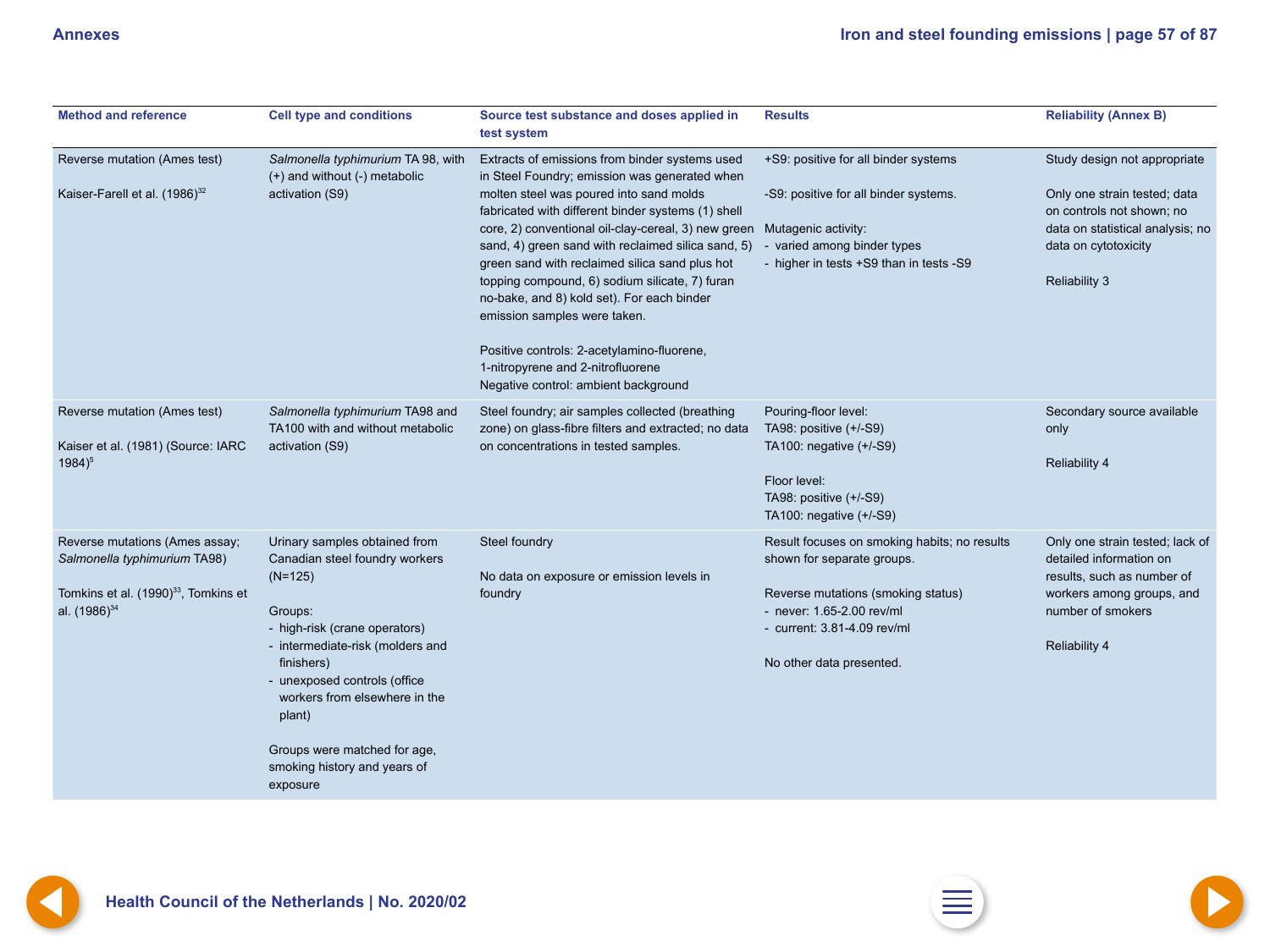| Method and reference | Cell type and conditions | Source test substance and doses applied in test system | Results | Reliability (Annex B) |
|---|---|---|---|---|
| Reverse mutation (Ames test)<br><br>Kaiser-Farell et al. (1986)[32] | *Salmonella typhimurium* TA 98, with (+) and without (-) metabolic activation (S9) | Extracts of emissions from binder systems used in Steel Foundry; emission was generated when molten steel was poured into sand molds fabricated with different binder systems (1) shell core, 2) conventional oil-clay-cereal, 3) new green sand, 4) green sand with reclaimed silica sand, 5) green sand with reclaimed silica sand plus hot topping compound, 6) sodium silicate, 7) furan no-bake, and 8) kold set). For each binder emission samples were taken.<br><br>Positive controls: 2-acetylamino-fluorene, 1-nitropyrene and 2-nitrofluorene<br>Negative control: ambient background | +S9: positive for all binder systems<br><br>-S9: positive for all binder systems.<br><br>Mutagenic activity:<br>- varied among binder types<br>- higher in tests +S9 than in tests -S9 | Study design not appropriate<br><br>Only one strain tested; data on controls not shown; no data on statistical analysis; no data on cytotoxicity<br><br>Reliability 3 |
| Reverse mutation (Ames test)<br><br>Kaiser et al. (1981) (Source: IARC 1984)[5] | *Salmonella typhimurium* TA98 and TA100 with and without metabolic activation (S9) | Steel foundry; air samples collected (breathing zone) on glass-fibre filters and extracted; no data on concentrations in tested samples. | Pouring-floor level:<br>TA98: positive (+/-S9)<br>TA100: negative (+/-S9)<br><br>Floor level:<br>TA98: positive (+/-S9)<br>TA100: negative (+/-S9) | Secondary source available only<br><br>Reliability 4 |
| Reverse mutations (Ames assay; *Salmonella typhimurium* TA98)<br><br>Tomkins et al. (1990)[33], Tomkins et al. (1986)[34] | Urinary samples obtained from Canadian steel foundry workers (N=125)<br><br>Groups:<br>- high-risk (crane operators)<br>- intermediate-risk (molders and finishers)<br>- unexposed controls (office workers from elsewhere in the plant)<br><br>Groups were matched for age, smoking history and years of exposure | Steel foundry<br><br>No data on exposure or emission levels in foundry | Result focuses on smoking habits; no results shown for separate groups.<br><br>Reverse mutations (smoking status)<br>- never: 1.65-2.00 rev/ml<br>- current: 3.81-4.09 rev/ml<br><br>No other data presented. | Only one strain tested; lack of detailed information on results, such as number of workers among groups, and number of smokers<br><br>Reliability 4 |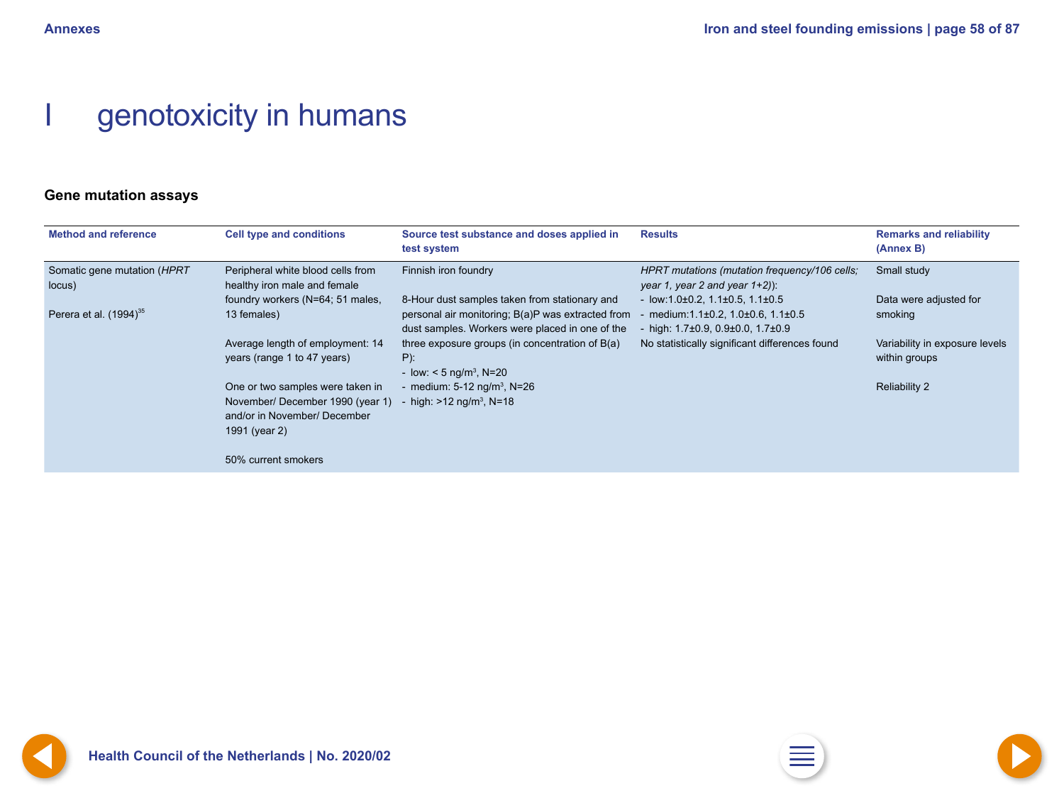# I genotoxicity in humans

### Gene mutation assays

| Method and reference | Cell type and conditions | Source test substance and doses applied in test system | Results | Remarks and reliability (Annex B) |
|---|---|---|---|---|
| Somatic gene mutation (*HPRT* locus)<br><br>Perera et al. (1994)[35] | Peripheral white blood cells from healthy iron male and female foundry workers (N=64; 51 males, 13 females)<br><br>Average length of employment: 14 years (range 1 to 47 years)<br><br>One or two samples were taken in November/ December 1990 (year 1) and/or in November/ December 1991 (year 2)<br><br>50% current smokers | Finnish iron foundry<br><br>8-Hour dust samples taken from stationary and personal air monitoring; B(a)P was extracted from dust samples. Workers were placed in one of the three exposure groups (in concentration of B(a) P):<br>- low: < 5 ng/m$^3$, N=20<br>- medium: 5-12 ng/m$^3$, N=26<br>- high: >12 ng/m$^3$, N=18 | *HPRT mutations (mutation frequency/$10^6$ cells; year 1, year 2 and year 1+2)*):<br>- low:1.0±0.2, 1.1±0.5, 1.1±0.5<br>- medium:1.1±0.2, 1.0±0.6, 1.1±0.5<br>- high: 1.7±0.9, 0.9±0.0, 1.7±0.9<br>No statistically significant differences found | Small study<br><br>Data were adjusted for smoking<br><br>Variability in exposure levels within groups<br><br>Reliability 2 |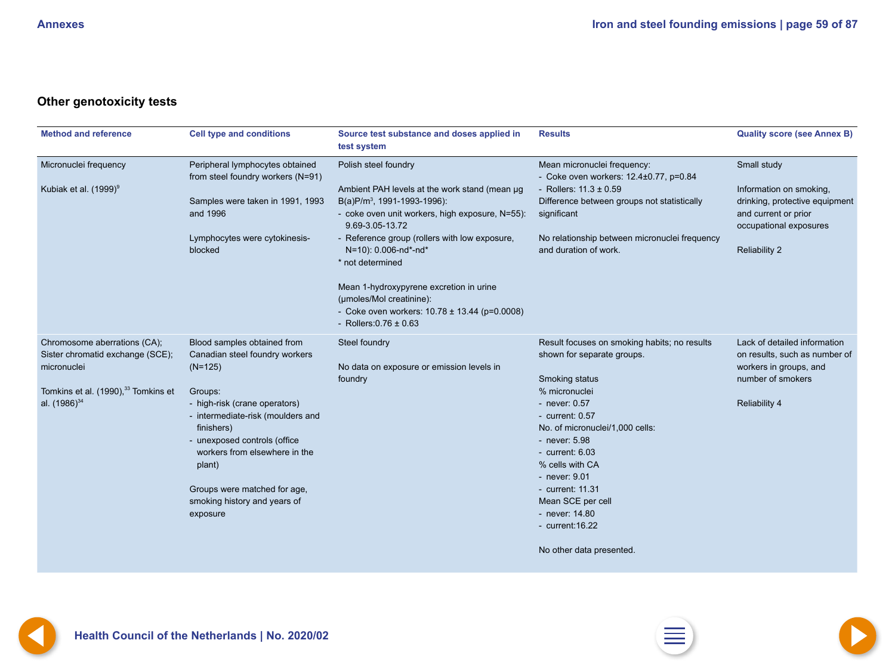## Other genotoxicity tests

| Method and reference | Cell type and conditions | Source test substance and doses applied in test system | Results | Quality score (see Annex B) |
|---|---|---|---|---|
| Micronuclei frequency<br><br>Kubiak et al. (1999)[9] | Peripheral lymphocytes obtained from steel foundry workers (N=91)<br><br>Samples were taken in 1991, 1993 and 1996<br><br>Lymphocytes were cytokinesis-blocked | Polish steel foundry<br><br>Ambient PAH levels at the work stand (mean µg B(a)P/m$^3$, 1991-1993-1996):<br>- coke oven unit workers, high exposure, N=55): 9.69-3.05-13.72<br>- Reference group (rollers with low exposure, N=10): 0.006-nd*-nd*<br>* not determined<br><br>Mean 1-hydroxypyrene excretion in urine (µmoles/Mol creatinine):<br>- Coke oven workers: 10.78 ± 13.44 (p=0.0008)<br>- Rollers:0.76 ± 0.63 | Mean micronuclei frequency:<br>- Coke oven workers: 12.4±0.77, p=0.84<br>- Rollers: 11.3 ± 0.59<br>Difference between groups not statistically significant<br><br>No relationship between micronuclei frequency and duration of work. | Small study<br><br>Information on smoking, drinking, protective equipment and current or prior occupational exposures<br><br>Reliability 2 |
| Chromosome aberrations (CA); Sister chromatid exchange (SCE); micronuclei<br><br>Tomkins et al. (1990),[33] Tomkins et al. (1986)[34] | Blood samples obtained from Canadian steel foundry workers (N=125)<br><br>Groups:<br>- high-risk (crane operators)<br>- intermediate-risk (moulders and finishers)<br>- unexposed controls (office workers from elsewhere in the plant)<br><br>Groups were matched for age, smoking history and years of exposure | Steel foundry<br><br>No data on exposure or emission levels in foundry | Result focuses on smoking habits; no results shown for separate groups.<br><br>Smoking status<br>% micronuclei<br>- never: 0.57<br>- current: 0.57<br>No. of micronuclei/1,000 cells:<br>- never: 5.98<br>- current: 6.03<br>% cells with CA<br>- never: 9.01<br>- current: 11.31<br>Mean SCE per cell<br>- never: 14.80<br>- current:16.22<br><br>No other data presented. | Lack of detailed information on results, such as number of workers in groups, and number of smokers<br><br>Reliability 4 |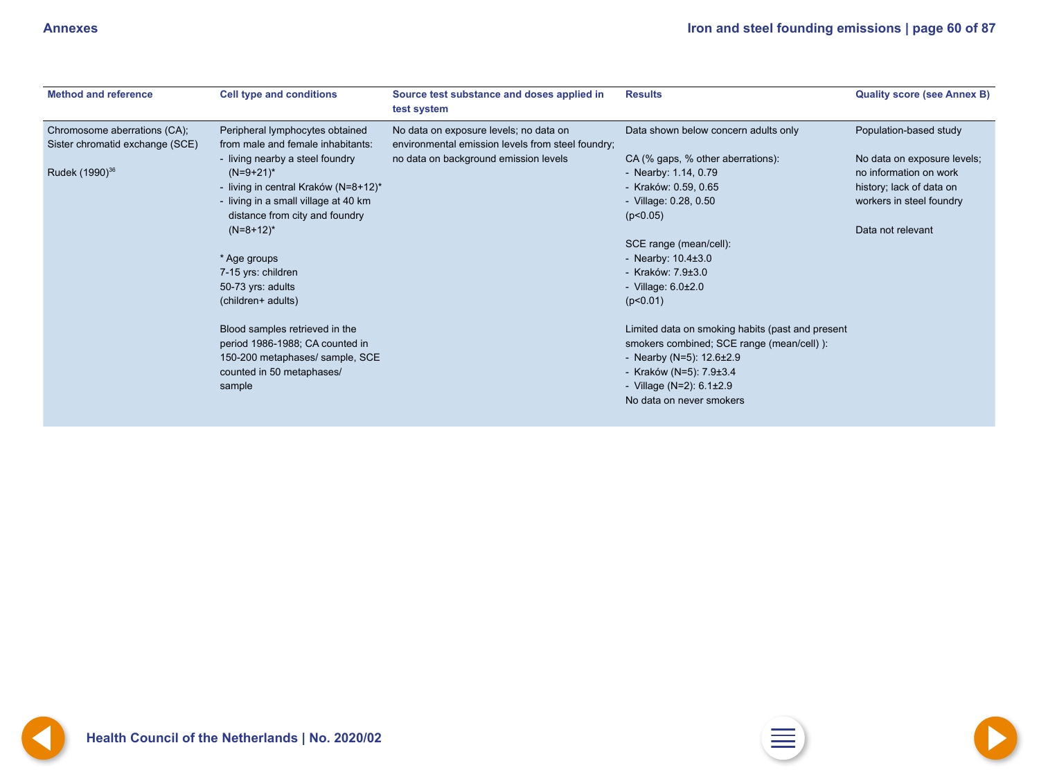| Method and reference | Cell type and conditions | Source test substance and doses applied in test system | Results | Quality score (see Annex B) |
|---|---|---|---|---|
| Chromosome aberrations (CA); Sister chromatid exchange (SCE)<br><br>Rudek (1990)[36] | Peripheral lymphocytes obtained from male and female inhabitants:<br>- living nearby a steel foundry (N=9+21)*<br>- living in central Kraków (N=8+12)*<br>- living in a small village at 40 km distance from city and foundry (N=8+12)*<br><br>* Age groups<br>7-15 yrs: children<br>50-73 yrs: adults<br>(children+ adults)<br><br>Blood samples retrieved in the period 1986-1988; CA counted in 150-200 metaphases/ sample, SCE counted in 50 metaphases/ sample | No data on exposure levels; no data on environmental emission levels from steel foundry; no data on background emission levels | Data shown below concern adults only<br><br>CA (% gaps, % other aberrations):<br>- Nearby: 1.14, 0.79<br>- Kraków: 0.59, 0.65<br>- Village: 0.28, 0.50<br>($p<0.05$)<br><br>SCE range (mean/cell):<br>- Nearby: 10.4±3.0<br>- Kraków: 7.9±3.0<br>- Village: 6.0±2.0<br>($p<0.01$)<br><br>Limited data on smoking habits (past and present smokers combined; SCE range (mean/cell) ):<br>- Nearby (N=5): 12.6±2.9<br>- Kraków (N=5): 7.9±3.4<br>- Village (N=2): 6.1±2.9<br>No data on never smokers | Population-based study<br><br>No data on exposure levels; no information on work history; lack of data on workers in steel foundry<br><br>Data not relevant |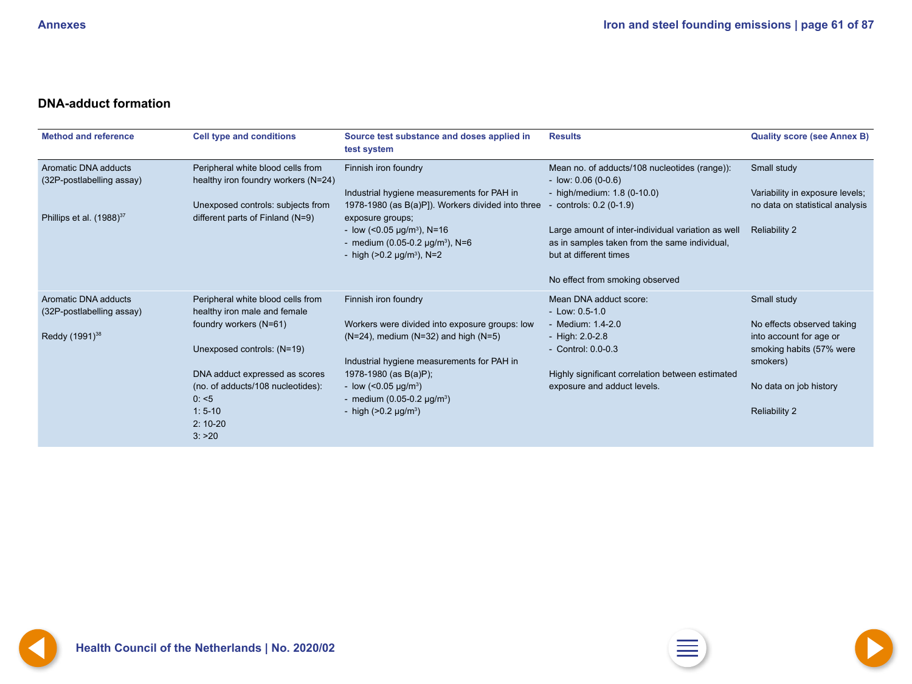## DNA-adduct formation

| Method and reference | Cell type and conditions | Source test substance and doses applied in test system | Results | Quality score (see Annex B) |
|---|---|---|---|---|
| Aromatic DNA adducts (32P-postlabelling assay)<br><br>Phillips et al. (1988)[37] | Peripheral white blood cells from healthy iron foundry workers (N=24)<br><br>Unexposed controls: subjects from different parts of Finland (N=9) | Finnish iron foundry<br><br>Industrial hygiene measurements for PAH in 1978-1980 (as B(a)P]). Workers divided into three exposure groups;<br>- low (<0.05 µg/m³), N=16<br>- medium (0.05-0.2 µg/m³), N=6<br>- high (>0.2 µg/m³), N=2 | Mean no. of adducts/108 nucleotides (range)):<br>- low: 0.06 (0-0.6)<br>- high/medium: 1.8 (0-10.0)<br>- controls: 0.2 (0-1.9)<br><br>Large amount of inter-individual variation as well as in samples taken from the same individual, but at different times<br><br>No effect from smoking observed | Small study<br><br>Variability in exposure levels; no data on statistical analysis<br><br>Reliability 2 |
| Aromatic DNA adducts (32P-postlabelling assay)<br><br>Reddy (1991)[38] | Peripheral white blood cells from healthy iron male and female foundry workers (N=61)<br><br>Unexposed controls: (N=19)<br><br>DNA adduct expressed as scores (no. of adducts/108 nucleotides):<br>0: <5<br>1: 5-10<br>2: 10-20<br>3: >20 | Finnish iron foundry<br><br>Workers were divided into exposure groups: low (N=24), medium (N=32) and high (N=5)<br><br>Industrial hygiene measurements for PAH in 1978-1980 (as B(a)P);<br>- low (<0.05 µg/m³)<br>- medium (0.05-0.2 µg/m³)<br>- high (>0.2 µg/m³) | Mean DNA adduct score:<br>- Low: 0.5-1.0<br>- Medium: 1.4-2.0<br>- High: 2.0-2.8<br>- Control: 0.0-0.3<br><br>Highly significant correlation between estimated exposure and adduct levels. | Small study<br><br>No effects observed taking into account for age or smoking habits (57% were smokers)<br><br>No data on job history<br><br>Reliability 2 |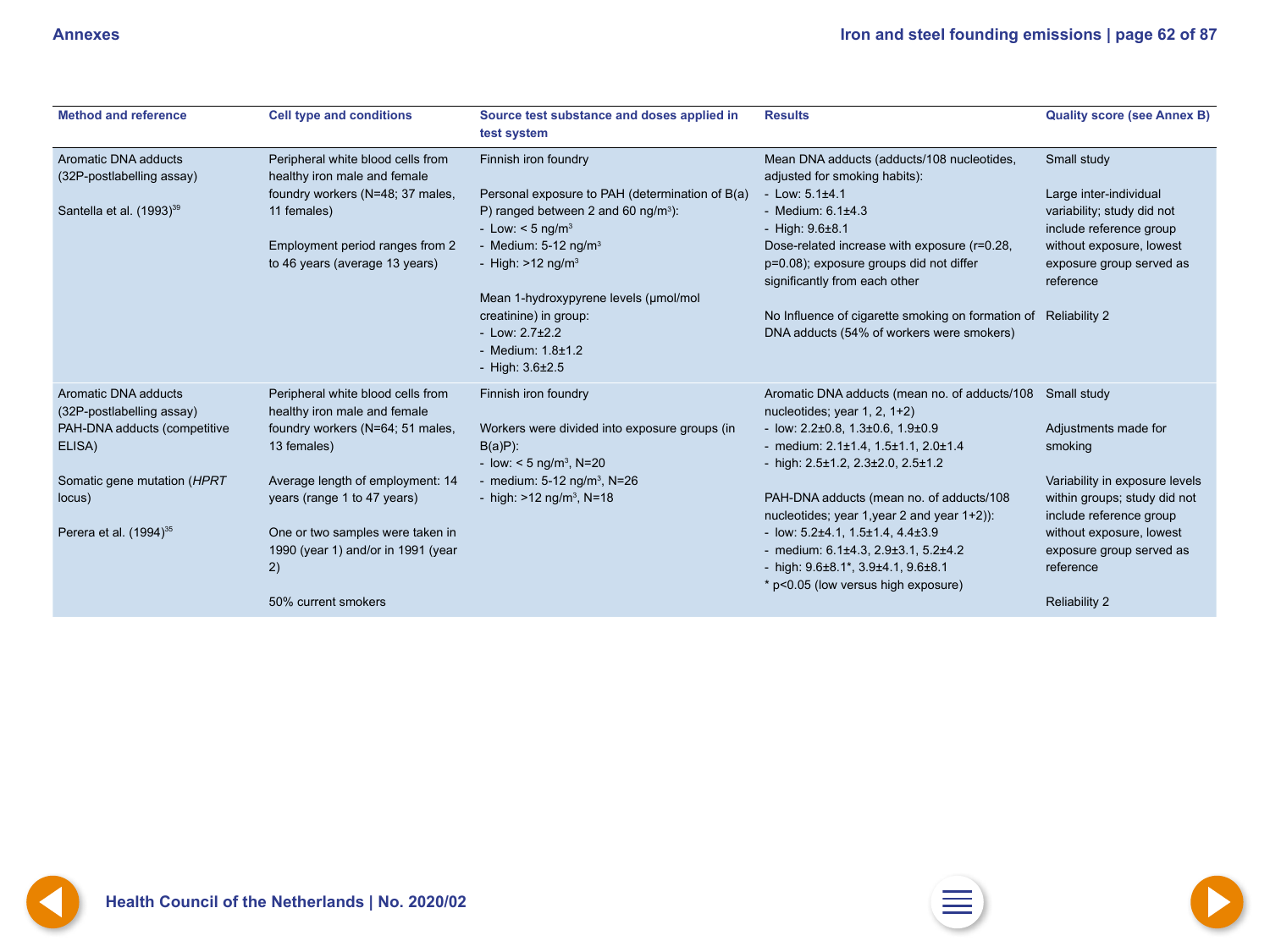| Method and reference | Cell type and conditions | Source test substance and doses applied in test system | Results | Quality score (see Annex B) |
|---|---|---|---|---|
| Aromatic DNA adducts (32P-postlabelling assay)<br><br>Santella et al. (1993)[39] | Peripheral white blood cells from healthy iron male and female foundry workers (N=48; 37 males, 11 females)<br><br>Employment period ranges from 2 to 46 years (average 13 years) | Finnish iron foundry<br><br>Personal exposure to PAH (determination of B(a)P) ranged between 2 and 60 ng/m³):<br>- Low: < 5 ng/m³<br>- Medium: 5-12 ng/m³<br>- High: >12 ng/m³<br><br>Mean 1-hydroxypyrene levels (µmol/mol creatinine) in group:<br>- Low: 2.7±2.2<br>- Medium: 1.8±1.2<br>- High: 3.6±2.5 | Mean DNA adducts (adducts/108 nucleotides, adjusted for smoking habits):<br>- Low: 5.1±4.1<br>- Medium: 6.1±4.3<br>- High: 9.6±8.1<br>Dose-related increase with exposure (r=0.28, p=0.08); exposure groups did not differ significantly from each other<br><br>No Influence of cigarette smoking on formation of DNA adducts (54% of workers were smokers) | Small study<br><br>Large inter-individual variability; study did not include reference group without exposure, lowest exposure group served as reference<br><br>Reliability 2 |
| Aromatic DNA adducts (32P-postlabelling assay)<br>PAH-DNA adducts (competitive ELISA)<br><br>Somatic gene mutation (*HPRT* locus)<br><br>Perera et al. (1994)[35] | Peripheral white blood cells from healthy iron male and female foundry workers (N=64; 51 males, 13 females)<br><br>Average length of employment: 14 years (range 1 to 47 years)<br><br>One or two samples were taken in 1990 (year 1) and/or in 1991 (year 2)<br><br>50% current smokers | Finnish iron foundry<br><br>Workers were divided into exposure groups (in B(a)P):<br>- low: < 5 ng/m³, N=20<br>- medium: 5-12 ng/m³, N=26<br>- high: >12 ng/m³, N=18 | Aromatic DNA adducts (mean no. of adducts/108 nucleotides; year 1, 2, 1+2)<br>- low: 2.2±0.8, 1.3±0.6, 1.9±0.9<br>- medium: 2.1±1.4, 1.5±1.1, 2.0±1.4<br>- high: 2.5±1.2, 2.3±2.0, 2.5±1.2<br><br>PAH-DNA adducts (mean no. of adducts/108 nucleotides; year 1,year 2 and year 1+2)):<br>- low: 5.2±4.1, 1.5±1.4, 4.4±3.9<br>- medium: 6.1±4.3, 2.9±3.1, 5.2±4.2<br>- high: 9.6±8.1*, 3.9±4.1, 9.6±8.1<br>* p<0.05 (low versus high exposure) | Small study<br><br>Adjustments made for smoking<br><br>Variability in exposure levels within groups; study did not include reference group without exposure, lowest exposure group served as reference<br><br>Reliability 2 |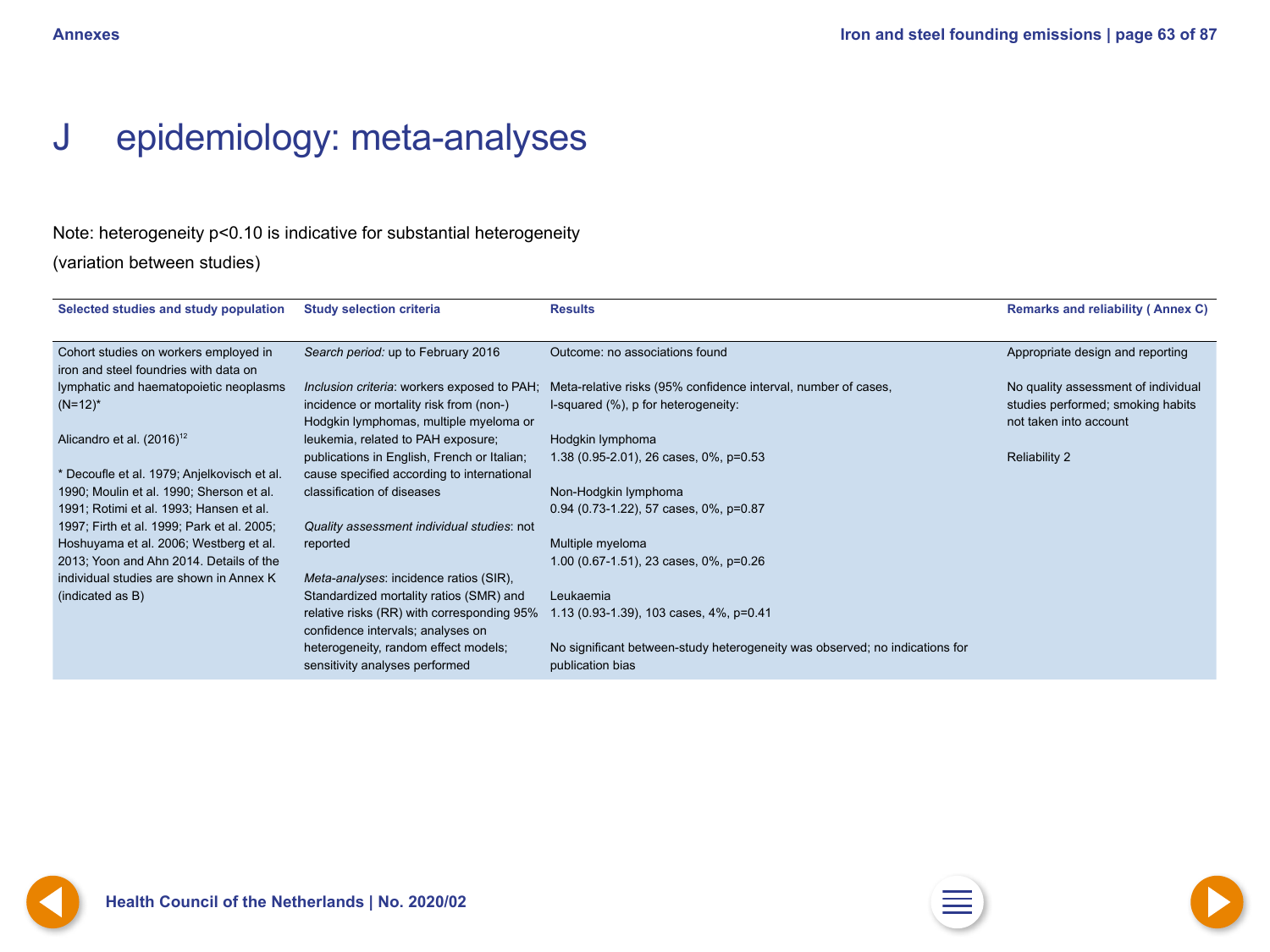# J epidemiology: meta-analyses

Note: heterogeneity p<0.10 is indicative for substantial heterogeneity (variation between studies)

| Selected studies and study population | Study selection criteria | Results | Remarks and reliability ( Annex C) |
|---|---|---|---|
| Cohort studies on workers employed in iron and steel foundries with data on lymphatic and haematopoietic neoplasms (N=12)*<br><br>Alicandro et al. (2016)[12]<br><br>* Decoufle et al. 1979; Anjelkovisch et al. 1990; Moulin et al. 1990; Sherson et al. 1991; Rotimi et al. 1993; Hansen et al. 1997; Firth et al. 1999; Park et al. 2005; Hoshuyama et al. 2006; Westberg et al. 2013; Yoon and Ahn 2014. Details of the individual studies are shown in Annex K (indicated as B) | *Search period*: up to February 2016<br><br>*Inclusion criteria*: workers exposed to PAH; incidence or mortality risk from (non-) Hodgkin lymphomas, multiple myeloma or leukemia, related to PAH exposure; publications in English, French or Italian; cause specified according to international classification of diseases<br><br>*Quality assessment individual studies*: not reported<br><br>*Meta-analyses*: incidence ratios (SIR), Standardized mortality ratios (SMR) and relative risks (RR) with corresponding 95% confidence intervals; analyses on heterogeneity, random effect models; sensitivity analyses performed | Outcome: no associations found<br><br>Meta-relative risks (95% confidence interval, number of cases, I-squared (%), p for heterogeneity:<br><br>Hodgkin lymphoma<br>1.38 (0.95-2.01), 26 cases, 0%, p=0.53<br><br>Non-Hodgkin lymphoma<br>0.94 (0.73-1.22), 57 cases, 0%, p=0.87<br><br>Multiple myeloma<br>1.00 (0.67-1.51), 23 cases, 0%, p=0.26<br><br>Leukaemia<br>1.13 (0.93-1.39), 103 cases, 4%, p=0.41<br><br>No significant between-study heterogeneity was observed; no indications for publication bias | Appropriate design and reporting<br><br>No quality assessment of individual studies performed; smoking habits not taken into account<br><br>Reliability 2 |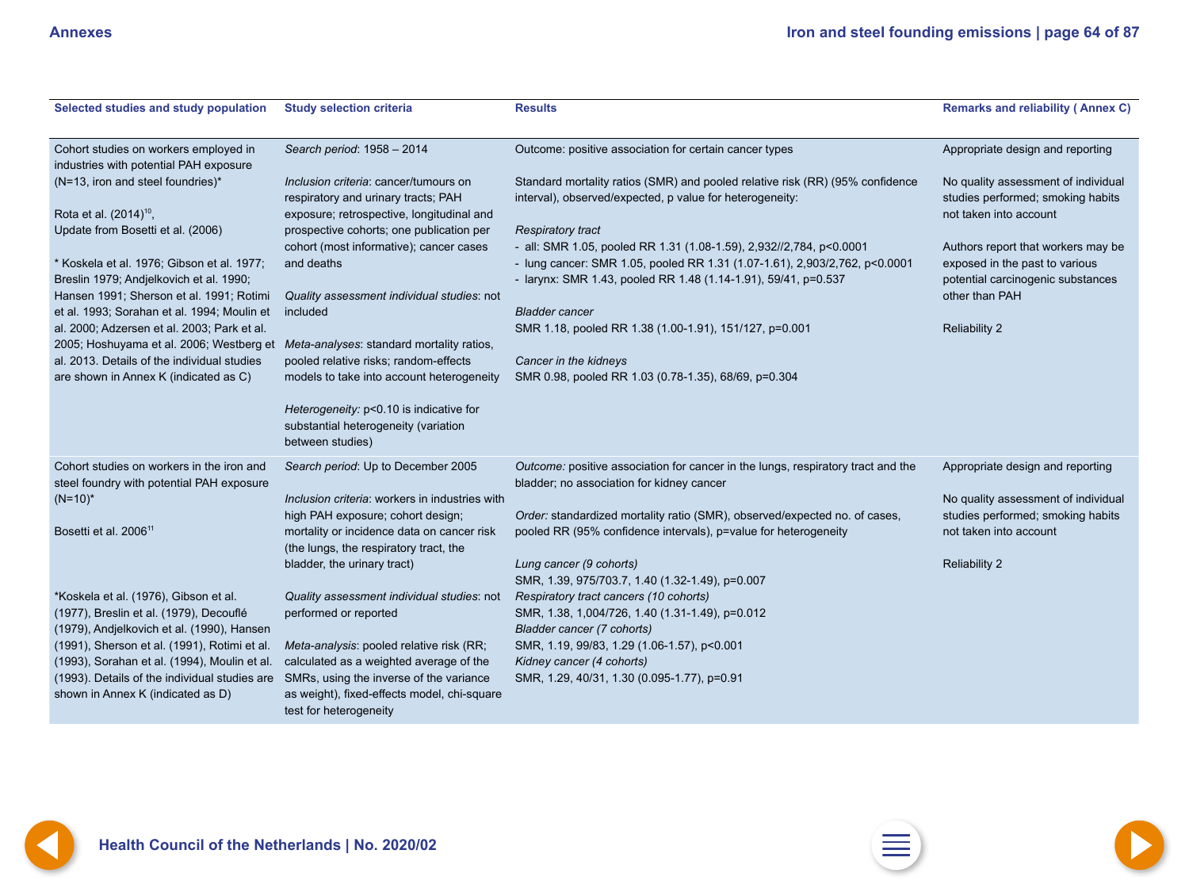| Selected studies and study population | Study selection criteria | Results | Remarks and reliability ( Annex C) |
|---|---|---|---|
| Cohort studies on workers employed in industries with potential PAH exposure (N=13, iron and steel foundries)*<br><br>Rota et al. (2014)[10],<br>Update from Bosetti et al. (2006)<br><br>* Koskela et al. 1976; Gibson et al. 1977; Breslin 1979; Andjelkovich et al. 1990; Hansen 1991; Sherson et al. 1991; Rotimi et al. 1993; Sorahan et al. 1994; Moulin et al. 2000; Adzersen et al. 2003; Park et al. 2005; Hoshuyama et al. 2006; Westberg et al. 2013. Details of the individual studies are shown in Annex K (indicated as C) | *Search period*: 1958 – 2014<br><br>*Inclusion criteria*: cancer/tumours on respiratory and urinary tracts; PAH exposure; retrospective, longitudinal and prospective cohorts; one publication per cohort (most informative); cancer cases and deaths<br><br>*Quality assessment individual studies*: not included<br><br>*Meta-analyses*: standard mortality ratios, pooled relative risks; random-effects models to take into account heterogeneity<br><br>*Heterogeneity:* p<0.10 is indicative for substantial heterogeneity (variation between studies) | Outcome: positive association for certain cancer types<br><br>Standard mortality ratios (SMR) and pooled relative risk (RR) (95% confidence interval), observed/expected, p value for heterogeneity:<br><br>*Respiratory tract*<br>- all: SMR 1.05, pooled RR 1.31 (1.08-1.59), 2,932//2,784, p<0.0001<br>- lung cancer: SMR 1.05, pooled RR 1.31 (1.07-1.61), 2,903/2,762, p<0.0001<br>- larynx: SMR 1.43, pooled RR 1.48 (1.14-1.91), 59/41, p=0.537<br><br>*Bladder cancer*<br>SMR 1.18, pooled RR 1.38 (1.00-1.91), 151/127, p=0.001<br><br>*Cancer in the kidneys*<br>SMR 0.98, pooled RR 1.03 (0.78-1.35), 68/69, p=0.304 | Appropriate design and reporting<br><br>No quality assessment of individual studies performed; smoking habits not taken into account<br><br>Authors report that workers may be exposed in the past to various potential carcinogenic substances other than PAH<br><br>Reliability 2 |
| Cohort studies on workers in the iron and steel foundry with potential PAH exposure (N=10)*<br><br>Bosetti et al. 2006[11]<br><br>*Koskela et al. (1976), Gibson et al. (1977), Breslin et al. (1979), Decouflé (1979), Andjelkovich et al. (1990), Hansen (1991), Sherson et al. (1991), Rotimi et al. (1993), Sorahan et al. (1994), Moulin et al. (1993). Details of the individual studies are shown in Annex K (indicated as D) | *Search period*: Up to December 2005<br><br>*Inclusion criteria*: workers in industries with high PAH exposure; cohort design; mortality or incidence data on cancer risk (the lungs, the respiratory tract, the bladder, the urinary tract)<br><br>*Quality assessment individual studies*: not performed or reported<br><br>*Meta-analysis*: pooled relative risk (RR; calculated as a weighted average of the SMRs, using the inverse of the variance as weight), fixed-effects model, chi-square test for heterogeneity | *Outcome:* positive association for cancer in the lungs, respiratory tract and the bladder; no association for kidney cancer<br><br>*Order:* standardized mortality ratio (SMR), observed/expected no. of cases, pooled RR (95% confidence intervals), p=value for heterogeneity<br><br>*Lung cancer (9 cohorts)*<br>SMR, 1.39, 975/703.7, 1.40 (1.32-1.49), p=0.007<br>*Respiratory tract cancers (10 cohorts)*<br>SMR, 1.38, 1,004/726, 1.40 (1.31-1.49), p=0.012<br>*Bladder cancer (7 cohorts)*<br>SMR, 1.19, 99/83, 1.29 (1.06-1.57), p<0.001<br>*Kidney cancer (4 cohorts)*<br>SMR, 1.29, 40/31, 1.30 (0.095-1.77), p=0.91 | Appropriate design and reporting<br><br>No quality assessment of individual studies performed; smoking habits not taken into account<br><br>Reliability 2 |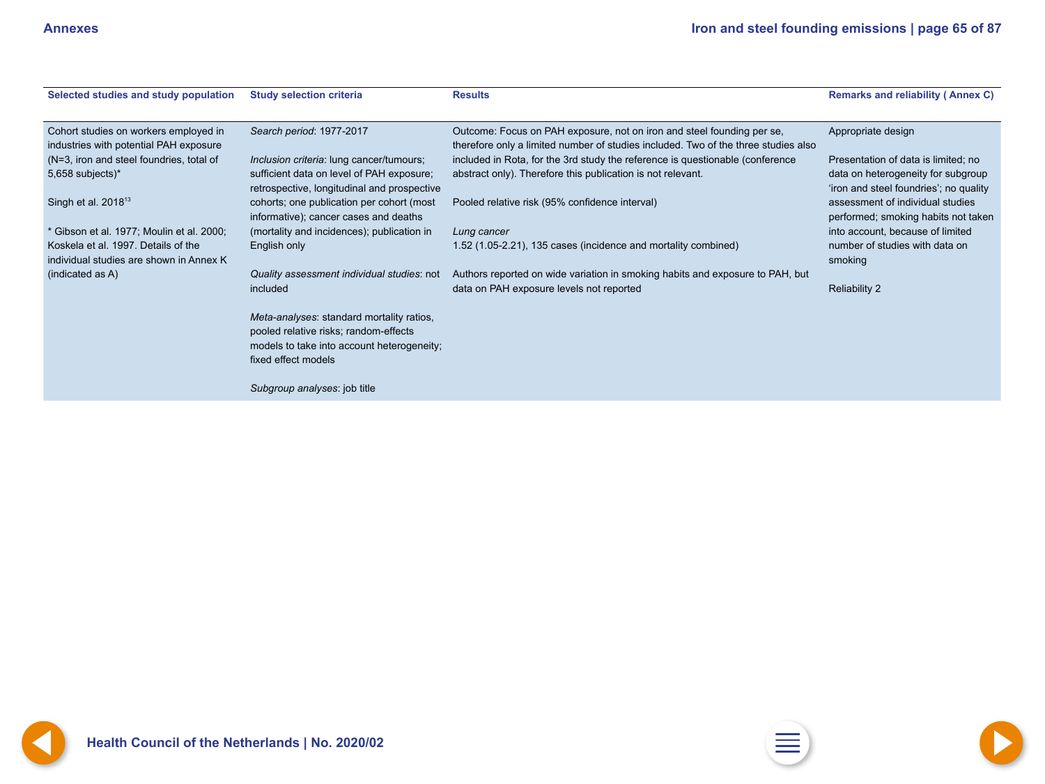| Selected studies and study population | Study selection criteria | Results | Remarks and reliability ( Annex C) |
|---|---|---|---|
| Cohort studies on workers employed in industries with potential PAH exposure (N=3, iron and steel foundries, total of 5,658 subjects)*<br><br>Singh et al. 2018[13]<br><br>* Gibson et al. 1977; Moulin et al. 2000; Koskela et al. 1997. Details of the individual studies are shown in Annex K (indicated as A) | *Search period*: 1977-2017<br><br>*Inclusion criteria*: lung cancer/tumours; sufficient data on level of PAH exposure; retrospective, longitudinal and prospective cohorts; one publication per cohort (most informative); cancer cases and deaths (mortality and incidences); publication in English only<br><br>*Quality assessment individual studies*: not included<br><br>*Meta-analyses*: standard mortality ratios, pooled relative risks; random-effects models to take into account heterogeneity; fixed effect models<br><br>*Subgroup analyses*: job title | Outcome: Focus on PAH exposure, not on iron and steel founding per se, therefore only a limited number of studies included. Two of the three studies also included in Rota, for the 3rd study the reference is questionable (conference abstract only). Therefore this publication is not relevant.<br><br>Pooled relative risk (95% confidence interval)<br><br>*Lung cancer*<br>1.52 (1.05-2.21), 135 cases (incidence and mortality combined)<br><br>Authors reported on wide variation in smoking habits and exposure to PAH, but data on PAH exposure levels not reported | Appropriate design<br><br>Presentation of data is limited; no data on heterogeneity for subgroup 'iron and steel foundries'; no quality assessment of individual studies performed; smoking habits not taken into account, because of limited number of studies with data on smoking<br><br>Reliability 2 |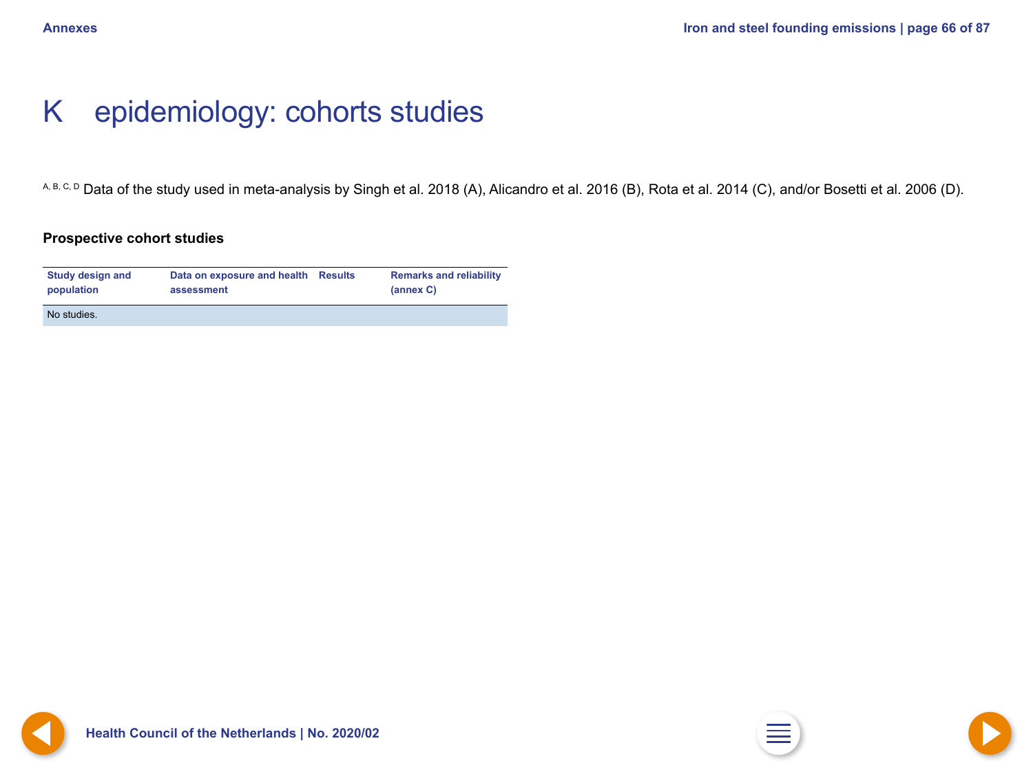# K epidemiology: cohorts studies

[A, B, C, D] Data of the study used in meta-analysis by Singh et al. 2018 (A), Alicandro et al. 2016 (B), Rota et al. 2014 (C), and/or Bosetti et al. 2006 (D).

**Prospective cohort studies**

| Study design and population | Data on exposure and health assessment | Results | Remarks and reliability (annex C) |
|---|---|---|---|
| No studies. | | | |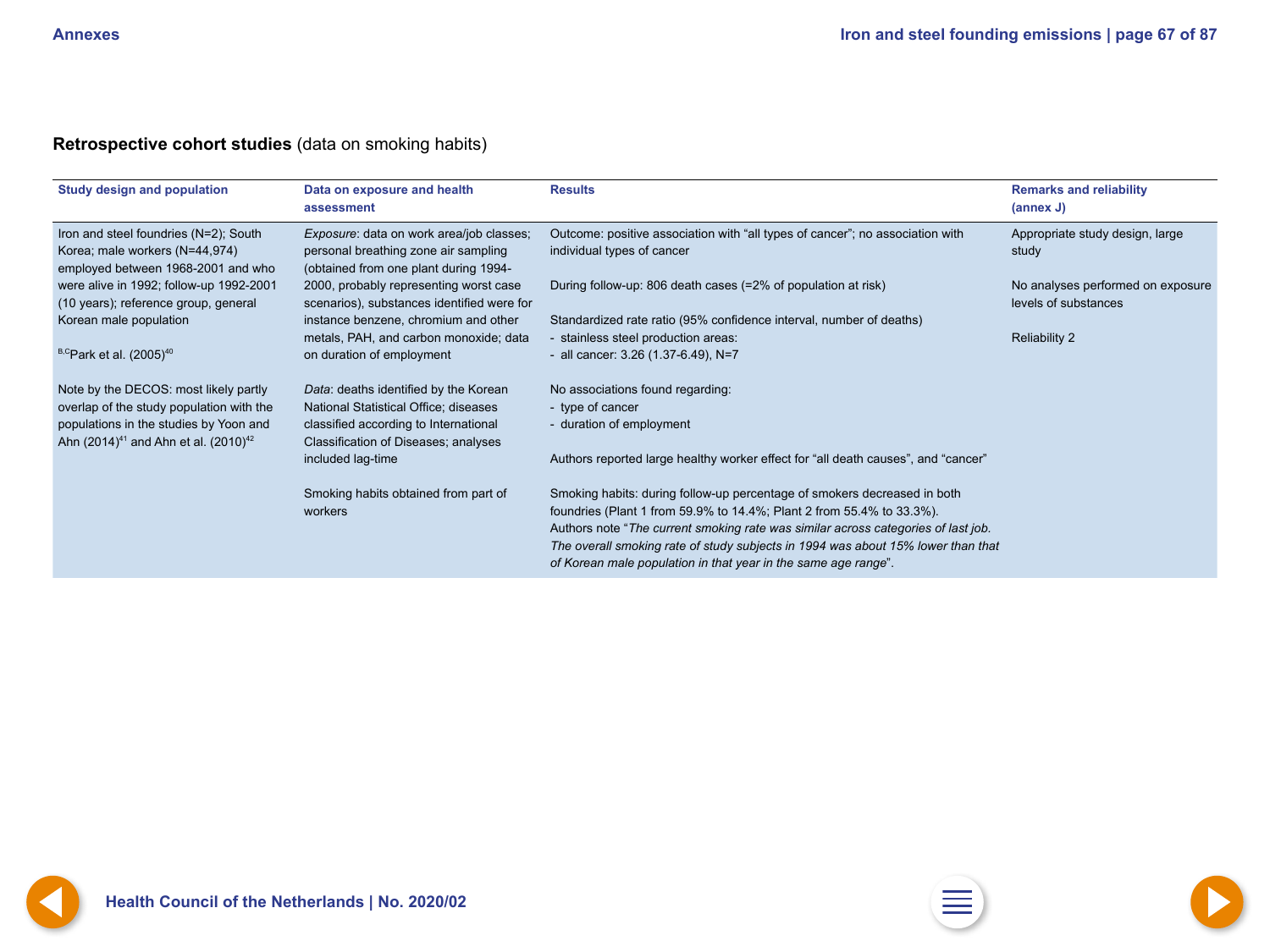**Retrospective cohort studies** (data on smoking habits)

| Study design and population | Data on exposure and health assessment | Results | Remarks and reliability (annex J) |
|---|---|---|---|
| Iron and steel foundries (N=2); South Korea; male workers (N=44,974) employed between 1968-2001 and who were alive in 1992; follow-up 1992-2001 (10 years); reference group, general Korean male population<br><br>[B,C]Park et al. (2005)[40]<br><br>Note by the DECOS: most likely partly overlap of the study population with the populations in the studies by Yoon and Ahn (2014)[41] and Ahn et al. (2010)[42] | *Exposure*: data on work area/job classes; personal breathing zone air sampling (obtained from one plant during 1994-2000, probably representing worst case scenarios), substances identified were for instance benzene, chromium and other metals, PAH, and carbon monoxide; data on duration of employment<br><br>*Data*: deaths identified by the Korean National Statistical Office; diseases classified according to International Classification of Diseases; analyses included lag-time<br><br>Smoking habits obtained from part of workers | Outcome: positive association with “all types of cancer”; no association with individual types of cancer<br><br>During follow-up: 806 death cases (=2% of population at risk)<br><br>Standardized rate ratio (95% confidence interval, number of deaths)<br>- stainless steel production areas:<br>- all cancer: 3.26 (1.37-6.49), N=7<br><br>No associations found regarding:<br>- type of cancer<br>- duration of employment<br><br>Authors reported large healthy worker effect for “all death causes”, and “cancer”<br><br>Smoking habits: during follow-up percentage of smokers decreased in both foundries (Plant 1 from 59.9% to 14.4%; Plant 2 from 55.4% to 33.3%).<br>Authors note “*The current smoking rate was similar across categories of last job. The overall smoking rate of study subjects in 1994 was about 15% lower than that of Korean male population in that year in the same age range*”. | Appropriate study design, large study<br><br>No analyses performed on exposure levels of substances<br><br>Reliability 2 |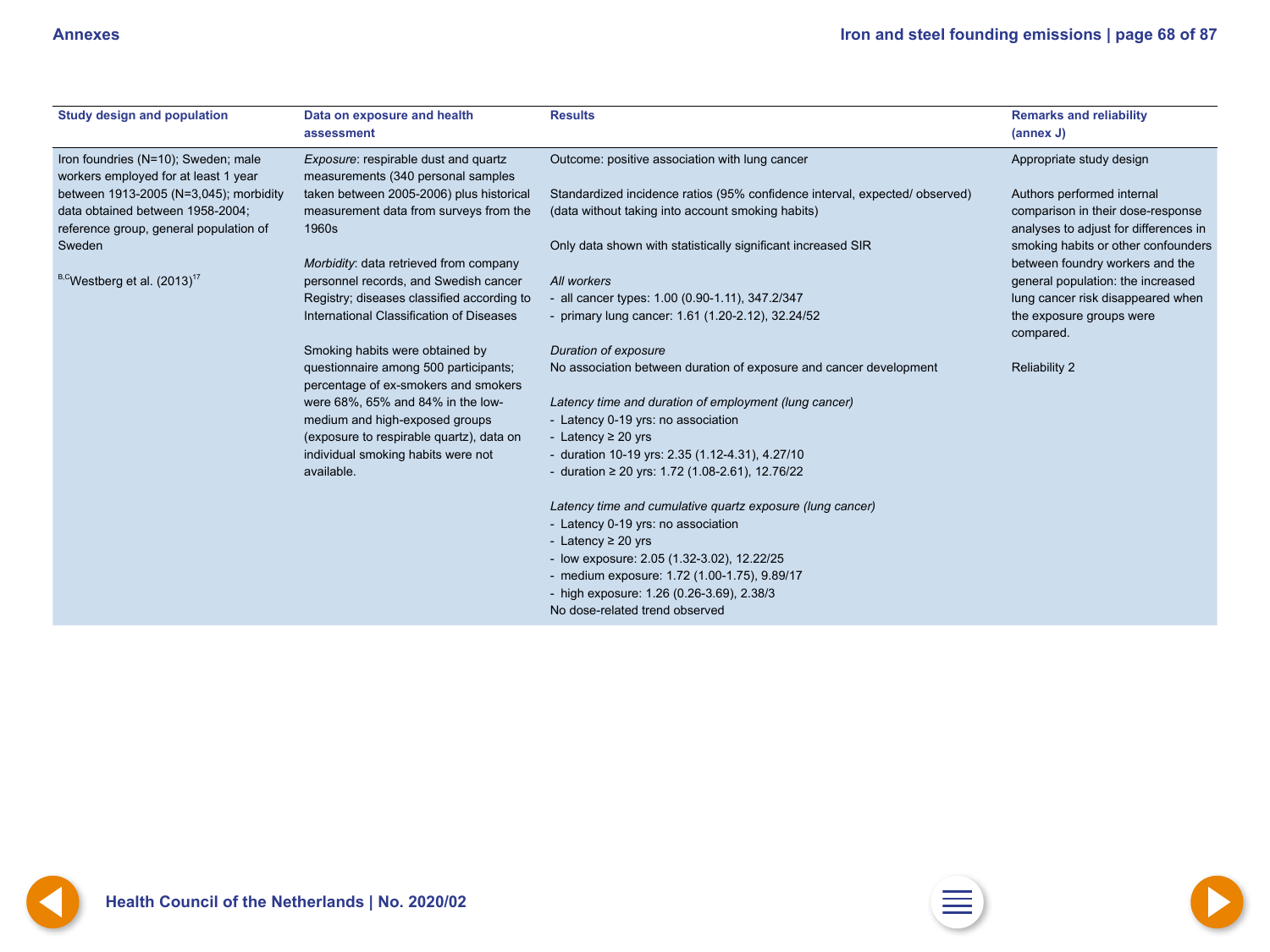| Study design and population | Data on exposure and health assessment | Results | Remarks and reliability (annex J) |
| --- | --- | --- | --- |
| Iron foundries (N=10); Sweden; male workers employed for at least 1 year between 1913-2005 (N=3,045); morbidity data obtained between 1958-2004; reference group, general population of Sweden<br><br>[B,C]Westberg et al. (2013)[17] | *Exposure*: respirable dust and quartz measurements (340 personal samples taken between 2005-2006) plus historical measurement data from surveys from the 1960s<br><br>*Morbidity*: data retrieved from company personnel records, and Swedish cancer Registry; diseases classified according to International Classification of Diseases<br><br>Smoking habits were obtained by questionnaire among 500 participants; percentage of ex-smokers and smokers were 68%, 65% and 84% in the low-medium and high-exposed groups (exposure to respirable quartz), data on individual smoking habits were not available. | Outcome: positive association with lung cancer<br><br>Standardized incidence ratios (95% confidence interval, expected/ observed) (data without taking into account smoking habits)<br><br>Only data shown with statistically significant increased SIR<br><br>*All workers*<br>- all cancer types: 1.00 (0.90-1.11), 347.2/347<br>- primary lung cancer: 1.61 (1.20-2.12), 32.24/52<br><br>*Duration of exposure*<br>No association between duration of exposure and cancer development<br><br>*Latency time and duration of employment (lung cancer)*<br>- Latency 0-19 yrs: no association<br>- Latency ≥ 20 yrs<br>- duration 10-19 yrs: 2.35 (1.12-4.31), 4.27/10<br>- duration ≥ 20 yrs: 1.72 (1.08-2.61), 12.76/22<br><br>*Latency time and cumulative quartz exposure (lung cancer)*<br>- Latency 0-19 yrs: no association<br>- Latency ≥ 20 yrs<br>- low exposure: 2.05 (1.32-3.02), 12.22/25<br>- medium exposure: 1.72 (1.00-1.75), 9.89/17<br>- high exposure: 1.26 (0.26-3.69), 2.38/3<br>No dose-related trend observed | Appropriate study design<br><br>Authors performed internal comparison in their dose-response analyses to adjust for differences in smoking habits or other confounders between foundry workers and the general population: the increased lung cancer risk disappeared when the exposure groups were compared.<br><br>Reliability 2 |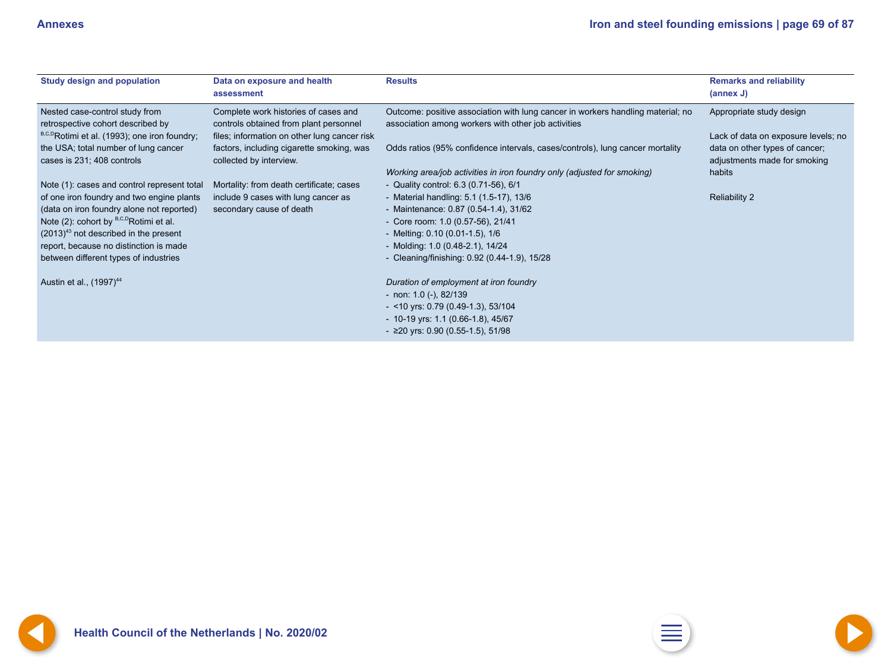| Study design and population | Data on exposure and health assessment | Results | Remarks and reliability (annex J) |
| --- | --- | --- | --- |
| Nested case-control study from retrospective cohort described by [B,C,D]Rotimi et al. (1993); one iron foundry; the USA; total number of lung cancer cases is 231; 408 controls<br><br>Note (1): cases and control represent total of one iron foundry and two engine plants (data on iron foundry alone not reported)<br>Note (2): cohort by [B,C,D]Rotimi et al. (2013)[43] not described in the present report, because no distinction is made between different types of industries<br><br>Austin et al., (1997)[44] | Complete work histories of cases and controls obtained from plant personnel files; information on other lung cancer risk factors, including cigarette smoking, was collected by interview.<br><br>Mortality: from death certificate; cases include 9 cases with lung cancer as secondary cause of death | Outcome: positive association with lung cancer in workers handling material; no association among workers with other job activities<br><br>Odds ratios (95% confidence intervals, cases/controls), lung cancer mortality<br><br>*Working area/job activities in iron foundry only (adjusted for smoking)*<br>- Quality control: 6.3 (0.71-56), 6/1<br>- Material handling: 5.1 (1.5-17), 13/6<br>- Maintenance: 0.87 (0.54-1.4), 31/62<br>- Core room: 1.0 (0.57-56), 21/41<br>- Melting: 0.10 (0.01-1.5), 1/6<br>- Molding: 1.0 (0.48-2.1), 14/24<br>- Cleaning/finishing: 0.92 (0.44-1.9), 15/28<br><br>*Duration of employment at iron foundry*<br>- non: 1.0 (-), 82/139<br>- <10 yrs: 0.79 (0.49-1.3), 53/104<br>- 10-19 yrs: 1.1 (0.66-1.8), 45/67<br>- ≥20 yrs: 0.90 (0.55-1.5), 51/98 | Appropriate study design<br><br>Lack of data on exposure levels; no data on other types of cancer; adjustments made for smoking habits<br><br>Reliability 2 |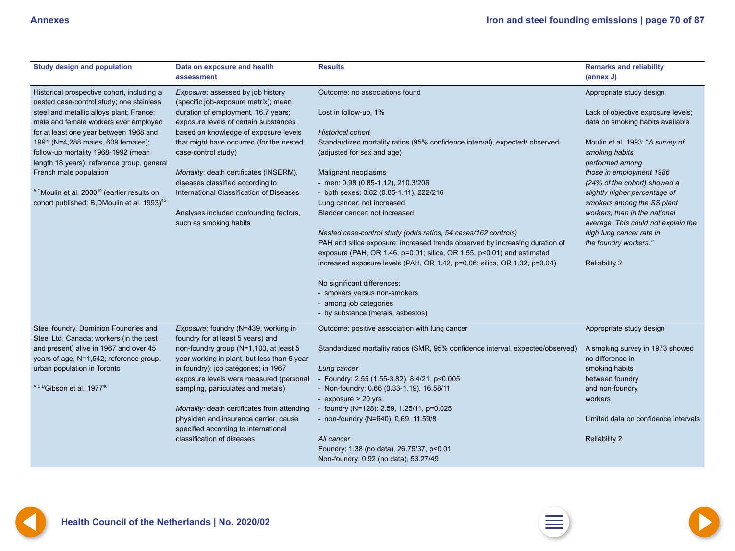| Study design and population | Data on exposure and health assessment | Results | Remarks and reliability (annex J) |
|---|---|---|---|
| Historical prospective cohort, including a nested case-control study; one stainless steel and metallic alloys plant; France; male and female workers ever employed for at least one year between 1968 and 1991 (N=4,288 males, 609 females); follow-up mortality 1968-1992 (mean length 18 years); reference group, general French male population<br><br>[A,C]Moulin et al. 2000[19] (earlier results on cohort published: B,DMoulin et al. 1993)[45] | *Exposure*: assessed by job history (specific job-exposure matrix); mean duration of employment, 16.7 years; exposure levels of certain substances based on knowledge of exposure levels that might have occurred (for the nested case-control study)<br><br>*Mortality*: death certificates (INSERM), diseases classified according to International Classification of Diseases<br><br>Analyses included confounding factors, such as smoking habits | Outcome: no associations found<br><br>Lost in follow-up, 1%<br><br>*Historical cohort*<br>Standardized mortality ratios (95% confidence interval), expected/ observed (adjusted for sex and age)<br><br>Malignant neoplasms<br>- men: 0.98 (0.85-1.12), 210.3/206<br>- both sexes: 0.82 (0.85-1.11), 222/216<br>Lung cancer: not increased<br>Bladder cancer: not increased<br><br>*Nested case-control study (odds ratios, 54 cases/162 controls)*<br>PAH and silica exposure: increased trends observed by increasing duration of exposure (PAH, OR 1.46, p=0.01; silica, OR 1.55, p<0.01) and estimated increased exposure levels (PAH, OR 1.42, p=0.06; silica, OR 1.32, p=0.04)<br><br>No significant differences:<br>- smokers versus non-smokers<br>- among job categories<br>- by substance (metals, asbestos) | Appropriate study design<br><br>Lack of objective exposure levels; data on smoking habits available<br><br>Moulin et al. 1993: "*A survey of smoking habits performed among those in employment 1986 (24% of the cohort) showed a slightly higher percentage of smokers among the SS plant workers, than in the national average. This could not explain the high lung cancer rate in the foundry workers.*"<br><br>Reliability 2 |
| Steel foundry, Dominion Foundries and Steel Ltd, Canada; workers (in the past and present) alive in 1967 and over 45 years of age, N=1,542; reference group, urban population in Toronto<br><br>[A,C,D]Gibson et al. 1977[46] | *Exposure:* foundry (N=439, working in foundry for at least 5 years) and non-foundry group (N=1,103, at least 5 year working in plant, but less than 5 year in foundry); job categories; in 1967 exposure levels were measured (personal sampling, particulates and metals)<br><br>*Mortality:* death certificates from attending physician and insurance carrier; cause specified according to international classification of diseases | Outcome: positive association with lung cancer<br><br>Standardized mortality ratios (SMR, 95% confidence interval, expected/observed)<br><br>*Lung cancer*<br>- Foundry: 2.55 (1.55-3.82), 8.4/21, p<0.005<br>- Non-foundry: 0.66 (0.33-1.19), 16.58/11<br>- exposure > 20 yrs<br>- foundry (N=128): 2.59, 1.25/11, p=0.025<br>- non-foundry (N=640): 0.69, 11.59/8<br><br>*All cancer*<br>Foundry: 1.38 (no data), 26.75/37, p<0.01<br>Non-foundry: 0.92 (no data), 53.27/49 | Appropriate study design<br><br>A smoking survey in 1973 showed no difference in smoking habits between foundry and non-foundry workers<br><br>Limited data on confidence intervals<br><br>Reliability 2 |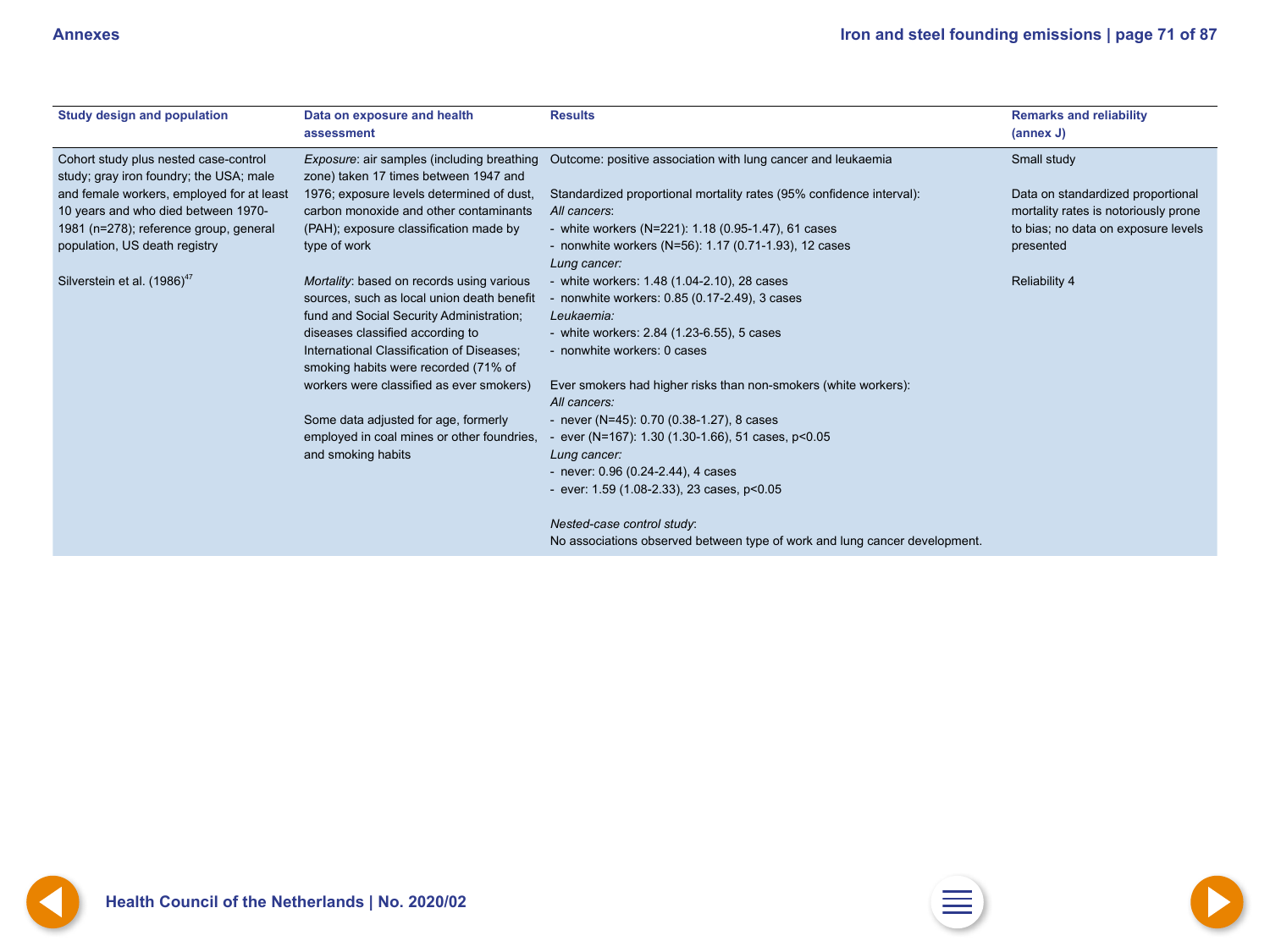| Study design and population | Data on exposure and health assessment | Results | Remarks and reliability (annex J) |
|---|---|---|---|
| Cohort study plus nested case-control study; gray iron foundry; the USA; male and female workers, employed for at least 10 years and who died between 1970-1981 (n=278); reference group, general population, US death registry<br><br>Silverstein et al. (1986)[47] | *Exposure*: air samples (including breathing zone) taken 17 times between 1947 and 1976; exposure levels determined of dust, carbon monoxide and other contaminants (PAH); exposure classification made by type of work<br><br>*Mortality*: based on records using various sources, such as local union death benefit fund and Social Security Administration; diseases classified according to International Classification of Diseases; smoking habits were recorded (71% of workers were classified as ever smokers)<br><br>Some data adjusted for age, formerly employed in coal mines or other foundries, and smoking habits | Outcome: positive association with lung cancer and leukaemia<br><br>Standardized proportional mortality rates (95% confidence interval):<br>*All cancers*:<br>- white workers (N=221): 1.18 (0.95-1.47), 61 cases<br>- nonwhite workers (N=56): 1.17 (0.71-1.93), 12 cases<br>*Lung cancer:*<br>- white workers: 1.48 (1.04-2.10), 28 cases<br>- nonwhite workers: 0.85 (0.17-2.49), 3 cases<br>*Leukaemia:*<br>- white workers: 2.84 (1.23-6.55), 5 cases<br>- nonwhite workers: 0 cases<br><br>Ever smokers had higher risks than non-smokers (white workers):<br>*All cancers:*<br>- never (N=45): 0.70 (0.38-1.27), 8 cases<br>- ever (N=167): 1.30 (1.30-1.66), 51 cases, $p<0.05$<br>*Lung cancer:*<br>- never: 0.96 (0.24-2.44), 4 cases<br>- ever: 1.59 (1.08-2.33), 23 cases, $p<0.05$<br><br>*Nested-case control study*:<br>No associations observed between type of work and lung cancer development. | Small study<br><br>Data on standardized proportional mortality rates is notoriously prone to bias; no data on exposure levels presented<br><br>Reliability 4 |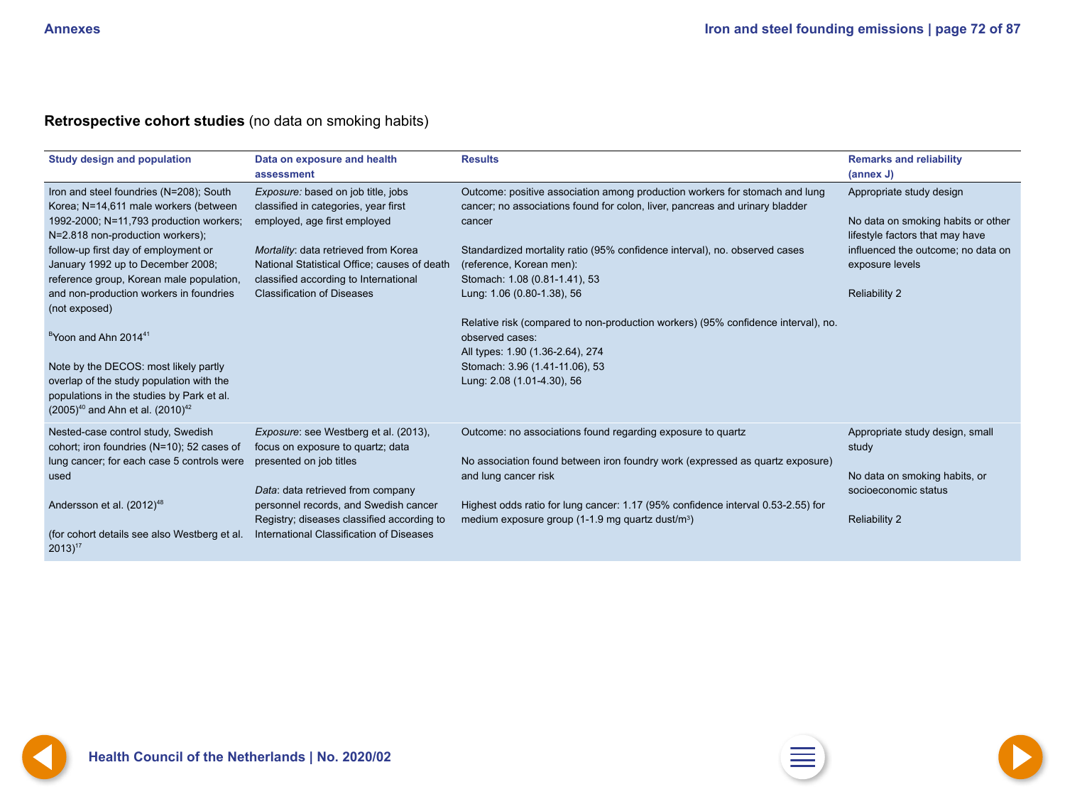**Retrospective cohort studies** (no data on smoking habits)

| Study design and population | Data on exposure and health assessment | Results | Remarks and reliability (annex J) |
| --- | --- | --- | --- |
| Iron and steel foundries (N=208); South Korea; N=14,611 male workers (between 1992-2000; N=11,793 production workers; N=2.818 non-production workers); follow-up first day of employment or January 1992 up to December 2008; reference group, Korean male population, and non-production workers in foundries (not exposed)<br><br>[B]Yoon and Ahn 2014[41]<br><br>Note by the DECOS: most likely partly overlap of the study population with the populations in the studies by Park et al. (2005)[40] and Ahn et al. (2010)[42] | *Exposure:* based on job title, jobs classified in categories, year first employed, age first employed<br><br>*Mortality*: data retrieved from Korea National Statistical Office; causes of death classified according to International Classification of Diseases | Outcome: positive association among production workers for stomach and lung cancer; no associations found for colon, liver, pancreas and urinary bladder cancer<br><br>Standardized mortality ratio (95% confidence interval), no. observed cases (reference, Korean men):<br>Stomach: 1.08 (0.81-1.41), 53<br>Lung: 1.06 (0.80-1.38), 56<br><br>Relative risk (compared to non-production workers) (95% confidence interval), no. observed cases:<br>All types: 1.90 (1.36-2.64), 274<br>Stomach: 3.96 (1.41-11.06), 53<br>Lung: 2.08 (1.01-4.30), 56 | Appropriate study design<br><br>No data on smoking habits or other lifestyle factors that may have influenced the outcome; no data on exposure levels<br><br>Reliability 2 |
| Nested-case control study, Swedish cohort; iron foundries (N=10); 52 cases of lung cancer; for each case 5 controls were used<br><br>Andersson et al. (2012)[48]<br><br>(for cohort details see also Westberg et al. 2013)[17] | *Exposure*: see Westberg et al. (2013), focus on exposure to quartz; data presented on job titles<br><br>*Data*: data retrieved from company personnel records, and Swedish cancer Registry; diseases classified according to International Classification of Diseases | Outcome: no associations found regarding exposure to quartz<br><br>No association found between iron foundry work (expressed as quartz exposure) and lung cancer risk<br><br>Highest odds ratio for lung cancer: 1.17 (95% confidence interval 0.53-2.55) for medium exposure group (1-1.9 mg quartz dust/$m^3$) | Appropriate study design, small study<br><br>No data on smoking habits, or socioeconomic status<br><br>Reliability 2 |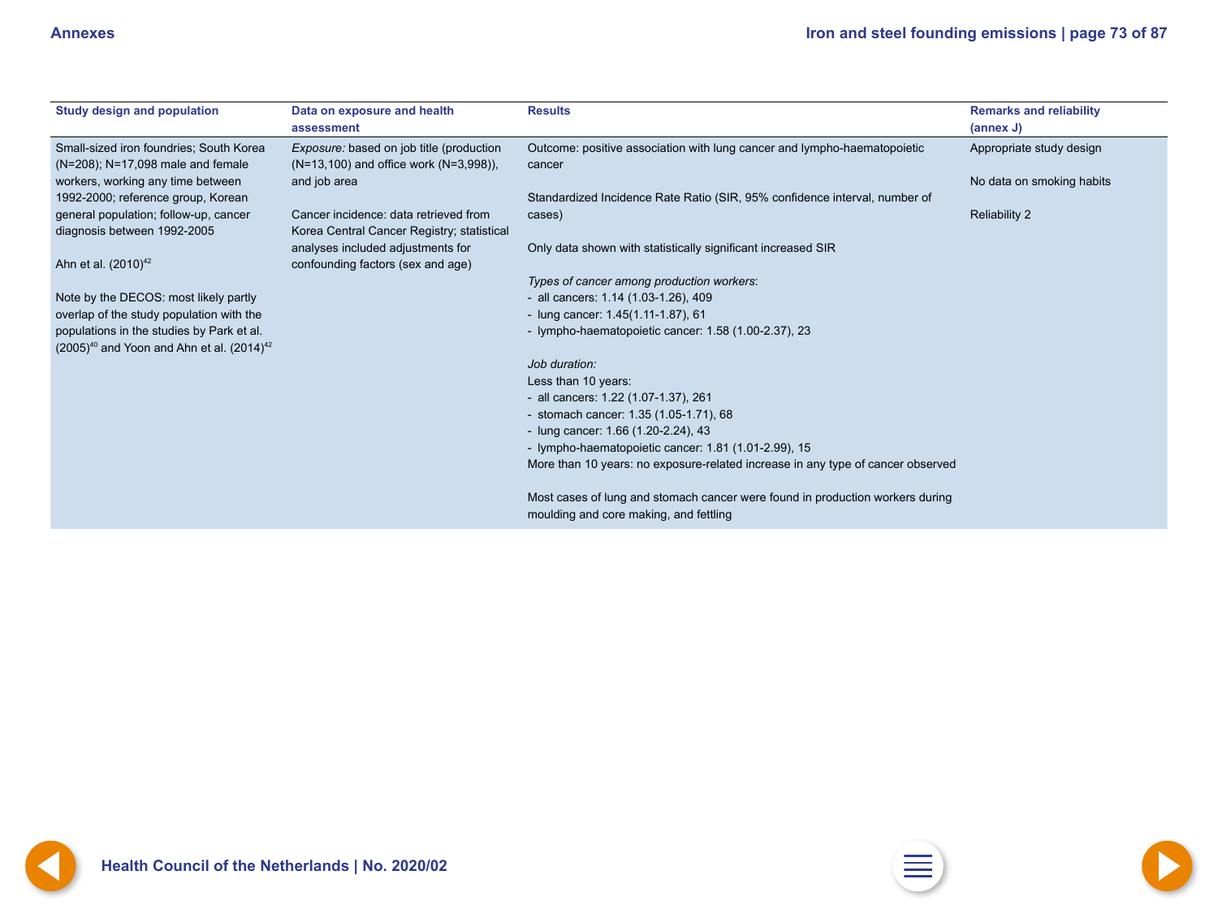| Study design and population | Data on exposure and health assessment | Results | Remarks and reliability (annex J) |
|---|---|---|---|
| Small-sized iron foundries; South Korea (N=208); N=17,098 male and female workers, working any time between 1992-2000; reference group, Korean general population; follow-up, cancer diagnosis between 1992-2005<br><br>Ahn et al. (2010)[42]<br><br>Note by the DECOS: most likely partly overlap of the study population with the populations in the studies by Park et al. (2005)[40] and Yoon and Ahn et al. (2014)[42] | *Exposure:* based on job title (production (N=13,100) and office work (N=3,998)), and job area<br><br>Cancer incidence: data retrieved from Korea Central Cancer Registry; statistical analyses included adjustments for confounding factors (sex and age) | Outcome: positive association with lung cancer and lympho-haematopoietic cancer<br><br>Standardized Incidence Rate Ratio (SIR, 95% confidence interval, number of cases)<br><br>Only data shown with statistically significant increased SIR<br><br>*Types of cancer among production workers*:<br>- all cancers: 1.14 (1.03-1.26), 409<br>- lung cancer: 1.45(1.11-1.87), 61<br>- lympho-haematopoietic cancer: 1.58 (1.00-2.37), 23<br><br>*Job duration:*<br>Less than 10 years:<br>- all cancers: 1.22 (1.07-1.37), 261<br>- stomach cancer: 1.35 (1.05-1.71), 68<br>- lung cancer: 1.66 (1.20-2.24), 43<br>- lympho-haematopoietic cancer: 1.81 (1.01-2.99), 15<br>More than 10 years: no exposure-related increase in any type of cancer observed<br><br>Most cases of lung and stomach cancer were found in production workers during moulding and core making, and fettling | Appropriate study design<br><br>No data on smoking habits<br><br>Reliability 2 |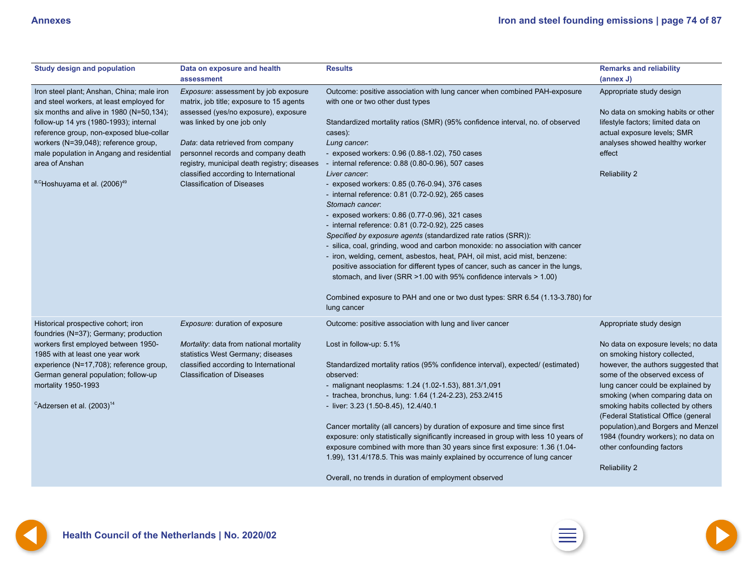| Study design and population | Data on exposure and health assessment | Results | Remarks and reliability (annex J) |
|---|---|---|---|
| Iron steel plant; Anshan, China; male iron and steel workers, at least employed for six months and alive in 1980 (N=50,134); follow-up 14 yrs (1980-1993); internal reference group, non-exposed blue-collar workers (N=39,048); reference group, male population in Angang and residential area of Anshan<br><br>[B,C]Hoshuyama et al. (2006)[49] | *Exposure*: assessment by job exposure matrix, job title; exposure to 15 agents assessed (yes/no exposure), exposure was linked by one job only<br><br>*Data*: data retrieved from company personnel records and company death registry, municipal death registry; diseases classified according to International Classification of Diseases | Outcome: positive association with lung cancer when combined PAH-exposure with one or two other dust types<br><br>Standardized mortality ratios (SMR) (95% confidence interval, no. of observed cases):<br>*Lung cancer*:<br>- exposed workers: 0.96 (0.88-1.02), 750 cases<br>- internal reference: 0.88 (0.80-0.96), 507 cases<br>*Liver cancer*:<br>- exposed workers: 0.85 (0.76-0.94), 376 cases<br>- internal reference: 0.81 (0.72-0.92), 265 cases<br>*Stomach cancer*:<br>- exposed workers: 0.86 (0.77-0.96), 321 cases<br>- internal reference: 0.81 (0.72-0.92), 225 cases<br>*Specified by exposure agents* (standardized rate ratios (SRR)):<br>- silica, coal, grinding, wood and carbon monoxide: no association with cancer<br>- iron, welding, cement, asbestos, heat, PAH, oil mist, acid mist, benzene: positive association for different types of cancer, such as cancer in the lungs, stomach, and liver (SRR >1.00 with 95% confidence intervals > 1.00)<br><br>Combined exposure to PAH and one or two dust types: SRR 6.54 (1.13-3.780) for lung cancer | Appropriate study design<br><br>No data on smoking habits or other lifestyle factors; limited data on actual exposure levels; SMR analyses showed healthy worker effect<br><br>Reliability 2 |
| Historical prospective cohort; iron foundries (N=37); Germany; production workers first employed between 1950-1985 with at least one year work experience (N=17,708); reference group, German general population; follow-up mortality 1950-1993<br><br>[C]Adzersen et al. (2003)[14] | *Exposure*: duration of exposure<br><br>*Mortality*: data from national mortality statistics West Germany; diseases classified according to International Classification of Diseases | Outcome: positive association with lung and liver cancer<br><br>Lost in follow-up: 5.1%<br><br>Standardized mortality ratios (95% confidence interval), expected/ (estimated) observed:<br>- malignant neoplasms: 1.24 (1.02-1.53), 881.3/1,091<br>- trachea, bronchus, lung: 1.64 (1.24-2.23), 253.2/415<br>- liver: 3.23 (1.50-8.45), 12.4/40.1<br><br>Cancer mortality (all cancers) by duration of exposure and time since first exposure: only statistically significantly increased in group with less 10 years of exposure combined with more than 30 years since first exposure: 1.36 (1.04-1.99), 131.4/178.5. This was mainly explained by occurrence of lung cancer<br><br>Overall, no trends in duration of employment observed | Appropriate study design<br><br>No data on exposure levels; no data on smoking history collected, however, the authors suggested that some of the observed excess of lung cancer could be explained by smoking (when comparing data on smoking habits collected by others (Federal Statistical Office (general population),and Borgers and Menzel 1984 (foundry workers); no data on other confounding factors<br><br>Reliability 2 |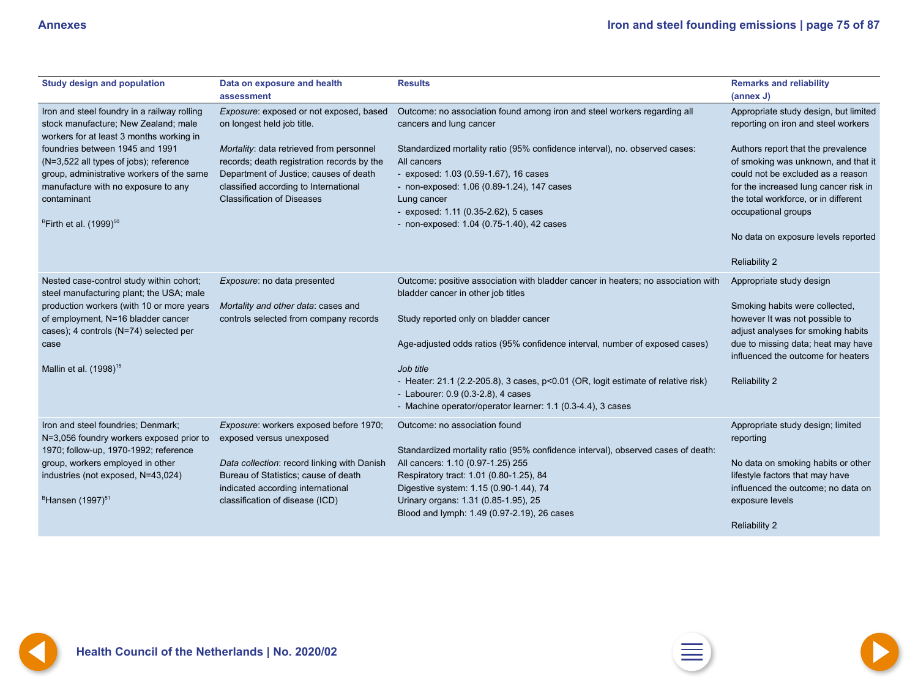| Study design and population | Data on exposure and health assessment | Results | Remarks and reliability (annex J) |
|---|---|---|---|
| Iron and steel foundry in a railway rolling stock manufacture; New Zealand; male workers for at least 3 months working in foundries between 1945 and 1991 (N=3,522 all types of jobs); reference group, administrative workers of the same manufacture with no exposure to any contaminant<br><br>[B]Firth et al. (1999)[50] | *Exposure*: exposed or not exposed, based on longest held job title.<br><br>*Mortality*: data retrieved from personnel records; death registration records by the Department of Justice; causes of death classified according to International Classification of Diseases | Outcome: no association found among iron and steel workers regarding all cancers and lung cancer<br><br>Standardized mortality ratio (95% confidence interval), no. observed cases:<br>All cancers<br>- exposed: 1.03 (0.59-1.67), 16 cases<br>- non-exposed: 1.06 (0.89-1.24), 147 cases<br>Lung cancer<br>- exposed: 1.11 (0.35-2.62), 5 cases<br>- non-exposed: 1.04 (0.75-1.40), 42 cases | Appropriate study design, but limited reporting on iron and steel workers<br><br>Authors report that the prevalence of smoking was unknown, and that it could not be excluded as a reason for the increased lung cancer risk in the total workforce, or in different occupational groups<br><br>No data on exposure levels reported<br><br>Reliability 2 |
| Nested case-control study within cohort; steel manufacturing plant; the USA; male production workers (with 10 or more years of employment, N=16 bladder cancer cases); 4 controls (N=74) selected per case<br><br>Mallin et al. (1998)[15] | *Exposure*: no data presented<br><br>*Mortality and other data*: cases and controls selected from company records | Outcome: positive association with bladder cancer in heaters; no association with bladder cancer in other job titles<br><br>Study reported only on bladder cancer<br><br>Age-adjusted odds ratios (95% confidence interval, number of exposed cases)<br><br>*Job title*<br>- Heater: 21.1 (2.2-205.8), 3 cases, p<0.01 (OR, logit estimate of relative risk)<br>- Labourer: 0.9 (0.3-2.8), 4 cases<br>- Machine operator/operator learner: 1.1 (0.3-4.4), 3 cases | Appropriate study design<br><br>Smoking habits were collected, however It was not possible to adjust analyses for smoking habits due to missing data; heat may have influenced the outcome for heaters<br><br>Reliability 2 |
| Iron and steel foundries; Denmark; N=3,056 foundry workers exposed prior to 1970; follow-up, 1970-1992; reference group, workers employed in other industries (not exposed, N=43,024)<br><br>[B]Hansen (1997)[51] | *Exposure*: workers exposed before 1970; exposed versus unexposed<br><br>*Data collection*: record linking with Danish Bureau of Statistics; cause of death indicated according international classification of disease (ICD) | Outcome: no association found<br><br>Standardized mortality ratio (95% confidence interval), observed cases of death:<br>All cancers: 1.10 (0.97-1.25) 255<br>Respiratory tract: 1.01 (0.80-1.25), 84<br>Digestive system: 1.15 (0.90-1.44), 74<br>Urinary organs: 1.31 (0.85-1.95), 25<br>Blood and lymph: 1.49 (0.97-2.19), 26 cases | Appropriate study design; limited reporting<br><br>No data on smoking habits or other lifestyle factors that may have influenced the outcome; no data on exposure levels<br><br>Reliability 2 |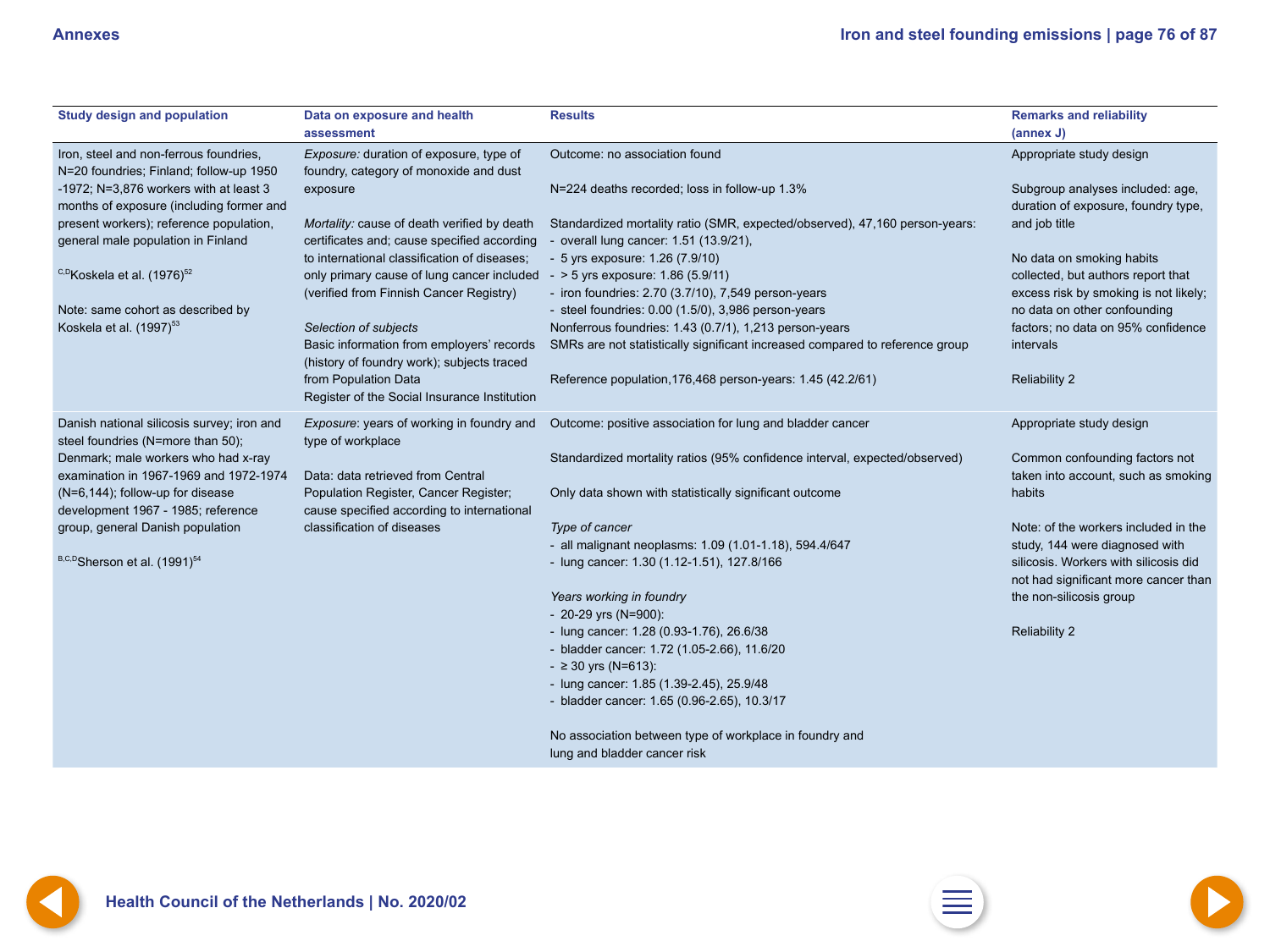| Study design and population | Data on exposure and health assessment | Results | Remarks and reliability (annex J) |
|---|---|---|---|
| Iron, steel and non-ferrous foundries, N=20 foundries; Finland; follow-up 1950 -1972; N=3,876 workers with at least 3 months of exposure (including former and present workers); reference population, general male population in Finland<br><br>[C,D]Koskela et al. (1976)[52]<br><br>Note: same cohort as described by Koskela et al. (1997)[53] | *Exposure:* duration of exposure, type of foundry, category of monoxide and dust exposure<br><br>*Mortality:* cause of death verified by death certificates and; cause specified according to international classification of diseases; only primary cause of lung cancer included (verified from Finnish Cancer Registry)<br><br>*Selection of subjects*<br>Basic information from employers' records (history of foundry work); subjects traced from Population Data Register of the Social Insurance Institution | Outcome: no association found<br><br>N=224 deaths recorded; loss in follow-up 1.3%<br><br>Standardized mortality ratio (SMR, expected/observed), 47,160 person-years:<br>- overall lung cancer: 1.51 (13.9/21),<br>- 5 yrs exposure: 1.26 (7.9/10)<br>- > 5 yrs exposure: 1.86 (5.9/11)<br>- iron foundries: 2.70 (3.7/10), 7,549 person-years<br>- steel foundries: 0.00 (1.5/0), 3,986 person-years<br>Nonferrous foundries: 1.43 (0.7/1), 1,213 person-years<br>SMRs are not statistically significant increased compared to reference group<br><br>Reference population,176,468 person-years: 1.45 (42.2/61) | Appropriate study design<br><br>Subgroup analyses included: age, duration of exposure, foundry type, and job title<br><br>No data on smoking habits collected, but authors report that excess risk by smoking is not likely; no data on other confounding factors; no data on 95% confidence intervals<br><br>Reliability 2 |
| Danish national silicosis survey; iron and steel foundries (N=more than 50); Denmark; male workers who had x-ray examination in 1967-1969 and 1972-1974 (N=6,144); follow-up for disease development 1967 - 1985; reference group, general Danish population<br><br>[B,C,D]Sherson et al. (1991)[54] | *Exposure*: years of working in foundry and type of workplace<br><br>Data: data retrieved from Central Population Register, Cancer Register; cause specified according to international classification of diseases | Outcome: positive association for lung and bladder cancer<br><br>Standardized mortality ratios (95% confidence interval, expected/observed)<br><br>Only data shown with statistically significant outcome<br><br>*Type of cancer*<br>- all malignant neoplasms: 1.09 (1.01-1.18), 594.4/647<br>- lung cancer: 1.30 (1.12-1.51), 127.8/166<br><br>*Years working in foundry*<br>- 20-29 yrs (N=900):<br>- lung cancer: 1.28 (0.93-1.76), 26.6/38<br>- bladder cancer: 1.72 (1.05-2.66), 11.6/20<br>- ≥ 30 yrs (N=613):<br>- lung cancer: 1.85 (1.39-2.45), 25.9/48<br>- bladder cancer: 1.65 (0.96-2.65), 10.3/17<br><br>No association between type of workplace in foundry and lung and bladder cancer risk | Appropriate study design<br><br>Common confounding factors not taken into account, such as smoking habits<br><br>Note: of the workers included in the study, 144 were diagnosed with silicosis. Workers with silicosis did not had significant more cancer than the non-silicosis group<br><br>Reliability 2 |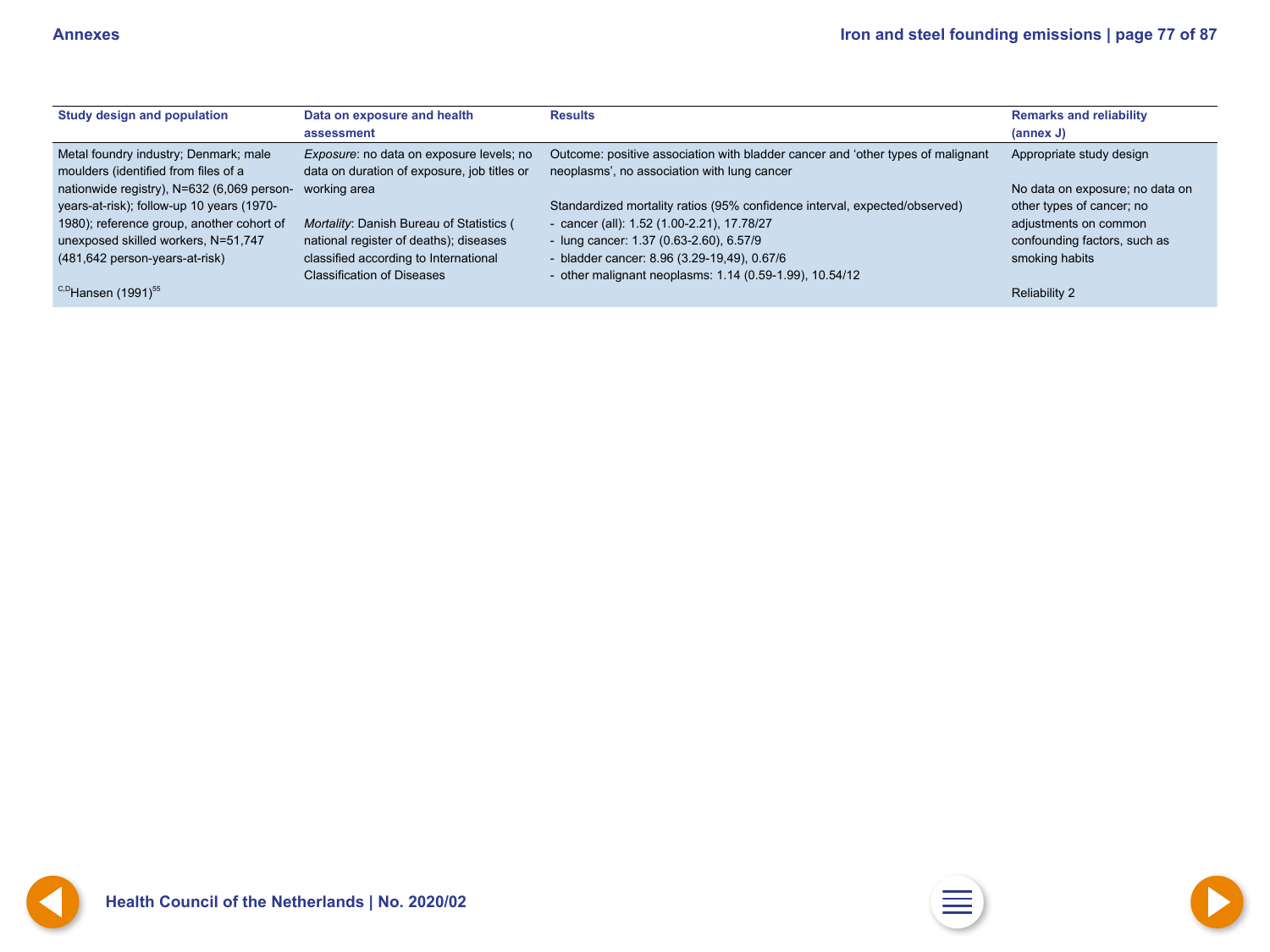| Study design and population | Data on exposure and health assessment | Results | Remarks and reliability (annex J) |
| --- | --- | --- | --- |
| Metal foundry industry; Denmark; male moulders (identified from files of a nationwide registry), N=632 (6,069 person-years-at-risk); follow-up 10 years (1970-1980); reference group, another cohort of unexposed skilled workers, N=51,747 (481,642 person-years-at-risk)<br><br>[C,D]Hansen (1991)[55] | *Exposure*: no data on exposure levels; no data on duration of exposure, job titles or working area<br><br>*Mortality*: Danish Bureau of Statistics ( national register of deaths); diseases classified according to International Classification of Diseases | Outcome: positive association with bladder cancer and 'other types of malignant neoplasms', no association with lung cancer<br><br>Standardized mortality ratios (95% confidence interval, expected/observed)<br>- cancer (all): 1.52 (1.00-2.21), 17.78/27<br>- lung cancer: 1.37 (0.63-2.60), 6.57/9<br>- bladder cancer: 8.96 (3.29-19,49), 0.67/6<br>- other malignant neoplasms: 1.14 (0.59-1.99), 10.54/12 | Appropriate study design<br><br>No data on exposure; no data on other types of cancer; no adjustments on common confounding factors, such as smoking habits<br><br>Reliability 2 |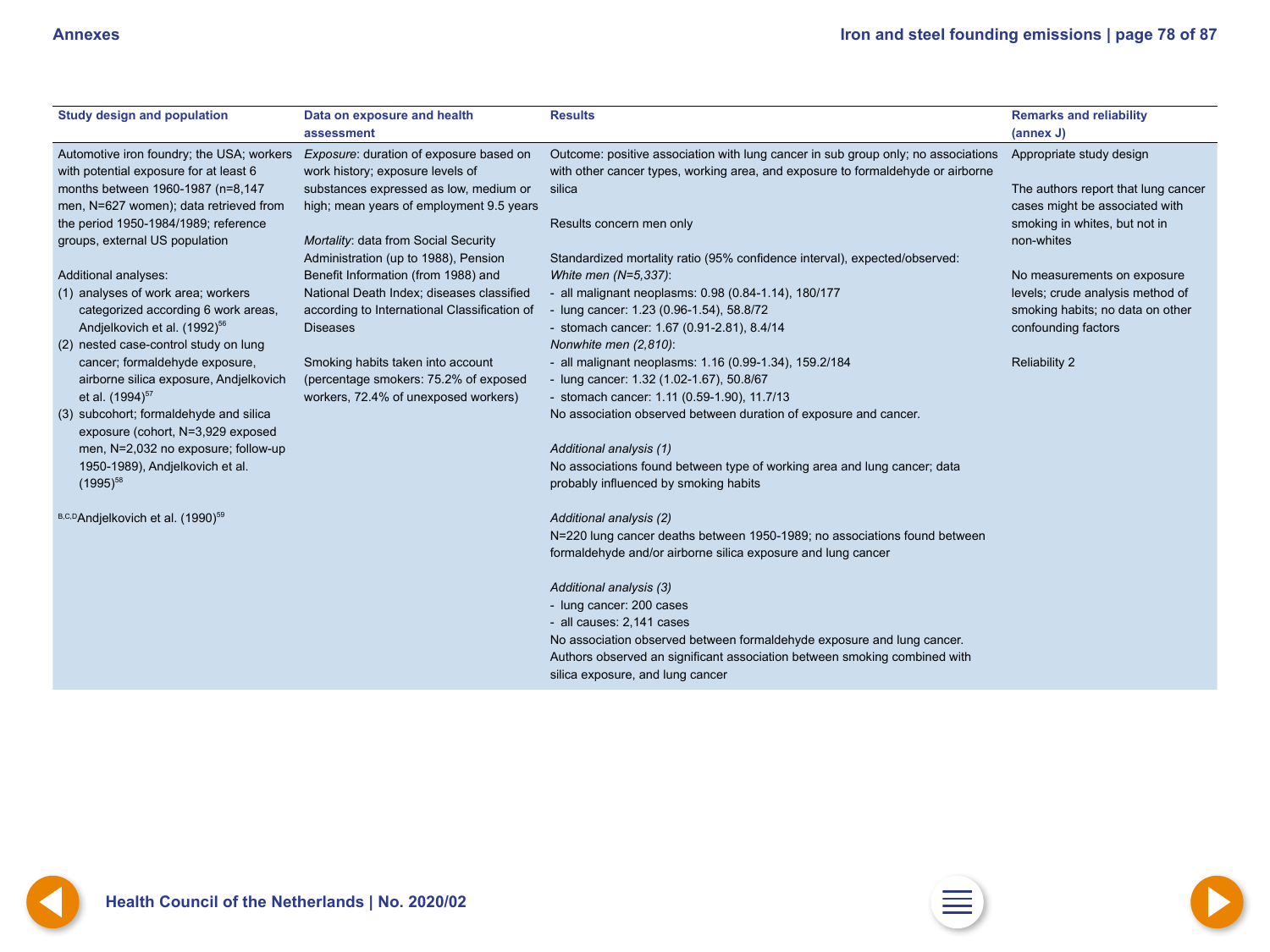| Study design and population | Data on exposure and health assessment | Results | Remarks and reliability (annex J) |
|---|---|---|---|
| Automotive iron foundry; the USA; workers with potential exposure for at least 6 months between 1960-1987 (n=8,147 men, N=627 women); data retrieved from the period 1950-1984/1989; reference groups, external US population<br><br>Additional analyses:<br>(1) analyses of work area; workers categorized according 6 work areas, Andjelkovich et al. (1992)[56]<br>(2) nested case-control study on lung cancer; formaldehyde exposure, airborne silica exposure, Andjelkovich et al. (1994)[57]<br>(3) subcohort; formaldehyde and silica exposure (cohort, N=3,929 exposed men, N=2,032 no exposure; follow-up 1950-1989), Andjelkovich et al. (1995)[58]<br><br>[B,C,D]Andjelkovich et al. (1990)[59] | *Exposure*: duration of exposure based on work history; exposure levels of substances expressed as low, medium or high; mean years of employment 9.5 years<br><br>*Mortality*: data from Social Security Administration (up to 1988), Pension Benefit Information (from 1988) and National Death Index; diseases classified according to International Classification of Diseases<br><br>Smoking habits taken into account (percentage smokers: 75.2% of exposed workers, 72.4% of unexposed workers) | Outcome: positive association with lung cancer in sub group only; no associations with other cancer types, working area, and exposure to formaldehyde or airborne silica<br><br>Results concern men only<br><br>Standardized mortality ratio (95% confidence interval), expected/observed:<br>*White men (N=5,337)*:<br>- all malignant neoplasms: 0.98 (0.84-1.14), 180/177<br>- lung cancer: 1.23 (0.96-1.54), 58.8/72<br>- stomach cancer: 1.67 (0.91-2.81), 8.4/14<br>*Nonwhite men (2,810)*:<br>- all malignant neoplasms: 1.16 (0.99-1.34), 159.2/184<br>- lung cancer: 1.32 (1.02-1.67), 50.8/67<br>- stomach cancer: 1.11 (0.59-1.90), 11.7/13<br>No association observed between duration of exposure and cancer.<br><br>*Additional analysis (1)*<br>No associations found between type of working area and lung cancer; data probably influenced by smoking habits<br><br>*Additional analysis (2)*<br>N=220 lung cancer deaths between 1950-1989; no associations found between formaldehyde and/or airborne silica exposure and lung cancer<br><br>*Additional analysis (3)*<br>- lung cancer: 200 cases<br>- all causes: 2,141 cases<br>No association observed between formaldehyde exposure and lung cancer. Authors observed an significant association between smoking combined with silica exposure, and lung cancer | Appropriate study design<br><br>The authors report that lung cancer cases might be associated with smoking in whites, but not in non-whites<br><br>No measurements on exposure levels; crude analysis method of smoking habits; no data on other confounding factors<br><br>Reliability 2 |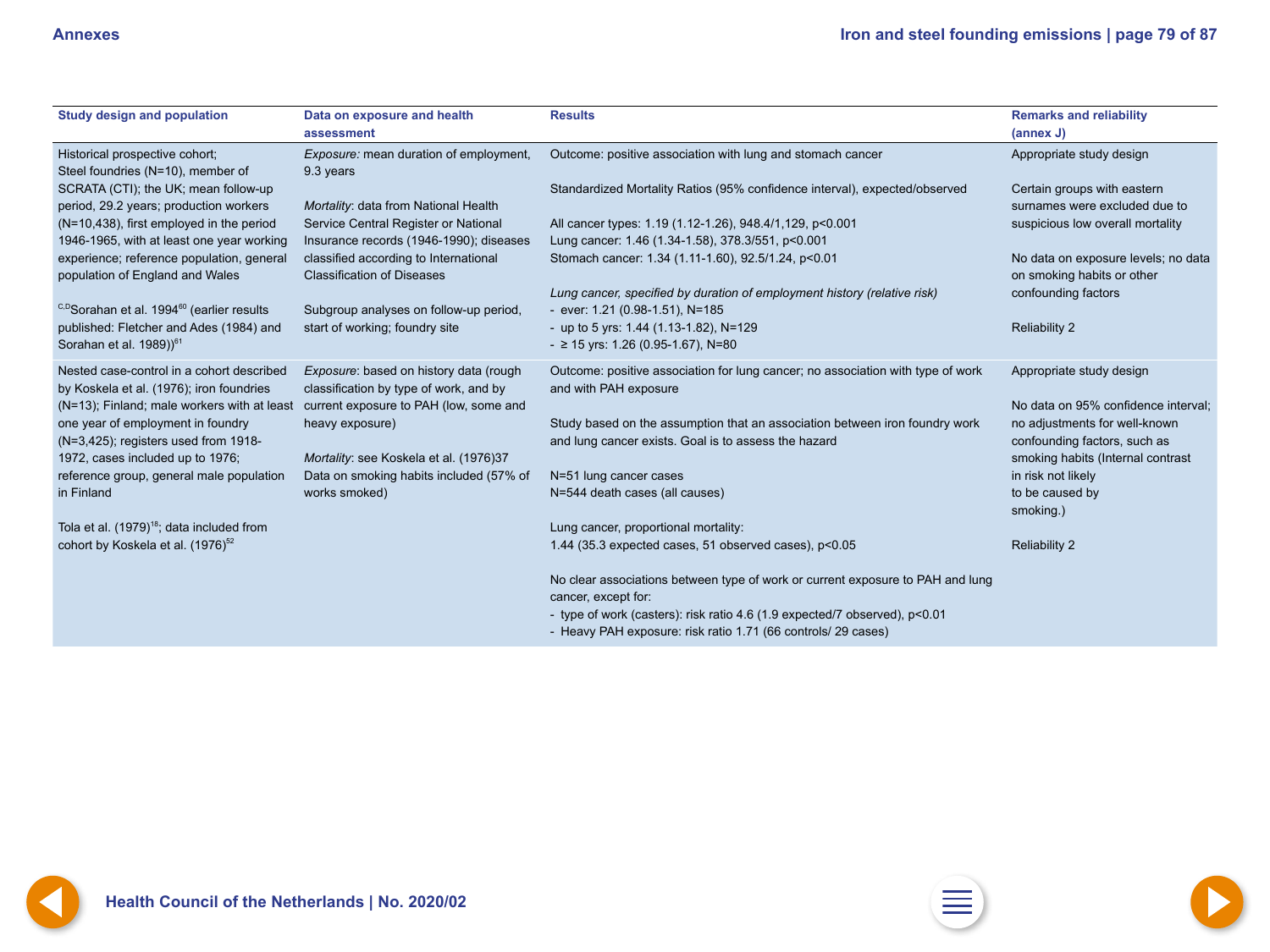| Study design and population | Data on exposure and health assessment | Results | Remarks and reliability (annex J) |
|---|---|---|---|
| Historical prospective cohort; Steel foundries (N=10), member of SCRATA (CTI); the UK; mean follow-up period, 29.2 years; production workers (N=10,438), first employed in the period 1946-1965, with at least one year working experience; reference population, general population of England and Wales<br><br>[C,D]Sorahan et al. 1994[60] (earlier results published: Fletcher and Ades (1984) and Sorahan et al. 1989))[61] | *Exposure:* mean duration of employment, 9.3 years<br><br>*Mortality*: data from National Health Service Central Register or National Insurance records (1946-1990); diseases classified according to International Classification of Diseases<br><br>Subgroup analyses on follow-up period, start of working; foundry site | Outcome: positive association with lung and stomach cancer<br><br>Standardized Mortality Ratios (95% confidence interval), expected/observed<br><br>All cancer types: 1.19 (1.12-1.26), 948.4/1,129, p<0.001<br>Lung cancer: 1.46 (1.34-1.58), 378.3/551, p<0.001<br>Stomach cancer: 1.34 (1.11-1.60), 92.5/1.24, p<0.01<br><br>*Lung cancer, specified by duration of employment history (relative risk)*<br>- ever: 1.21 (0.98-1.51), N=185<br>- up to 5 yrs: 1.44 (1.13-1.82), N=129<br>- ≥ 15 yrs: 1.26 (0.95-1.67), N=80 | Appropriate study design<br><br>Certain groups with eastern surnames were excluded due to suspicious low overall mortality<br><br>No data on exposure levels; no data on smoking habits or other confounding factors<br><br>Reliability 2 |
| Nested case-control in a cohort described by Koskela et al. (1976); iron foundries (N=13); Finland; male workers with at least one year of employment in foundry (N=3,425); registers used from 1918-1972, cases included up to 1976; reference group, general male population in Finland<br><br>Tola et al. (1979)[18]; data included from cohort by Koskela et al. (1976)[52] | *Exposure*: based on history data (rough classification by type of work, and by current exposure to PAH (low, some and heavy exposure)<br><br>*Mortality*: see Koskela et al. (1976)37 Data on smoking habits included (57% of works smoked) | Outcome: positive association for lung cancer; no association with type of work and with PAH exposure<br><br>Study based on the assumption that an association between iron foundry work and lung cancer exists. Goal is to assess the hazard<br><br>N=51 lung cancer cases<br>N=544 death cases (all causes)<br><br>Lung cancer, proportional mortality:<br>1.44 (35.3 expected cases, 51 observed cases), p<0.05<br><br>No clear associations between type of work or current exposure to PAH and lung cancer, except for:<br>- type of work (casters): risk ratio 4.6 (1.9 expected/7 observed), p<0.01<br>- Heavy PAH exposure: risk ratio 1.71 (66 controls/ 29 cases) | Appropriate study design<br><br>No data on 95% confidence interval; no adjustments for well-known confounding factors, such as smoking habits (Internal contrast in risk not likely to be caused by smoking.)<br><br>Reliability 2 |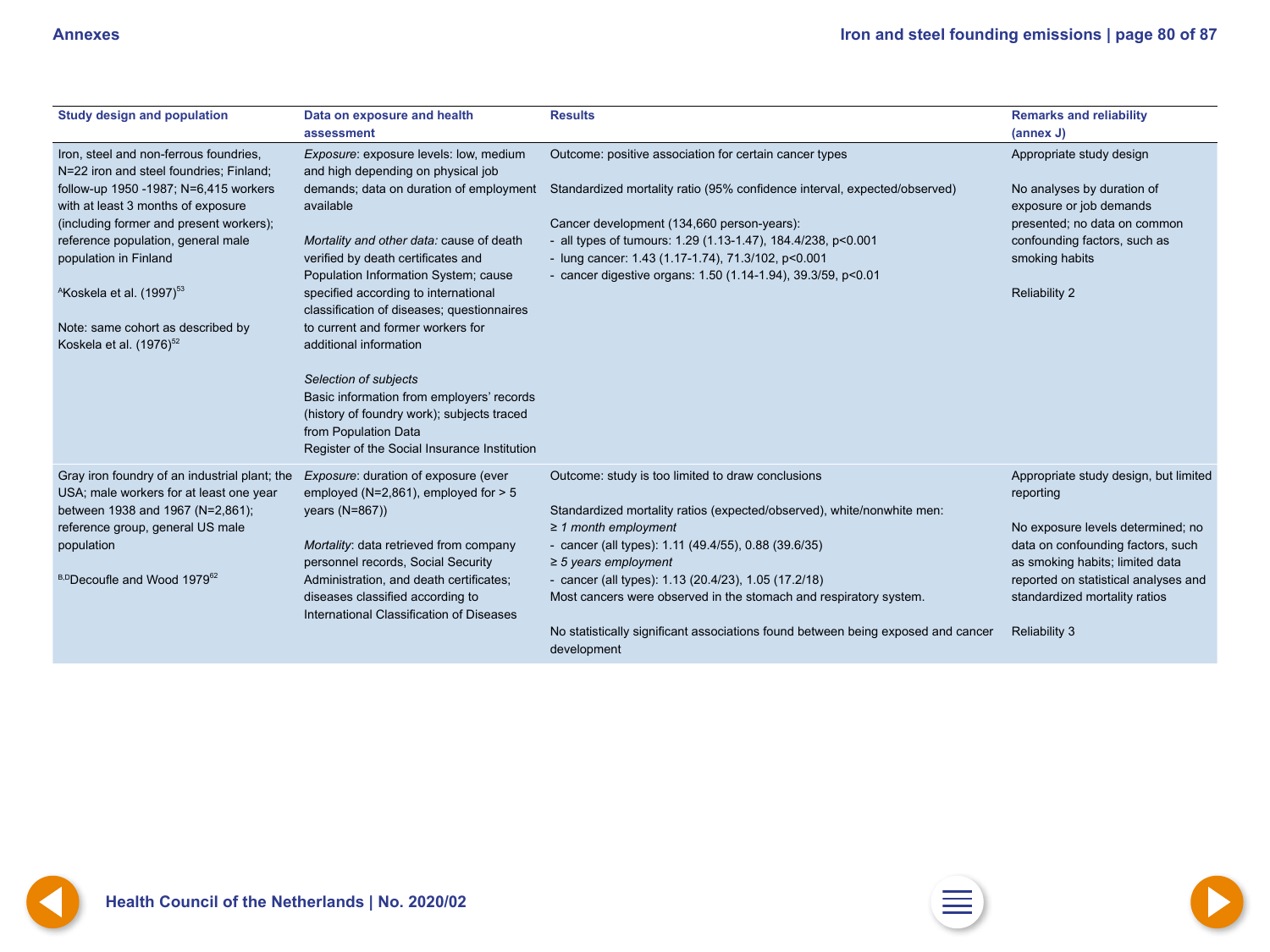| Study design and population | Data on exposure and health assessment | Results | Remarks and reliability (annex J) |
|---|---|---|---|
| Iron, steel and non-ferrous foundries, N=22 iron and steel foundries; Finland; follow-up 1950 -1987; N=6,415 workers with at least 3 months of exposure (including former and present workers); reference population, general male population in Finland<br><br>[A]Koskela et al. (1997)[53]<br><br>Note: same cohort as described by Koskela et al. (1976)[52] | *Exposure*: exposure levels: low, medium and high depending on physical job demands; data on duration of employment available<br><br>*Mortality and other data:* cause of death verified by death certificates and Population Information System; cause specified according to international classification of diseases; questionnaires to current and former workers for additional information<br><br>*Selection of subjects*<br>Basic information from employers' records (history of foundry work); subjects traced from Population Data Register of the Social Insurance Institution | Outcome: positive association for certain cancer types<br><br>Standardized mortality ratio (95% confidence interval, expected/observed)<br><br>Cancer development (134,660 person-years):<br>- all types of tumours: 1.29 (1.13-1.47), 184.4/238, p<0.001<br>- lung cancer: 1.43 (1.17-1.74), 71.3/102, p<0.001<br>- cancer digestive organs: 1.50 (1.14-1.94), 39.3/59, p<0.01 | Appropriate study design<br><br>No analyses by duration of exposure or job demands presented; no data on common confounding factors, such as smoking habits<br><br>Reliability 2 |
| Gray iron foundry of an industrial plant; the USA; male workers for at least one year between 1938 and 1967 (N=2,861); reference group, general US male population<br><br>[B,D]Decoufle and Wood 1979[62] | *Exposure*: duration of exposure (ever employed (N=2,861), employed for > 5 years (N=867))<br><br>*Mortality*: data retrieved from company personnel records, Social Security Administration, and death certificates; diseases classified according to International Classification of Diseases | Outcome: study is too limited to draw conclusions<br><br>Standardized mortality ratios (expected/observed), white/nonwhite men:<br>*≥ 1 month employment*<br>- cancer (all types): 1.11 (49.4/55), 0.88 (39.6/35)<br>*≥ 5 years employment*<br>- cancer (all types): 1.13 (20.4/23), 1.05 (17.2/18)<br>Most cancers were observed in the stomach and respiratory system.<br><br>No statistically significant associations found between being exposed and cancer development | Appropriate study design, but limited reporting<br><br>No exposure levels determined; no data on confounding factors, such as smoking habits; limited data reported on statistical analyses and standardized mortality ratios<br><br>Reliability 3 |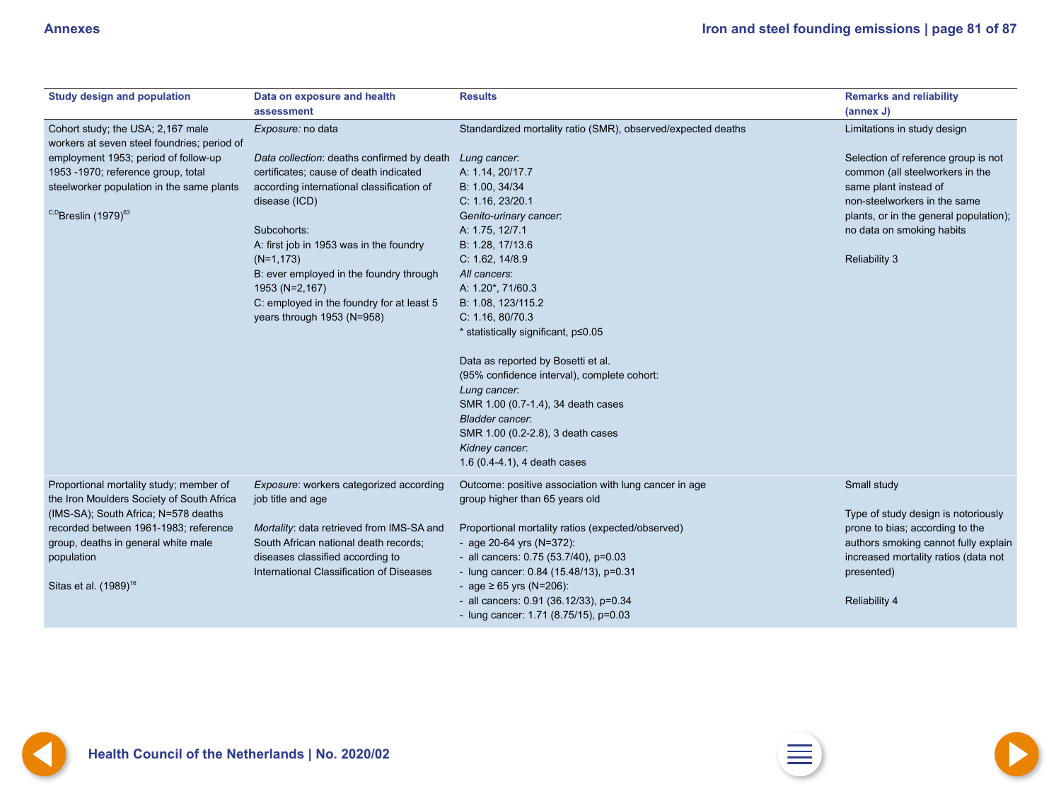| Study design and population | Data on exposure and health assessment | Results | Remarks and reliability (annex J) |
|---|---|---|---|
| Cohort study; the USA; 2,167 male workers at seven steel foundries; period of employment 1953; period of follow-up 1953 -1970; reference group, total steelworker population in the same plants<br><br>[C,D]Breslin (1979)[63] | *Exposure:* no data<br><br>*Data collection*: deaths confirmed by death certificates; cause of death indicated according international classification of disease (ICD)<br><br>Subcohorts:<br>A: first job in 1953 was in the foundry (N=1,173)<br>B: ever employed in the foundry through 1953 (N=2,167)<br>C: employed in the foundry for at least 5 years through 1953 (N=958) | Standardized mortality ratio (SMR), observed/expected deaths<br><br>*Lung cancer*:<br>A: 1.14, 20/17.7<br>B: 1.00, 34/34<br>C: 1.16, 23/20.1<br>*Genito-urinary cancer*:<br>A: 1.75, 12/7.1<br>B: 1.28, 17/13.6<br>C: 1.62, 14/8.9<br>*All cancers*:<br>A: 1.20*, 71/60.3<br>B: 1.08, 123/115.2<br>C: 1.16, 80/70.3<br>* statistically significant, p≤0.05<br><br>Data as reported by Bosetti et al.<br>(95% confidence interval), complete cohort:<br>*Lung cancer*:<br>SMR 1.00 (0.7-1.4), 34 death cases<br>*Bladder cancer*:<br>SMR 1.00 (0.2-2.8), 3 death cases<br>*Kidney cancer*:<br>1.6 (0.4-4.1), 4 death cases | Limitations in study design<br><br>Selection of reference group is not common (all steelworkers in the same plant instead of non-steelworkers in the same plants, or in the general population); no data on smoking habits<br><br>Reliability 3 |
| Proportional mortality study; member of the Iron Moulders Society of South Africa (IMS-SA); South Africa; N=578 deaths recorded between 1961-1983; reference group, deaths in general white male population<br><br>Sitas et al. (1989)[16] | *Exposure*: workers categorized according job title and age<br><br>*Mortality*: data retrieved from IMS-SA and South African national death records; diseases classified according to International Classification of Diseases | Outcome: positive association with lung cancer in age group higher than 65 years old<br><br>Proportional mortality ratios (expected/observed)<br>- age 20-64 yrs (N=372):<br>- all cancers: 0.75 (53.7/40), p=0.03<br>- lung cancer: 0.84 (15.48/13), p=0.31<br>- age ≥ 65 yrs (N=206):<br>- all cancers: 0.91 (36.12/33), p=0.34<br>- lung cancer: 1.71 (8.75/15), p=0.03 | Small study<br><br>Type of study design is notoriously prone to bias; according to the authors smoking cannot fully explain increased mortality ratios (data not presented)<br><br>Reliability 4 |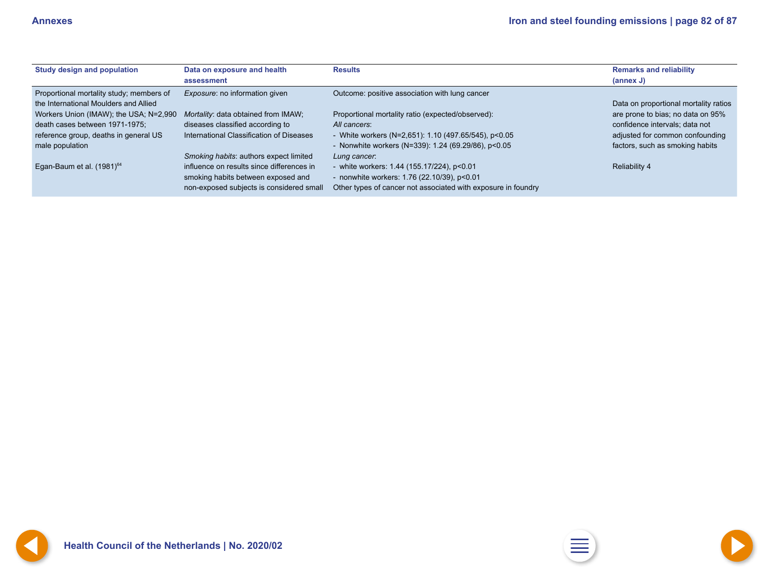| Study design and population | Data on exposure and health assessment | Results | Remarks and reliability (annex J) |
| --- | --- | --- | --- |
| Proportional mortality study; members of the International Moulders and Allied Workers Union (IMAW); the USA; N=2,990 death cases between 1971-1975; reference group, deaths in general US male population<br><br>Egan-Baum et al. (1981)[64] | *Exposure*: no information given<br><br>*Mortality*: data obtained from IMAW; diseases classified according to International Classification of Diseases<br><br>*Smoking habits*: authors expect limited influence on results since differences in smoking habits between exposed and non-exposed subjects is considered small | Outcome: positive association with lung cancer<br><br>Proportional mortality ratio (expected/observed):<br>*All cancers*:<br>- White workers (N=2,651): 1.10 (497.65/545), p<0.05<br>- Nonwhite workers (N=339): 1.24 (69.29/86), p<0.05<br>*Lung cancer*:<br>- white workers: 1.44 (155.17/224), p<0.01<br>- nonwhite workers: 1.76 (22.10/39), p<0.01<br>Other types of cancer not associated with exposure in foundry | Data on proportional mortality ratios are prone to bias; no data on 95% confidence intervals; data not adjusted for common confounding factors, such as smoking habits<br><br>Reliability 4 |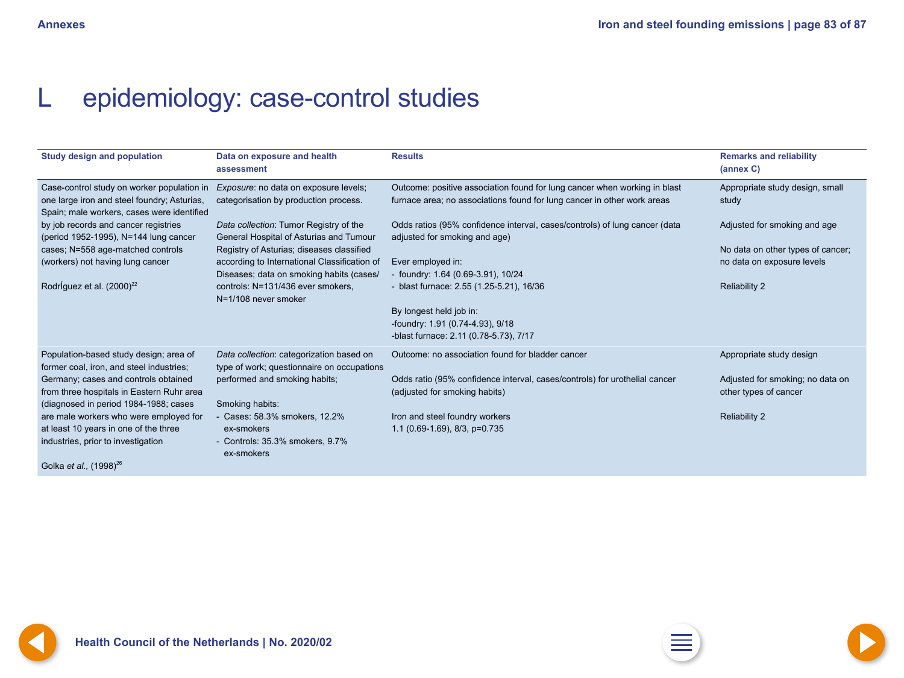# L epidemiology: case-control studies

| Study design and population | Data on exposure and health assessment | Results | Remarks and reliability (annex C) |
| --- | --- | --- | --- |
| Case-control study on worker population in one large iron and steel foundry; Asturias, Spain; male workers, cases were identified by job records and cancer registries (period 1952-1995), N=144 lung cancer cases; N=558 age-matched controls (workers) not having lung cancer<br><br>RodrÍguez et al. (2000)[22] | *Exposure*: no data on exposure levels; categorisation by production process.<br><br>*Data collection*: Tumor Registry of the General Hospital of Asturias and Tumour Registry of Asturias; diseases classified according to International Classification of Diseases; data on smoking habits (cases/controls: N=131/436 ever smokers, N=1/108 never smoker | Outcome: positive association found for lung cancer when working in blast furnace area; no associations found for lung cancer in other work areas<br><br>Odds ratios (95% confidence interval, cases/controls) of lung cancer (data adjusted for smoking and age)<br><br>Ever employed in:<br>- foundry: 1.64 (0.69-3.91), 10/24<br>- blast furnace: 2.55 (1.25-5.21), 16/36<br><br>By longest held job in:<br>-foundry: 1.91 (0.74-4.93), 9/18<br>-blast furnace: 2.11 (0.78-5.73), 7/17 | Appropriate study design, small study<br><br>Adjusted for smoking and age<br><br>No data on other types of cancer; no data on exposure levels<br><br>Reliability 2 |
| Population-based study design; area of former coal, iron, and steel industries; Germany; cases and controls obtained from three hospitals in Eastern Ruhr area (diagnosed in period 1984-1988; cases are male workers who were employed for at least 10 years in one of the three industries, prior to investigation<br><br>Golka *et al.*, (1998)[26] | *Data collection*: categorization based on type of work; questionnaire on occupations performed and smoking habits;<br><br>Smoking habits:<br>- Cases: 58.3% smokers, 12.2% ex-smokers<br>- Controls: 35.3% smokers, 9.7% ex-smokers | Outcome: no association found for bladder cancer<br><br>Odds ratio (95% confidence interval, cases/controls) for urothelial cancer (adjusted for smoking habits)<br><br>Iron and steel foundry workers<br>1.1 (0.69-1.69), 8/3, p=0.735 | Appropriate study design<br><br>Adjusted for smoking; no data on other types of cancer<br><br>Reliability 2 |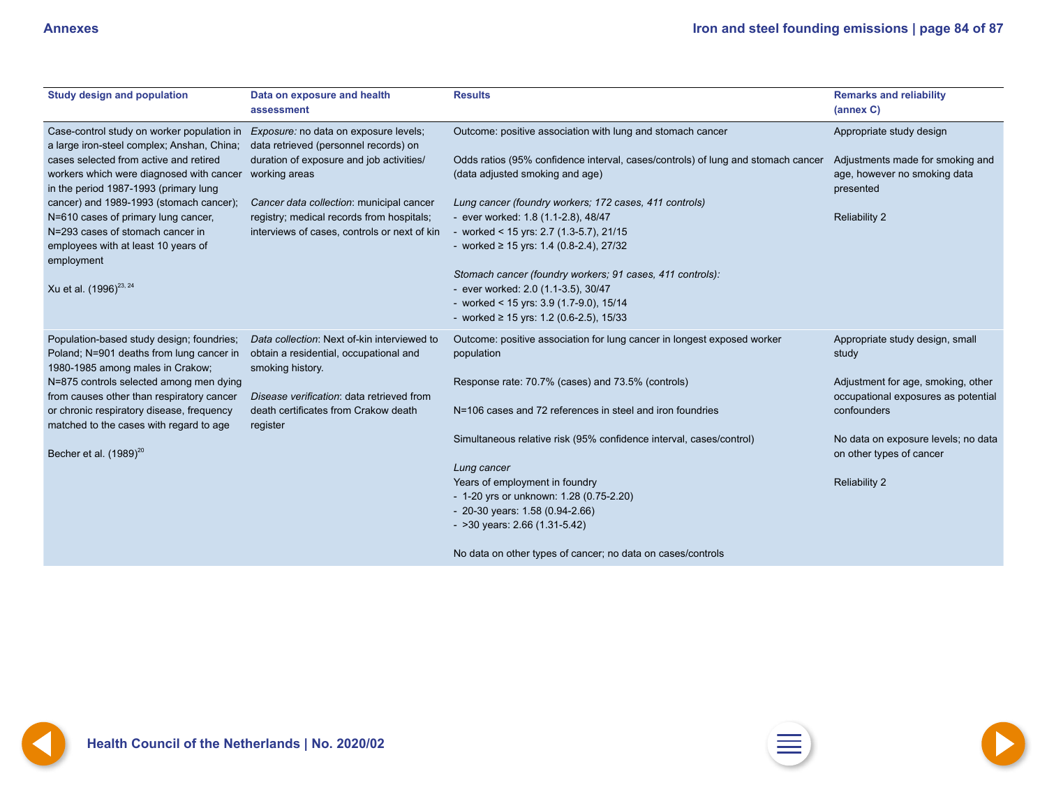| Study design and population | Data on exposure and health assessment | Results | Remarks and reliability (annex C) |
|---|---|---|---|
| Case-control study on worker population in a large iron-steel complex; Anshan, China; cases selected from active and retired workers which were diagnosed with cancer in the period 1987-1993 (primary lung cancer) and 1989-1993 (stomach cancer); N=610 cases of primary lung cancer, N=293 cases of stomach cancer in employees with at least 10 years of employment<br><br>Xu et al. (1996)[23, 24] | *Exposure:* no data on exposure levels; data retrieved (personnel records) on duration of exposure and job activities/ working areas<br><br>*Cancer data collection*: municipal cancer registry; medical records from hospitals; interviews of cases, controls or next of kin | Outcome: positive association with lung and stomach cancer<br><br>Odds ratios (95% confidence interval, cases/controls) of lung and stomach cancer (data adjusted smoking and age)<br><br>*Lung cancer (foundry workers; 172 cases, 411 controls)*<br>- ever worked: 1.8 (1.1-2.8), 48/47<br>- worked < 15 yrs: 2.7 (1.3-5.7), 21/15<br>- worked ≥ 15 yrs: 1.4 (0.8-2.4), 27/32<br><br>*Stomach cancer (foundry workers; 91 cases, 411 controls):*<br>- ever worked: 2.0 (1.1-3.5), 30/47<br>- worked < 15 yrs: 3.9 (1.7-9.0), 15/14<br>- worked ≥ 15 yrs: 1.2 (0.6-2.5), 15/33 | Appropriate study design<br><br>Adjustments made for smoking and age, however no smoking data presented<br><br>Reliability 2 |
| Population-based study design; foundries; Poland; N=901 deaths from lung cancer in 1980-1985 among males in Crakow; N=875 controls selected among men dying from causes other than respiratory cancer or chronic respiratory disease, frequency matched to the cases with regard to age<br><br>Becher et al. (1989)[20] | *Data collection*: Next of-kin interviewed to obtain a residential, occupational and smoking history.<br><br>*Disease verification*: data retrieved from death certificates from Crakow death register | Outcome: positive association for lung cancer in longest exposed worker population<br><br>Response rate: 70.7% (cases) and 73.5% (controls)<br><br>N=106 cases and 72 references in steel and iron foundries<br><br>Simultaneous relative risk (95% confidence interval, cases/control)<br><br>*Lung cancer*<br>Years of employment in foundry<br>- 1-20 yrs or unknown: 1.28 (0.75-2.20)<br>- 20-30 years: 1.58 (0.94-2.66)<br>- >30 years: 2.66 (1.31-5.42)<br><br>No data on other types of cancer; no data on cases/controls | Appropriate study design, small study<br><br>Adjustment for age, smoking, other occupational exposures as potential confounders<br><br>No data on exposure levels; no data on other types of cancer<br><br>Reliability 2 |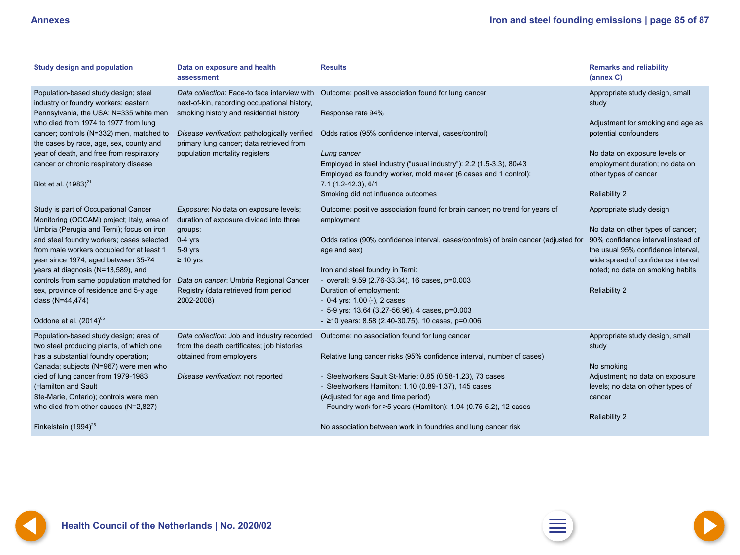| Study design and population | Data on exposure and health assessment | Results | Remarks and reliability (annex C) |
| --- | --- | --- | --- |
| Population-based study design; steel industry or foundry workers; eastern Pennsylvania, the USA; N=335 white men who died from 1974 to 1977 from lung cancer; controls (N=332) men, matched to the cases by race, age, sex, county and year of death, and free from respiratory cancer or chronic respiratory disease<br><br>Blot et al. (1983)[21] | *Data collection*: Face-to face interview with next-of-kin, recording occupational history, smoking history and residential history<br><br>*Disease verification*: pathologically verified primary lung cancer; data retrieved from population mortality registers | Outcome: positive association found for lung cancer<br><br>Response rate 94%<br><br>Odds ratios (95% confidence interval, cases/control)<br><br>*Lung cancer*<br>Employed in steel industry (“usual industry”): 2.2 (1.5-3.3), 80/43<br>Employed as foundry worker, mold maker (6 cases and 1 control): 7.1 (1.2-42.3), 6/1<br>Smoking did not influence outcomes | Appropriate study design, small study<br><br>Adjustment for smoking and age as potential confounders<br><br>No data on exposure levels or employment duration; no data on other types of cancer<br><br>Reliability 2 |
| Study is part of Occupational Cancer Monitoring (OCCAM) project; Italy, area of Umbria (Perugia and Terni); focus on iron and steel foundry workers; cases selected from male workers occupied for at least 1 year since 1974, aged between 35-74 years at diagnosis (N=13,589), and controls from same population matched for sex, province of residence and 5-y age class (N=44,474)<br><br>Oddone et al. (2014)[65] | *Exposure*: No data on exposure levels; duration of exposure divided into three groups:<br>0-4 yrs<br>5-9 yrs<br>≥ 10 yrs<br><br>*Data on cancer*: Umbria Regional Cancer Registry (data retrieved from period 2002-2008) | Outcome: positive association found for brain cancer; no trend for years of employment<br><br>Odds ratios (90% confidence interval, cases/controls) of brain cancer (adjusted for age and sex)<br><br>Iron and steel foundry in Terni:<br>- overall: 9.59 (2.76-33.34), 16 cases, p=0.003<br>Duration of employment:<br>- 0-4 yrs: 1.00 (-), 2 cases<br>- 5-9 yrs: 13.64 (3.27-56.96), 4 cases, p=0.003<br>- ≥10 years: 8.58 (2.40-30.75), 10 cases, p=0.006 | Appropriate study design<br><br>No data on other types of cancer; 90% confidence interval instead of the usual 95% confidence interval, wide spread of confidence interval noted; no data on smoking habits<br><br>Reliability 2 |
| Population-based study design; area of two steel producing plants, of which one has a substantial foundry operation; Canada; subjects (N=967) were men who died of lung cancer from 1979-1983 (Hamilton and Sault Ste-Marie, Ontario); controls were men who died from other causes (N=2,827)<br><br>Finkelstein (1994)[25] | *Data collection*: Job and industry recorded from the death certificates; job histories obtained from employers<br><br>*Disease verification*: not reported | Outcome: no association found for lung cancer<br><br>Relative lung cancer risks (95% confidence interval, number of cases)<br><br>- Steelworkers Sault St-Marie: 0.85 (0.58-1.23), 73 cases<br>- Steelworkers Hamilton: 1.10 (0.89-1.37), 145 cases<br>(Adjusted for age and time period)<br>- Foundry work for >5 years (Hamilton): 1.94 (0.75-5.2), 12 cases<br><br>No association between work in foundries and lung cancer risk | Appropriate study design, small study<br><br>No smoking Adjustment; no data on exposure levels; no data on other types of cancer<br><br>Reliability 2 |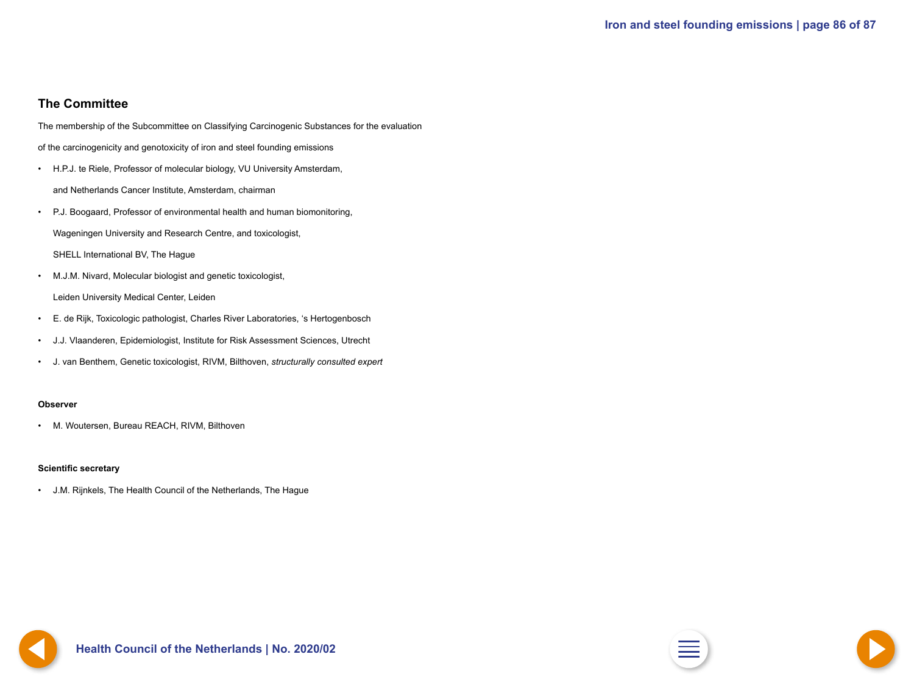## The Committee

The membership of the Subcommittee on Classifying Carcinogenic Substances for the evaluation of the carcinogenicity and genotoxicity of iron and steel founding emissions

- H.P.J. te Riele, Professor of molecular biology, VU University Amsterdam, and Netherlands Cancer Institute, Amsterdam, chairman
- P.J. Boogaard, Professor of environmental health and human biomonitoring, Wageningen University and Research Centre, and toxicologist, SHELL International BV, The Hague
- M.J.M. Nivard, Molecular biologist and genetic toxicologist, Leiden University Medical Center, Leiden
- E. de Rijk, Toxicologic pathologist, Charles River Laboratories, 's Hertogenbosch
- J.J. Vlaanderen, Epidemiologist, Institute for Risk Assessment Sciences, Utrecht
- J. van Benthem, Genetic toxicologist, RIVM, Bilthoven, *structurally consulted expert*

**Observer**

- M. Woutersen, Bureau REACH, RIVM, Bilthoven

**Scientific secretary**

- J.M. Rijnkels, The Health Council of the Netherlands, The Hague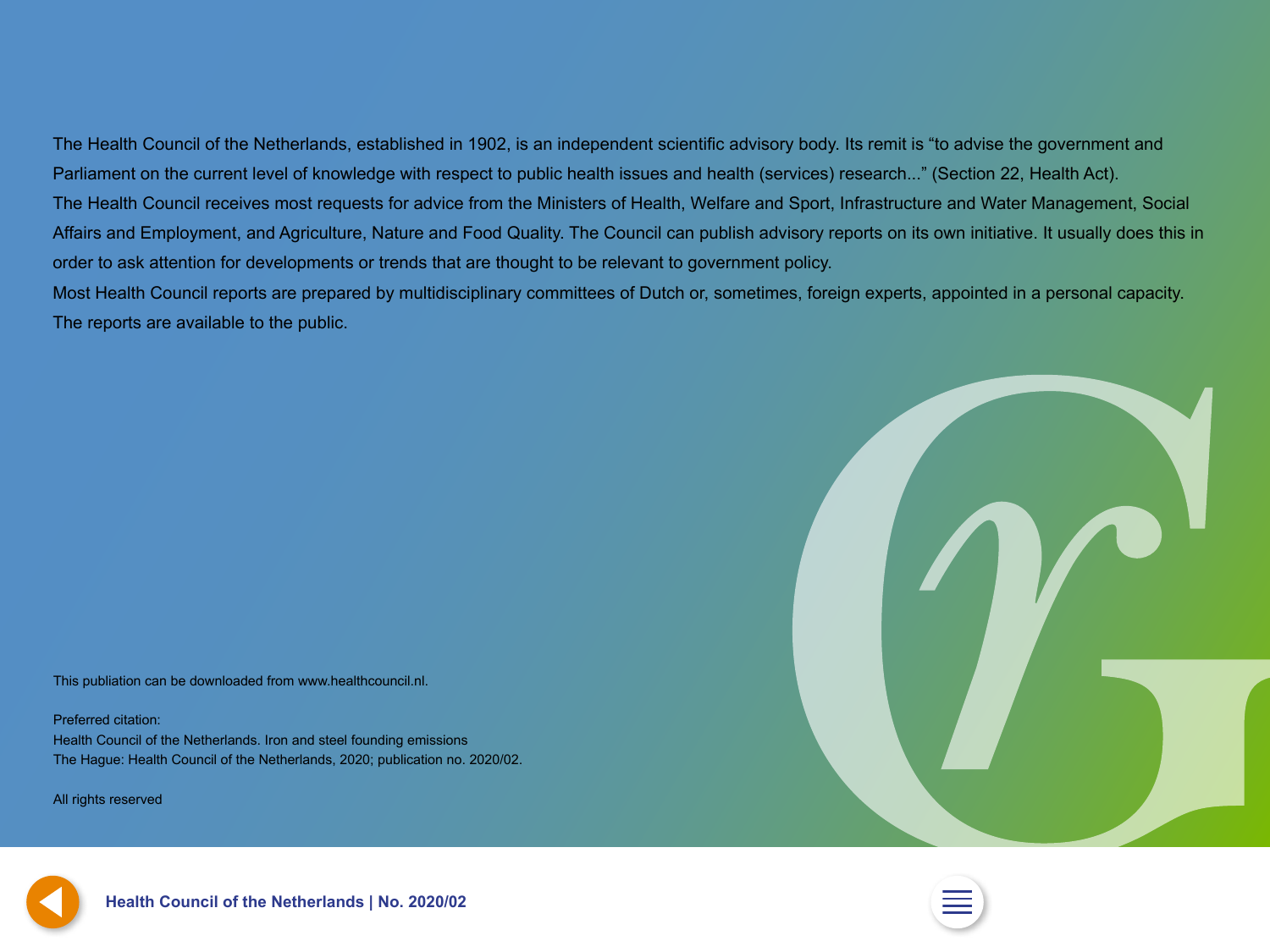The Health Council of the Netherlands, established in 1902, is an independent scientific advisory body. Its remit is “to advise the government and Parliament on the current level of knowledge with respect to public health issues and health (services) research...” (Section 22, Health Act).

The Health Council receives most requests for advice from the Ministers of Health, Welfare and Sport, Infrastructure and Water Management, Social Affairs and Employment, and Agriculture, Nature and Food Quality. The Council can publish advisory reports on its own initiative. It usually does this in order to ask attention for developments or trends that are thought to be relevant to government policy.

Most Health Council reports are prepared by multidisciplinary committees of Dutch or, sometimes, foreign experts, appointed in a personal capacity. The reports are available to the public.

This publiation can be downloaded from www.healthcouncil.nl.

Preferred citation:
Health Council of the Netherlands. Iron and steel founding emissions
The Hague: Health Council of the Netherlands, 2020; publication no. 2020/02.

All rights reserved